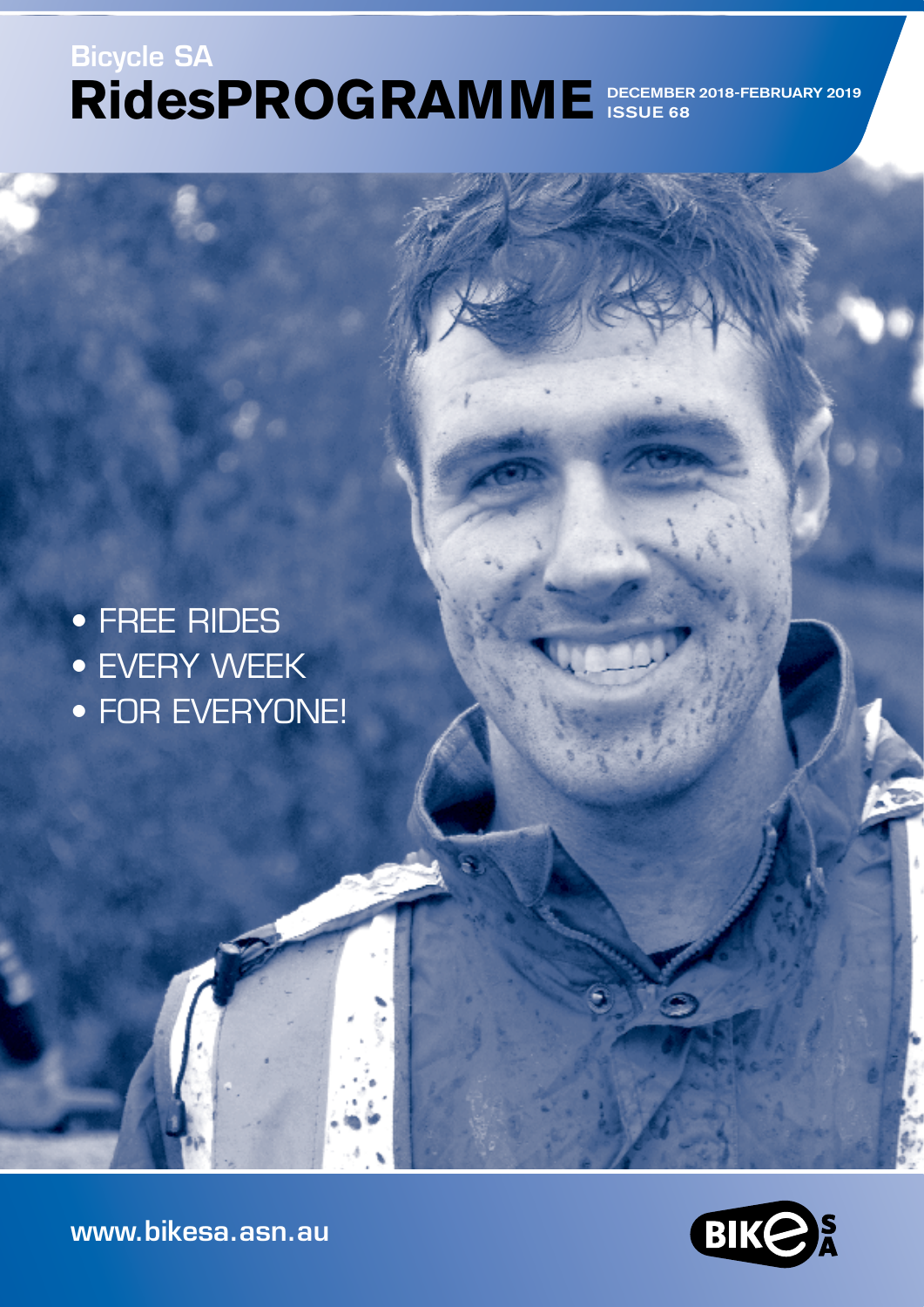Bicycle SA

# RidesPROGRAMME

**DECEMBER 2018-FEBRUARY 2019**
**ISSUE 68**

- FREE RIDES
- EVERY WEEK
- FOR EVERYONE!

**www.bikesa.asn.au**

BIKE SA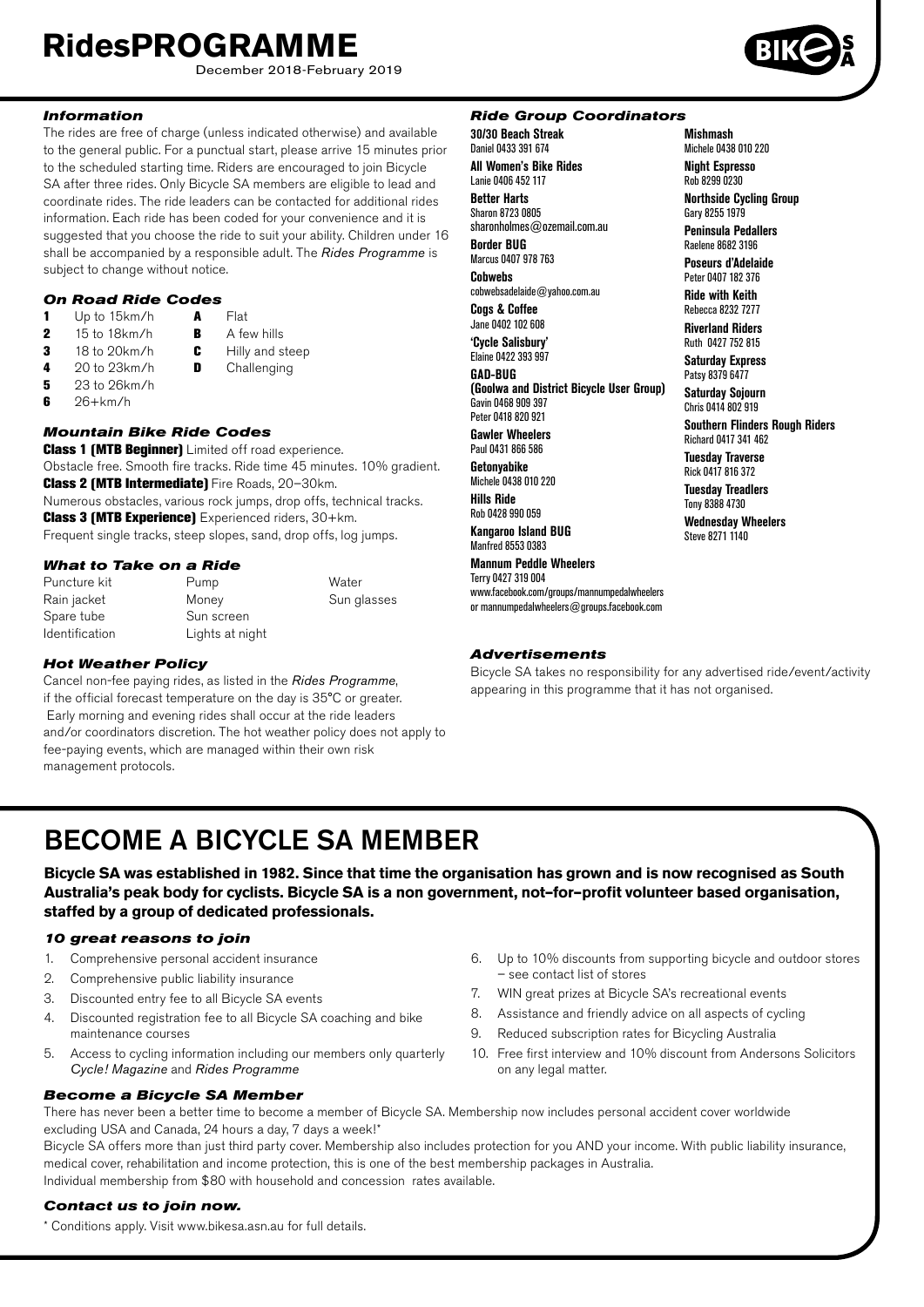# RidesPROGRAMME

December 2018-February 2019

### *Information*

The rides are free of charge (unless indicated otherwise) and available to the general public. For a punctual start, please arrive 15 minutes prior to the scheduled starting time. Riders are encouraged to join Bicycle SA after three rides. Only Bicycle SA members are eligible to lead and coordinate rides. The ride leaders can be contacted for additional rides information. Each ride has been coded for your convenience and it is suggested that you choose the ride to suit your ability. Children under 16 shall be accompanied by a responsible adult. The *Rides Programme* is subject to change without notice.

### *On Road Ride Codes*

| | | | |
|---|---|---|---|
| **1** | Up to 15km/h | **A** | Flat |
| **2** | 15 to 18km/h | **B** | A few hills |
| **3** | 18 to 20km/h | **C** | Hilly and steep |
| **4** | 20 to 23km/h | **D** | Challenging |
| **5** | 23 to 26km/h | | |
| **6** | 26+km/h | | |

### *Mountain Bike Ride Codes*

**Class 1 (MTB Beginner)** Limited off road experience.
Obstacle free. Smooth fire tracks. Ride time 45 minutes. 10% gradient.

**Class 2 (MTB Intermediate)** Fire Roads, 20–30km.
Numerous obstacles, various rock jumps, drop offs, technical tracks.

**Class 3 (MTB Experience)** Experienced riders, 30+km.
Frequent single tracks, steep slopes, sand, drop offs, log jumps.

### *What to Take on a Ride*

| | | |
|---|---|---|
| Puncture kit | Pump | Water |
| Rain jacket | Money | Sun glasses |
| Spare tube | Sun screen | |
| Identification | Lights at night | |

### *Hot Weather Policy*

Cancel non-fee paying rides, as listed in the *Rides Programme*, if the official forecast temperature on the day is 35°C or greater. Early morning and evening rides shall occur at the ride leaders and/or coordinators discretion. The hot weather policy does not apply to fee-paying events, which are managed within their own risk management protocols.

### *Ride Group Coordinators*

**30/30 Beach Streak**
Daniel 0433 391 674

**All Women's Bike Rides**
Lanie 0406 452 117

**Better Harts**
Sharon 8723 0805
sharonholmes@ozemail.com.au

**Border BUG**
Marcus 0407 978 763

**Cobwebs**
cobwebsadelaide@yahoo.com.au

**Cogs & Coffee**
Jane 0402 102 608

**'Cycle Salisbury'**
Elaine 0422 393 997

**GAD-BUG (Goolwa and District Bicycle User Group)**
Gavin 0468 909 397
Peter 0418 820 921

**Gawler Wheelers**
Paul 0431 866 586

**Getonyabike**
Michele 0438 010 220

**Hills Ride**
Rob 0428 990 059

**Kangaroo Island BUG**
Manfred 8553 0383

**Mannum Peddle Wheelers**
Terry 0427 319 004
www.facebook.com/groups/mannumpedalwheelers or mannumpedalwheelers@groups.facebook.com

**Mishmash**
Michele 0438 010 220

**Night Espresso**
Rob 8299 0230

**Northside Cycling Group**
Gary 8255 1979

**Peninsula Pedallers**
Raelene 8682 3196

**Poseurs d'Adelaide**
Peter 0407 182 376

**Ride with Keith**
Rebecca 8232 7277

**Riverland Riders**
Ruth 0427 752 815

**Saturday Express**
Patsy 8379 6477

**Saturday Sojourn**
Chris 0414 802 919

**Southern Flinders Rough Riders**
Richard 0417 341 462

**Tuesday Traverse**
Rick 0417 816 372

**Tuesday Treadlers**
Tony 8388 4730

**Wednesday Wheelers**
Steve 8271 1140

### *Advertisements*

Bicycle SA takes no responsibility for any advertised ride/event/activity appearing in this programme that it has not organised.

## BECOME A BICYCLE SA MEMBER

**Bicycle SA was established in 1982. Since that time the organisation has grown and is now recognised as South Australia's peak body for cyclists. Bicycle SA is a non government, not–for–profit volunteer based organisation, staffed by a group of dedicated professionals.**

### *10 great reasons to join*

1. Comprehensive personal accident insurance
2. Comprehensive public liability insurance
3. Discounted entry fee to all Bicycle SA events
4. Discounted registration fee to all Bicycle SA coaching and bike maintenance courses
5. Access to cycling information including our members only quarterly *Cycle! Magazine* and *Rides Programme*
6. Up to 10% discounts from supporting bicycle and outdoor stores – see contact list of stores
7. WIN great prizes at Bicycle SA's recreational events
8. Assistance and friendly advice on all aspects of cycling
9. Reduced subscription rates for Bicycling Australia
10. Free first interview and 10% discount from Andersons Solicitors on any legal matter.

### *Become a Bicycle SA Member*

There has never been a better time to become a member of Bicycle SA. Membership now includes personal accident cover worldwide excluding USA and Canada, 24 hours a day, 7 days a week!*

Bicycle SA offers more than just third party cover. Membership also includes protection for you AND your income. With public liability insurance, medical cover, rehabilitation and income protection, this is one of the best membership packages in Australia.

Individual membership from $80 with household and concession rates available.

### *Contact us to join now.*

* Conditions apply. Visit www.bikesa.asn.au for full details.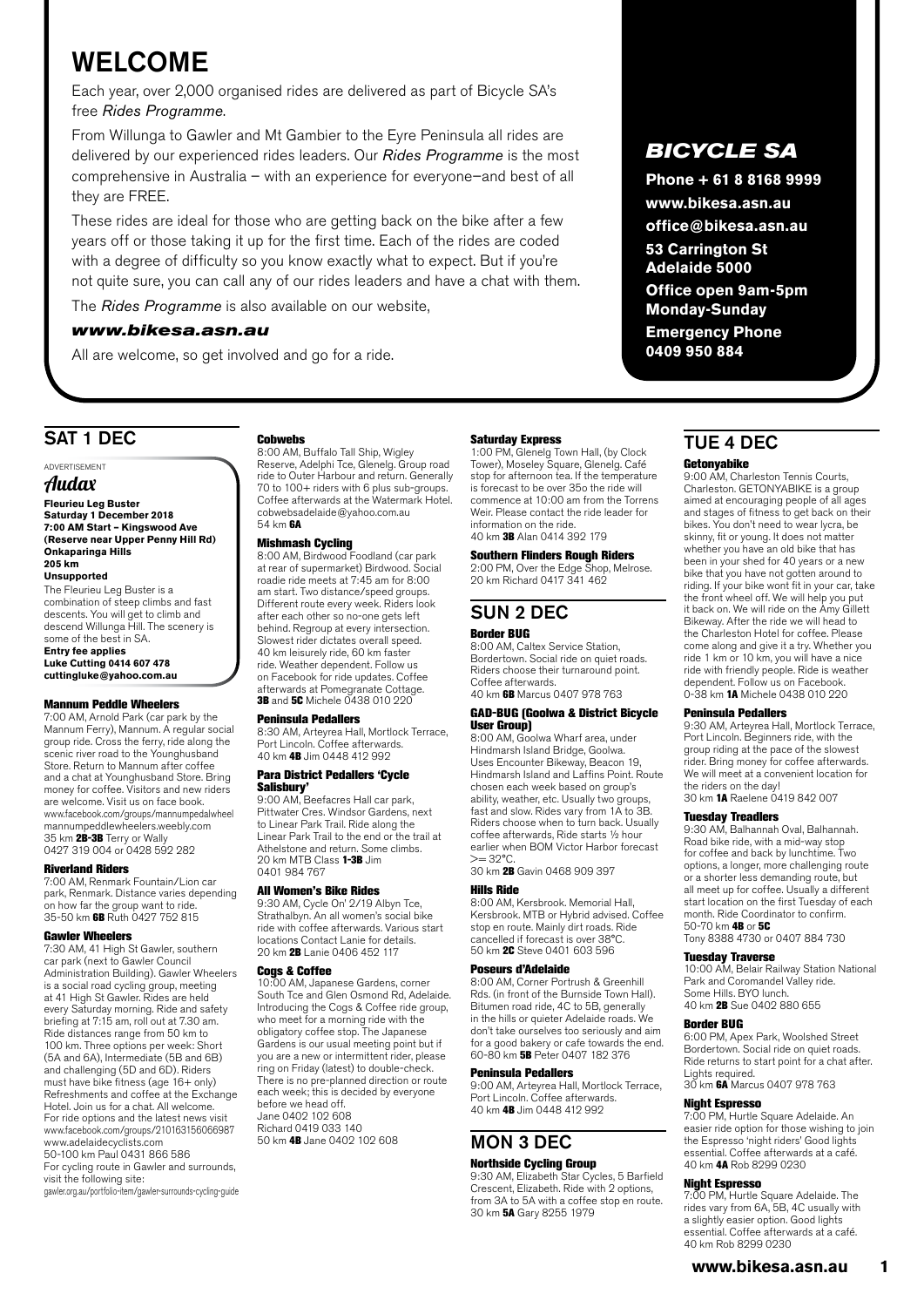# WELCOME

Each year, over 2,000 organised rides are delivered as part of Bicycle SA's free *Rides Programme*.

From Willunga to Gawler and Mt Gambier to the Eyre Peninsula all rides are delivered by our experienced rides leaders. Our *Rides Programme* is the most comprehensive in Australia – with an experience for everyone–and best of all they are FREE.

These rides are ideal for those who are getting back on the bike after a few years off or those taking it up for the first time. Each of the rides are coded with a degree of difficulty so you know exactly what to expect. But if you're not quite sure, you can call any of our rides leaders and have a chat with them.

The *Rides Programme* is also available on our website,

***www.bikesa.asn.au***

All are welcome, so get involved and go for a ride.

***BICYCLE SA***

**Phone + 61 8 8168 9999**
**www.bikesa.asn.au**
**office@bikesa.asn.au**
**53 Carrington St Adelaide 5000**
**Office open 9am-5pm Monday-Sunday**
**Emergency Phone 0409 950 884**

## SAT 1 DEC

ADVERTISEMENT

*Audax*

**Fleurieu Leg Buster**
**Saturday 1 December 2018**
**7:00 AM Start – Kingswood Ave (Reserve near Upper Penny Hill Rd) Onkaparinga Hills**
**205 km**
**Unsupported**

The Fleurieu Leg Buster is a combination of steep climbs and fast descents. You will get to climb and descend Willunga Hill. The scenery is some of the best in SA.
**Entry fee applies**
**Luke Cutting 0414 607 478**
**cuttingluke@yahoo.com.au**

#### Mannum Peddle Wheelers
7:00 AM, Arnold Park (car park by the Mannum Ferry), Mannum. A regular social group ride. Cross the ferry, ride along the scenic river road to the Younghusband Store. Return to Mannum after coffee and a chat at Younghusband Store. Bring money for coffee. Visitors and new riders are welcome. Visit us on face book. www.facebook.com/groups/mannumpedalwheel mannumpeddlewheelers.weebly.com
35 km **2B-3B** Terry or Wally 0427 319 004 or 0428 592 282

#### Riverland Riders
7:00 AM, Renmark Fountain/Lion car park, Renmark. Distance varies depending on how far the group want to ride.
35-50 km **6B** Ruth 0427 752 815

#### Gawler Wheelers
7:30 AM, 41 High St Gawler, southern car park (next to Gawler Council Administration Building). Gawler Wheelers is a social road cycling group, meeting at 41 High St Gawler. Rides are held every Saturday morning. Ride and safety briefing at 7:15 am, roll out at 7.30 am. Ride distances range from 50 km to 100 km. Three options per week: Short (5A and 6A), Intermediate (5B and 6B) and challenging (5D and 6D). Riders must have bike fitness (age 16+ only) Refreshments and coffee at the Exchange Hotel. Join us for a chat. All welcome. For ride options and the latest news visit www.facebook.com/groups/210163156066987 www.adelaidecyclists.com
50-100 km Paul 0431 866 586
For cycling route in Gawler and surrounds, visit the following site:
gawler.org.au/portfolio-item/gawler-surrounds-cycling-guide

#### Cobwebs
8:00 AM, Buffalo Tall Ship, Wigley Reserve, Adelphi Tce, Glenelg. Group road ride to Outer Harbour and return. Generally 70 to 100+ riders with 6 plus sub-groups. Coffee afterwards at the Watermark Hotel. cobwebsadelaide@yahoo.com.au
54 km **6A**

#### Mishmash Cycling
8:00 AM, Birdwood Foodland (car park at rear of supermarket) Birdwood. Social roadie ride meets at 7:45 am for 8:00 am start. Two distance/speed groups. Different route every week. Riders look after each other so no-one gets left behind. Regroup at every intersection. Slowest rider dictates overall speed. 40 km leisurely ride, 60 km faster ride. Weather dependent. Follow us on Facebook for ride updates. Coffee afterwards at Pomegranate Cottage.
**3B** and **5C** Michele 0438 010 220

#### Peninsula Pedallers
8:30 AM, Arteyrea Hall, Mortlock Terrace, Port Lincoln. Coffee afterwards.
40 km **4B** Jim 0448 412 992

#### Para District Pedallers 'Cycle Salisbury'
9:00 AM, Beefacres Hall car park, Pittwater Cres. Windsor Gardens, next to Linear Park Trail. Ride along the Linear Park Trail to the end or the trail at Athelstone and return. Some climbs.
20 km MTB Class **1-3B** Jim 0401 984 767

#### All Women's Bike Rides
9:30 AM, Cycle On' 2/19 Albyn Tce, Strathalbyn. An all women's social bike ride with coffee afterwards. Various start locations Contact Lanie for details.
20 km **2B** Lanie 0406 452 117

#### Cogs & Coffee
10:00 AM, Japanese Gardens, corner South Tce and Glen Osmond Rd, Adelaide. Introducing the Cogs & Coffee ride group, who meet for a morning ride with the obligatory coffee stop. The Japanese Gardens is our usual meeting point but if you are a new or intermittent rider, please ring on Friday (latest) to double-check. There is no pre-planned direction or route each week; this is decided by everyone before we head off.
Jane 0402 102 608
Richard 0419 033 140
50 km **4B** Jane 0402 102 608

#### Saturday Express
1:00 PM, Glenelg Town Hall, (by Clock Tower), Moseley Square, Glenelg. Café stop for afternoon tea. If the temperature is forecast to be over 35o the ride will commence at 10:00 am from the Torrens Weir. Please contact the ride leader for information on the ride.
40 km **3B** Alan 0414 392 179

#### Southern Flinders Rough Riders
2:00 PM, Over the Edge Shop, Melrose.
20 km Richard 0417 341 462

## SUN 2 DEC

#### Border BUG
8:00 AM, Caltex Service Station, Bordertown. Social ride on quiet roads. Riders choose their turnaround point. Coffee afterwards.
40 km **6B** Marcus 0407 978 763

#### GAD-BUG (Goolwa & District Bicycle User Group)
8:00 AM, Goolwa Wharf area, under Hindmarsh Island Bridge, Goolwa. Uses Encounter Bikeway, Beacon 19, Hindmarsh Island and Laffins Point. Route chosen each week based on group's ability, weather, etc. Usually two groups, fast and slow. Rides vary from 1A to 3B. Riders choose when to turn back. Usually coffee afterwards, Ride starts ½ hour earlier when BOM Victor Harbor forecast >= 32°C.
30 km **2B** Gavin 0468 909 397

#### Hills Ride
8:00 AM, Kersbrook. Memorial Hall, Kersbrook. MTB or Hybrid advised. Coffee stop en route. Mainly dirt roads. Ride cancelled if forecast is over 38°C.
50 km **2C** Steve 0401 603 596

#### Poseurs d'Adelaide
8:00 AM, Corner Portrush & Greenhill Rds. (in front of the Burnside Town Hall). Bitumen road ride, 4C to 5B, generally in the hills or quieter Adelaide roads. We don't take ourselves too seriously and aim for a good bakery or cafe towards the end.
60-80 km **5B** Peter 0407 182 376

#### Peninsula Pedallers
9:00 AM, Arteyrea Hall, Mortlock Terrace, Port Lincoln. Coffee afterwards.
40 km **4B** Jim 0448 412 992

## MON 3 DEC

#### Northside Cycling Group
9:30 AM, Elizabeth Star Cycles, 5 Barfield Crescent, Elizabeth. Ride with 2 options, from 3A to 5A with a coffee stop en route.
30 km **5A** Gary 8255 1979

## TUE 4 DEC

#### Getonyabike
9:00 AM, Charleston Tennis Courts, Charleston. GETONYABIKE is a group aimed at encouraging people of all ages and stages of fitness to get back on their bikes. You don't need to wear lycra, be skinny, fit or young. It does not matter whether you have an old bike that has been in your shed for 40 years or a new bike that you have not gotten around to riding. If your bike wont fit in your car, take the front wheel off. We will help you put it back on. We will ride on the Amy Gillett Bikeway. After the ride we will head to the Charleston Hotel for coffee. Please come along and give it a try. Whether you ride 1 km or 10 km, you will have a nice ride with friendly people. Ride is weather dependent. Follow us on Facebook.
0-38 km **1A** Michele 0438 010 220

#### Peninsula Pedallers
9:30 AM, Arteyrea Hall, Mortlock Terrace, Port Lincoln. Beginners ride, with the group riding at the pace of the slowest rider. Bring money for coffee afterwards. We will meet at a convenient location for the riders on the day!
30 km **1A** Raelene 0419 842 007

#### Tuesday Treadlers
9:30 AM, Balhannah Oval, Balhannah. Road bike ride, with a mid-way stop for coffee and back by lunchtime. Two options, a longer, more challenging route or a shorter less demanding route, but all meet up for coffee. Usually a different start location on the first Tuesday of each month. Ride Coordinator to confirm.
50-70 km **4B** or **5C**
Tony 8388 4730 or 0407 884 730

#### Tuesday Traverse
10:00 AM, Belair Railway Station National Park and Coromandel Valley ride. Some Hills. BYO lunch.
40 km **2B** Sue 0402 880 655

#### Border BUG
6:00 PM, Apex Park, Woolshed Street Bordertown. Social ride on quiet roads. Ride returns to start point for a chat after. Lights required.
30 km **6A** Marcus 0407 978 763

#### Night Espresso
7:00 PM, Hurtle Square Adelaide. An easier ride option for those wishing to join the Espresso 'night riders' Good lights essential. Coffee afterwards at a café.
40 km **4A** Rob 8299 0230

#### Night Espresso
7:00 PM, Hurtle Square Adelaide. The rides vary from 6A, 5B, 4C usually with a slightly easier option. Good lights essential. Coffee afterwards at a café.
40 km Rob 8299 0230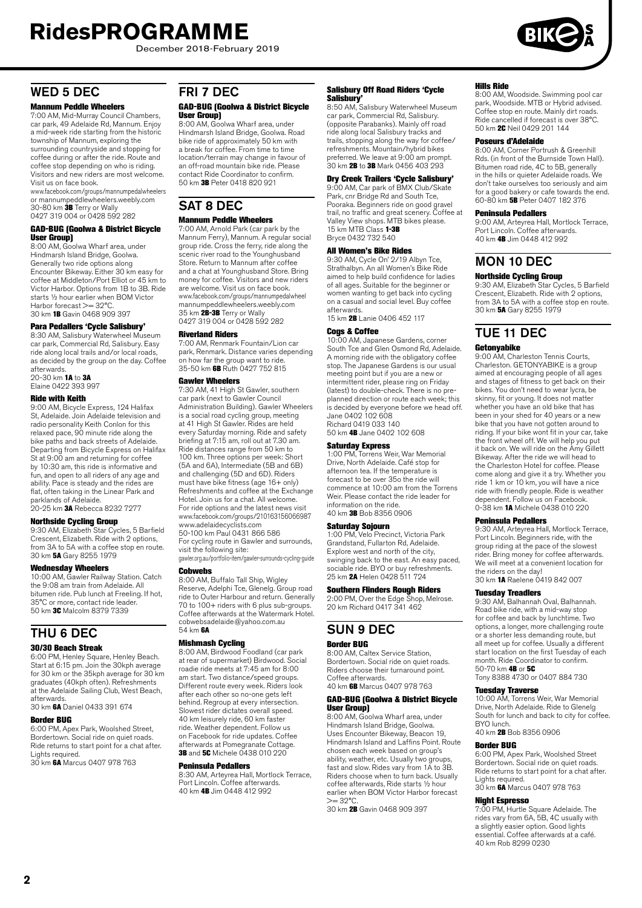# RidesPROGRAMME

December 2018-February 2019

## WED 5 DEC

**Mannum Peddle Wheelers**
7:00 AM, Mid-Murray Council Chambers, car park, 49 Adelaide Rd, Mannum. Enjoy a mid-week ride starting from the historic township of Mannum, exploring the surrounding countryside and stopping for coffee during or after the ride. Route and coffee stop depending on who is riding. Visitors and new riders are most welcome. Visit us on face book.
www.facebook.com/groups/mannumpedalwheelers or mannumpeddlewheelers.weebly.com
30-80 km **3B** Terry or Wally
0427 319 004 or 0428 592 282

**GAD-BUG (Goolwa & District Bicycle User Group)**
8:00 AM, Goolwa Wharf area, under Hindmarsh Island Bridge, Goolwa. Generally two ride options along Encounter Bikeway. Either 30 km easy for coffee at Middleton/Port Elliot or 45 km to Victor Harbor. Options from 1B to 3B. Ride starts ½ hour earlier when BOM Victor Harbor forecast >= 32°C.
30 km **1B** Gavin 0468 909 397

**Para Pedallers 'Cycle Salisbury'**
8:30 AM, Salisbury Waterwheel Museum car park, Commercial Rd, Salisbury. Easy ride along local trails and/or local roads, as decided by the group on the day. Coffee afterwards.
20-30 km **1A** to **3A**
Elaine 0422 393 997

**Ride with Keith**
9:00 AM, Bicycle Express, 124 Halifax St, Adelaide. Join Adelaide television and radio personality Keith Conlon for this relaxed pace, 90 minute ride along the bike paths and back streets of Adelaide. Departing from Bicycle Express on Halifax St at 9:00 am and returning for coffee by 10:30 am, this ride is informative and fun, and open to all riders of any age and ability. Pace is steady and the rides are flat, often taking in the Linear Park and parklands of Adelaide.
20-25 km **3A** Rebecca 8232 7277

**Northside Cycling Group**
9:30 AM, Elizabeth Star Cycles, 5 Barfield Crescent, Elizabeth. Ride with 2 options, from 3A to 5A with a coffee stop en route.
30 km **5A** Gary 8255 1979

**Wednesday Wheelers**
10:00 AM, Gawler Railway Station. Catch the 9:08 am train from Adelaide. All bitumen ride. Pub lunch at Freeling. If hot, 35°C or more, contact ride leader.
50 km **3C** Malcolm 8379 7339

## THU 6 DEC

**30/30 Beach Streak**
6:00 PM, Henley Square, Henley Beach. Start at 6:15 pm. Join the 30kph average for 30 km or the 35kph average for 30 km graduates (40kph often). Refreshments at the Adelaide Sailing Club, West Beach, afterwards.
30 km **6A** Daniel 0433 391 674

**Border BUG**
6:00 PM, Apex Park, Woolshed Street, Bordertown. Social ride on quiet roads. Ride returns to start point for a chat after. Lights required.
30 km **6A** Marcus 0407 978 763

## FRI 7 DEC

**GAD-BUG (Goolwa & District Bicycle User Group)**
8:00 AM, Goolwa Wharf area, under Hindmarsh Island Bridge, Goolwa. Road bike ride of approximately 50 km with a break for coffee. From time to time location/terrain may change in favour of an off-road mountain bike ride. Please contact Ride Coordinator to confirm.
50 km **3B** Peter 0418 820 921

## SAT 8 DEC

**Mannum Peddle Wheelers**
7:00 AM, Arnold Park (car park by the Mannum Ferry), Mannum. A regular social group ride. Cross the ferry, ride along the scenic river road to the Younghusband Store. Return to Mannum after coffee and a chat at Younghusband Store. Bring money for coffee. Visitors and new riders are welcome. Visit us on face book.
www.facebook.com/groups/mannumpeddalwheel mannumpeddlewheelers.weebly.com
35 km **2B-3B** Terry or Wally
0427 319 004 or 0428 592 282

**Riverland Riders**
7:00 AM, Renmark Fountain/Lion car park, Renmark. Distance varies depending on how far the group want to ride.
35-50 km **6B** Ruth 0427 752 815

**Gawler Wheelers**
7:30 AM, 41 High St Gawler, southern car park (next to Gawler Council Administration Building). Gawler Wheelers is a social road cycling group, meeting at 41 High St Gawler. Rides are held every Saturday morning. Ride and safety briefing at 7:15 am, roll out at 7.30 am. Ride distances range from 50 km to 100 km. Three options per week: Short (5A and 6A), Intermediate (5B and 6B) and challenging (5D and 6D). Riders must have bike fitness (age 16+ only) Refreshments and coffee at the Exchange Hotel. Join us for a chat. All welcome. For ride options and the latest news visit www.facebook.com/groups/210163156066987 www.adelaidecyclists.com
50-100 km Paul 0431 866 586
For cycling route in Gawler and surrounds, visit the following site:
gawler.org.au/portfolio-item/gawler-surrounds-cycling-guide

**Cobwebs**
8:00 AM, Buffalo Tall Ship, Wigley Reserve, Adelphi Tce, Glenelg. Group road ride to Outer Harbour and return. Generally 70 to 100+ riders with 6 plus sub-groups. Coffee afterwards at the Watermark Hotel. cobwebsadelaide@yahoo.com.au
54 km **6A**

**Mishmash Cycling**
8:00 AM, Birdwood Foodland (car park at rear of supermarket) Birdwood. Social roadie ride meets at 7:45 am for 8:00 am start. Two distance/speed groups. Different route every week. Riders look after each other so no-one gets left behind. Regroup at every intersection. Slowest rider dictates overall speed. 40 km leisurely ride, 60 km faster ride. Weather dependent. Follow us on Facebook for ride updates. Coffee afterwards at Pomegranate Cottage.
**3B** and **5C** Michele 0438 010 220

**Peninsula Pedallers**
8:30 AM, Arteyrea Hall, Mortlock Terrace, Port Lincoln. Coffee afterwards.
40 km **4B** Jim 0448 412 992

**Salisbury Off Road Riders 'Cycle Salisbury'**
8:50 AM, Salisbury Waterwheel Museum car park, Commercial Rd, Salisbury. (opposite Parabanks). Mainly off road ride along local Salisbury tracks and trails, stopping along the way for coffee/refreshments. Mountain/hybrid bikes preferred. We leave at 9:00 am prompt.
30 km **2B** to **3B** Mark 0456 403 293

**Dry Creek Trailers 'Cycle Salisbury'**
9:00 AM, Car park of BMX Club/Skate Park, cnr Bridge Rd and South Tce, Pooraka. Beginners ride on good gravel trail, no traffic and great scenery. Coffee at Valley View shops. MTB bikes please.
15 km MTB Class **1-3B**
Bryce 0432 732 540

**All Women's Bike Rides**
9:30 AM, Cycle On' 2/19 Albyn Tce, Strathalbyn. An all Women's Bike Ride aimed to help build confidence for ladies of all ages. Suitable for the beginner or women wanting to get back into cycling on a casual and social level. Buy coffee afterwards.
15 km **2B** Lanie 0406 452 117

**Cogs & Coffee**
10:00 AM, Japanese Gardens, corner South Tce and Glen Osmond Rd, Adelaide. A morning ride with the obligatory coffee stop. The Japanese Gardens is our usual meeting point but if you are a new or intermittent rider, please ring on Friday (latest) to double-check. There is no pre-planned direction or route each week; this is decided by everyone before we head off.
Jane 0402 102 608
Richard 0419 033 140
50 km **4B** Jane 0402 102 608

**Saturday Express**
1:00 PM, Torrens Weir, War Memorial Drive, North Adelaide. Café stop for afternoon tea. If the temperature is forecast to be over 35o the ride will commence at 10:00 am from the Torrens Weir. Please contact the ride leader for information on the ride.
40 km **3B** Bob 8356 0906

**Saturday Sojourn**
1:00 PM, Velo Precinct, Victoria Park Grandstand, Fullarton Rd, Adelaide. Explore west and north of the city, swinging back to the east. An easy paced, sociable ride. BYO or buy refreshments.
25 km **2A** Helen 0428 511 724

**Southern Flinders Rough Riders**
2:00 PM, Over the Edge Shop, Melrose.
20 km Richard 0417 341 462

## SUN 9 DEC

**Border BUG**
8:00 AM, Caltex Service Station, Bordertown. Social ride on quiet roads. Riders choose their turnaround point. Coffee afterwards.
40 km **6B** Marcus 0407 978 763

**GAD-BUG (Goolwa & District Bicycle User Group)**
8:00 AM, Goolwa Wharf area, under Hindmarsh Island Bridge, Goolwa. Uses Encounter Bikeway, Beacon 19, Hindmarsh Island and Laffins Point. Route chosen each week based on group's ability, weather, etc. Usually two groups, fast and slow. Rides vary from 1A to 3B. Riders choose when to turn back. Usually coffee afterwards, Ride starts ½ hour earlier when BOM Victor Harbor forecast >= 32°C.
30 km **2B** Gavin 0468 909 397

**Hills Ride**
8:00 AM, Woodside. Swimming pool car park, Woodside. MTB or Hybrid advised. Coffee stop en route. Mainly dirt roads. Ride cancelled if forecast is over 38°C.
50 km **2C** Neil 0429 201 144

**Poseurs d'Adelaide**
8:00 AM, Corner Portrush & Greenhill Rds. (in front of the Burnside Town Hall). Bitumen road ride, 4C to 5B, generally in the hills or quieter Adelaide roads. We don't take ourselves too seriously and aim for a good bakery or cafe towards the end.
60-80 km **5B** Peter 0407 182 376

**Peninsula Pedallers**
9:00 AM, Arteyrea Hall, Mortlock Terrace, Port Lincoln. Coffee afterwards.
40 km **4B** Jim 0448 412 992

## MON 10 DEC

**Northside Cycling Group**
9:30 AM, Elizabeth Star Cycles, 5 Barfield Crescent, Elizabeth. Ride with 2 options, from 3A to 5A with a coffee stop en route.
30 km **5A** Gary 8255 1979

## TUE 11 DEC

**Getonyabike**
9:00 AM, Charleston Tennis Courts, Charleston. GETONYABIKE is a group aimed at encouraging people of all ages and stages of fitness to get back on their bikes. You don't need to wear lycra, be skinny, fit or young. It does not matter whether you have an old bike that has been in your shed for 40 years or a new bike that you have not gotten around to riding. If your bike wont fit in your car, take the front wheel off. We will help you put it back on. We will ride on the Amy Gillett Bikeway. After the ride we will head to the Charleston Hotel for coffee. Please come along and give it a try. Whether you ride 1 km or 10 km, you will have a nice ride with friendly people. Ride is weather dependent. Follow us on Facebook.
0-38 km **1A** Michele 0438 010 220

**Peninsula Pedallers**
9:30 AM, Arteyrea Hall, Mortlock Terrace, Port Lincoln. Beginners ride, with the group riding at the pace of the slowest rider. Bring money for coffee afterwards. We will meet at a convenient location for the riders on the day!
30 km **1A** Raelene 0419 842 007

**Tuesday Treadlers**
9:30 AM, Balhannah Oval, Balhannah. Road bike ride, with a mid-way stop for coffee and back by lunchtime. Two options, a longer, more challenging route or a shorter less demanding route, but all meet up for coffee. Usually a different start location on the first Tuesday of each month. Ride Coordinator to confirm.
50-70 km **4B** or **5C**
Tony 8388 4730 or 0407 884 730

**Tuesday Traverse**
10:00 AM, Torrens Weir, War Memorial Drive, North Adelaide. Ride to Glenelg South for lunch and back to city for coffee. BYO lunch.
40 km **2B** Bob 8356 0906

**Border BUG**
6:00 PM, Apex Park, Woolshed Street Bordertown. Social ride on quiet roads. Ride returns to start point for a chat after. Lights required.
30 km **6A** Marcus 0407 978 763

**Night Espresso**
7:00 PM, Hurtle Square Adelaide. The rides vary from 6A, 5B, 4C usually with a slightly easier option. Good lights essential. Coffee afterwards at a café.
40 km Rob 8299 0230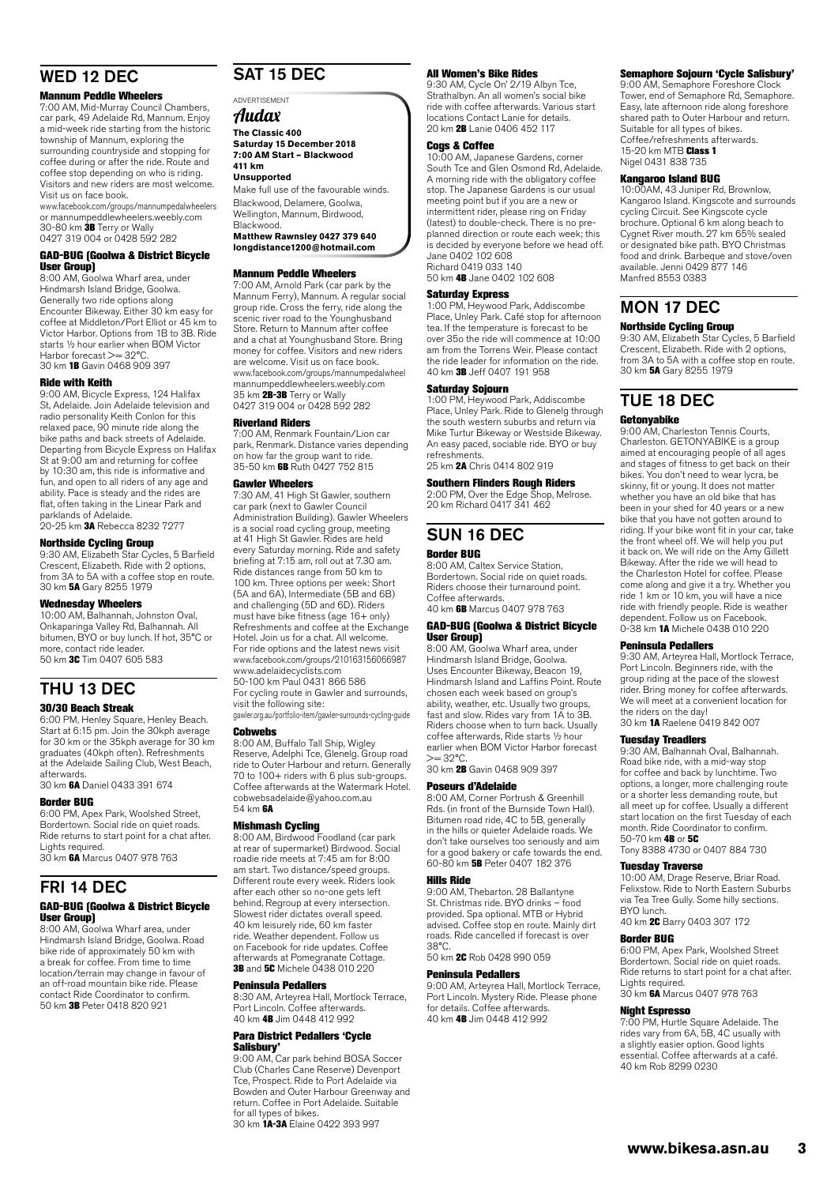## WED 12 DEC

### Mannum Peddle Wheelers

7:00 AM, Mid-Murray Council Chambers, car park, 49 Adelaide Rd, Mannum. Enjoy a mid-week ride starting from the historic township of Mannum, exploring the surrounding countryside and stopping for coffee during or after the ride. Route and coffee stop depending on who is riding. Visitors and new riders are most welcome. Visit us on face book.
www.facebook.com/groups/mannumpedalwheelers or mannumpeddlewheelers.weebly.com
30-80 km **3B** Terry or Wally
0427 319 004 or 0428 592 282

### GAD-BUG (Goolwa & District Bicycle User Group)

8:00 AM, Goolwa Wharf area, under Hindmarsh Island Bridge, Goolwa. Generally two ride options along Encounter Bikeway. Either 30 km easy for coffee at Middleton/Port Elliot or 45 km to Victor Harbor. Options from 1B to 3B. Ride starts ½ hour earlier when BOM Victor Harbor forecast >= 32°C.
30 km **1B** Gavin 0468 909 397

### Ride with Keith

9:00 AM, Bicycle Express, 124 Halifax St, Adelaide. Join Adelaide television and radio personality Keith Conlon for this relaxed pace, 90 minute ride along the bike paths and back streets of Adelaide. Departing from Bicycle Express on Halifax St at 9:00 am and returning for coffee by 10:30 am, this ride is informative and fun, and open to all riders of any age and ability. Pace is steady and the rides are flat, often taking in the Linear Park and parklands of Adelaide.
20-25 km **3A** Rebecca 8232 7277

### Northside Cycling Group

9:30 AM, Elizabeth Star Cycles, 5 Barfield Crescent, Elizabeth. Ride with 2 options, from 3A to 5A with a coffee stop en route.
30 km **5A** Gary 8255 1979

### Wednesday Wheelers

10:00 AM, Balhannah, Johnston Oval, Onkaparinga Valley Rd, Balhannah. All bitumen, BYO or buy lunch. If hot, 35°C or more, contact ride leader.
50 km **3C** Tim 0407 605 583

## THU 13 DEC

### 30/30 Beach Streak

6:00 PM, Henley Square, Henley Beach. Start at 6:15 pm. Join the 30kph average for 30 km or the 35kph average for 30 km graduates (40kph often). Refreshments at the Adelaide Sailing Club, West Beach, afterwards.
30 km **6A** Daniel 0433 391 674

### Border BUG

6:00 PM, Apex Park, Woolshed Street, Bordertown. Social ride on quiet roads. Ride returns to start point for a chat after. Lights required.
30 km **6A** Marcus 0407 978 763

## FRI 14 DEC

### GAD-BUG (Goolwa & District Bicycle User Group)

8:00 AM, Goolwa Wharf area, under Hindmarsh Island Bridge, Goolwa. Road bike ride of approximately 50 km with a break for coffee. From time to time location/terrain may change in favour of an off-road mountain bike ride. Please contact Ride Coordinator to confirm.
50 km **3B** Peter 0418 820 921

## SAT 15 DEC

ADVERTISEMENT

***Audax***

**The Classic 400**
**Saturday 15 December 2018**
**7:00 AM Start – Blackwood**
**411 km**
**Unsupported**

Make full use of the favourable winds.
Blackwood, Delamere, Goolwa, Wellington, Mannum, Birdwood, Blackwood.

**Matthew Rawnsley 0427 379 640**
**longdistance1200@hotmail.com**

### Mannum Peddle Wheelers

7:00 AM, Arnold Park (car park by the Mannum Ferry), Mannum. A regular social group ride. Cross the ferry, ride along the scenic river road to the Younghusband Store. Return to Mannum after coffee and a chat at Younghusband Store. Bring money for coffee. Visitors and new riders are welcome. Visit us on face book.
www.facebook.com/groups/mannumpedalwheel mannumpeddlewheelers.weebly.com
35 km **2B-3B** Terry or Wally
0427 319 004 or 0428 592 282

### Riverland Riders

7:00 AM, Renmark Fountain/Lion car park, Renmark. Distance varies depending on how far the group want to ride.
35-50 km **6B** Ruth 0427 752 815

### Gawler Wheelers

7:30 AM, 41 High St Gawler, southern car park (next to Gawler Council Administration Building). Gawler Wheelers is a social road cycling group, meeting at 41 High St Gawler. Rides are held every Saturday morning. Ride and safety briefing at 7:15 am, roll out at 7.30 am. Ride distances range from 50 km to 100 km. Three options per week: Short (5A and 6A), Intermediate (5B and 6B) and challenging (5D and 6D). Riders must have bike fitness (age 16+ only) Refreshments and coffee at the Exchange Hotel. Join us for a chat. All welcome. For ride options and the latest news visit www.facebook.com/groups/210163156066987 www.adelaidecyclists.com
50-100 km Paul 0431 866 586
For cycling route in Gawler and surrounds, visit the following site:
gawler.org.au/portfolio-item/gawler-surrounds-cycling-guide

### Cobwebs

8:00 AM, Buffalo Tall Ship, Wigley Reserve, Adelphi Tce, Glenelg. Group road ride to Outer Harbour and return. Generally 70 to 100+ riders with 6 plus sub-groups. Coffee afterwards at the Watermark Hotel.
cobwebsadelaide@yahoo.com.au
54 km **6A**

### Mishmash Cycling

8:00 AM, Birdwood Foodland (car park at rear of supermarket) Birdwood. Social roadie ride meets at 7:45 am for 8:00 am start. Two distance/speed groups. Different route every week. Riders look after each other so no-one gets left behind. Regroup at every intersection. Slowest rider dictates overall speed. 40 km leisurely ride, 60 km faster ride. Weather dependent. Follow us on Facebook for ride updates. Coffee afterwards at Pomegranate Cottage.
**3B** and **5C** Michele 0438 010 220

### Peninsula Pedallers

8:30 AM, Arteyrea Hall, Mortlock Terrace, Port Lincoln. Coffee afterwards.
40 km **4B** Jim 0448 412 992

### Para District Pedallers 'Cycle Salisbury'

9:00 AM, Car park behind BOSA Soccer Club (Charles Cane Reserve) Devenport Tce, Prospect. Ride to Port Adelaide via Bowden and Outer Harbour Greenway and return. Coffee in Port Adelaide. Suitable for all types of bikes.
30 km **1A-3A** Elaine 0422 393 997

### All Women's Bike Rides

9:30 AM, Cycle On' 2/19 Albyn Tce, Strathalbyn. An all women's social bike ride with coffee afterwards. Various start locations Contact Lanie for details.
20 km **2B** Lanie 0406 452 117

### Cogs & Coffee

10:00 AM, Japanese Gardens, corner South Tce and Glen Osmond Rd, Adelaide. A morning ride with the obligatory coffee stop. The Japanese Gardens is our usual meeting point but if you are a new or intermittent rider, please ring on Friday (latest) to double-check. There is no pre-planned direction or route each week; this is decided by everyone before we head off.
Jane 0402 102 608
Richard 0419 033 140
50 km **4B** Jane 0402 102 608

### Saturday Express

1:00 PM, Heywood Park, Addiscombe Place, Unley Park. Café stop for afternoon tea. If the temperature is forecast to be over 35o the ride will commence at 10:00 am from the Torrens Weir. Please contact the ride leader for information on the ride.
40 km **3B** Jeff 0407 191 958

### Saturday Sojourn

1:00 PM, Heywood Park, Addiscombe Place, Unley Park. Ride to Glenelg through the south western suburbs and return via Mike Turtur Bikeway or Westside Bikeway. An easy paced, sociable ride. BYO or buy refreshments.
25 km **2A** Chris 0414 802 919

### Southern Flinders Rough Riders

2:00 PM, Over the Edge Shop, Melrose.
20 km Richard 0417 341 462

## SUN 16 DEC

### Border BUG

8:00 AM, Caltex Service Station, Bordertown. Social ride on quiet roads. Riders choose their turnaround point. Coffee afterwards.
40 km **6B** Marcus 0407 978 763

### GAD-BUG (Goolwa & District Bicycle User Group)

8:00 AM, Goolwa Wharf area, under Hindmarsh Island Bridge, Goolwa. Uses Encounter Bikeway, Beacon 19, Hindmarsh Island and Laffins Point. Route chosen each week based on group's ability, weather, etc. Usually two groups, fast and slow. Rides vary from 1A to 3B. Riders choose when to turn back. Usually coffee afterwards, Ride starts ½ hour earlier when BOM Victor Harbor forecast >= 32°C.
30 km **2B** Gavin 0468 909 397

### Poseurs d'Adelaide

8:00 AM, Corner Portrush & Greenhill Rds. (in front of the Burnside Town Hall). Bitumen road ride, 4C to 5B, generally in the hills or quieter Adelaide roads. We don't take ourselves too seriously and aim for a good bakery or cafe towards the end.
60-80 km **5B** Peter 0407 182 376

### Hills Ride

9:00 AM, Thebarton. 28 Ballantyne St. Christmas ride. BYO drinks – food provided. Spa optional. MTB or Hybrid advised. Coffee stop en route. Mainly dirt roads. Ride cancelled if forecast is over 38°C.
50 km **2C** Rob 0428 990 059

### Peninsula Pedallers

9:00 AM, Arteyrea Hall, Mortlock Terrace, Port Lincoln. Mystery Ride. Please phone for details. Coffee afterwards.
40 km **4B** Jim 0448 412 992

### Semaphore Sojourn 'Cycle Salisbury'

9:00 AM, Semaphore Foreshore Clock Tower, end of Semaphore Rd, Semaphore. Easy, late afternoon ride along foreshore shared path to Outer Harbour and return. Suitable for all types of bikes. Coffee/refreshments afterwards.
15-20 km MTB **Class 1**
Nigel 0431 838 735

### Kangaroo Island BUG

10:00AM, 43 Juniper Rd, Brownlow, Kangaroo Island. Kingscote and surrounds cycling Circuit. See Kingscote cycle brochure. Optional 6 km along beach to Cygnet River mouth. 27 km 65% sealed or designated bike path. BYO Christmas food and drink. Barbeque and stove/oven available. Jenni 0429 877 146
Manfred 8553 0383

## MON 17 DEC

### Northside Cycling Group

9:30 AM, Elizabeth Star Cycles, 5 Barfield Crescent, Elizabeth. Ride with 2 options, from 3A to 5A with a coffee stop en route.
30 km **5A** Gary 8255 1979

## TUE 18 DEC

### Getonyabike

9:00 AM, Charleston Tennis Courts, Charleston. GETONYABIKE is a group aimed at encouraging people of all ages and stages of fitness to get back on their bikes. You don't need to wear lycra, be skinny, fit or young. It does not matter whether you have an old bike that has been in your shed for 40 years or a new bike that you have not gotten around to riding. If your bike wont fit in your car, take the front wheel off. We will help you put it back on. We will ride on the Amy Gillett Bikeway. After the ride we will head to the Charleston Hotel for coffee. Please come along and give it a try. Whether you ride 1 km or 10 km, you will have a nice ride with friendly people. Ride is weather dependent. Follow us on Facebook.
0-38 km **1A** Michele 0438 010 220

### Peninsula Pedallers

9:30 AM, Arteyrea Hall, Mortlock Terrace, Port Lincoln. Beginners ride, with the group riding at the pace of the slowest rider. Bring money for coffee afterwards. We will meet at a convenient location for the riders on the day!
30 km **1A** Raelene 0419 842 007

### Tuesday Treadlers

9:30 AM, Balhannah Oval, Balhannah. Road bike ride, with a mid-way stop for coffee and back by lunchtime. Two options, a longer, more challenging route or a shorter less demanding route, but all meet up for coffee. Usually a different start location on the first Tuesday of each month. Ride Coordinator to confirm.
50-70 km **4B** or **5C**
Tony 8388 4730 or 0407 884 730

### Tuesday Traverse

10:00 AM, Drage Reserve, Briar Road. Felixstow. Ride to North Eastern Suburbs via Tea Tree Gully. Some hilly sections. BYO lunch.
40 km **2C** Barry 0403 307 172

### Border BUG

6:00 PM, Apex Park, Woolshed Street Bordertown. Social ride on quiet roads. Ride returns to start point for a chat after. Lights required.
30 km **6A** Marcus 0407 978 763

### Night Espresso

7:00 PM, Hurtle Square Adelaide. The rides vary from 6A, 5B, 4C usually with a slightly easier option. Good lights essential. Coffee afterwards at a café.
40 km Rob 8299 0230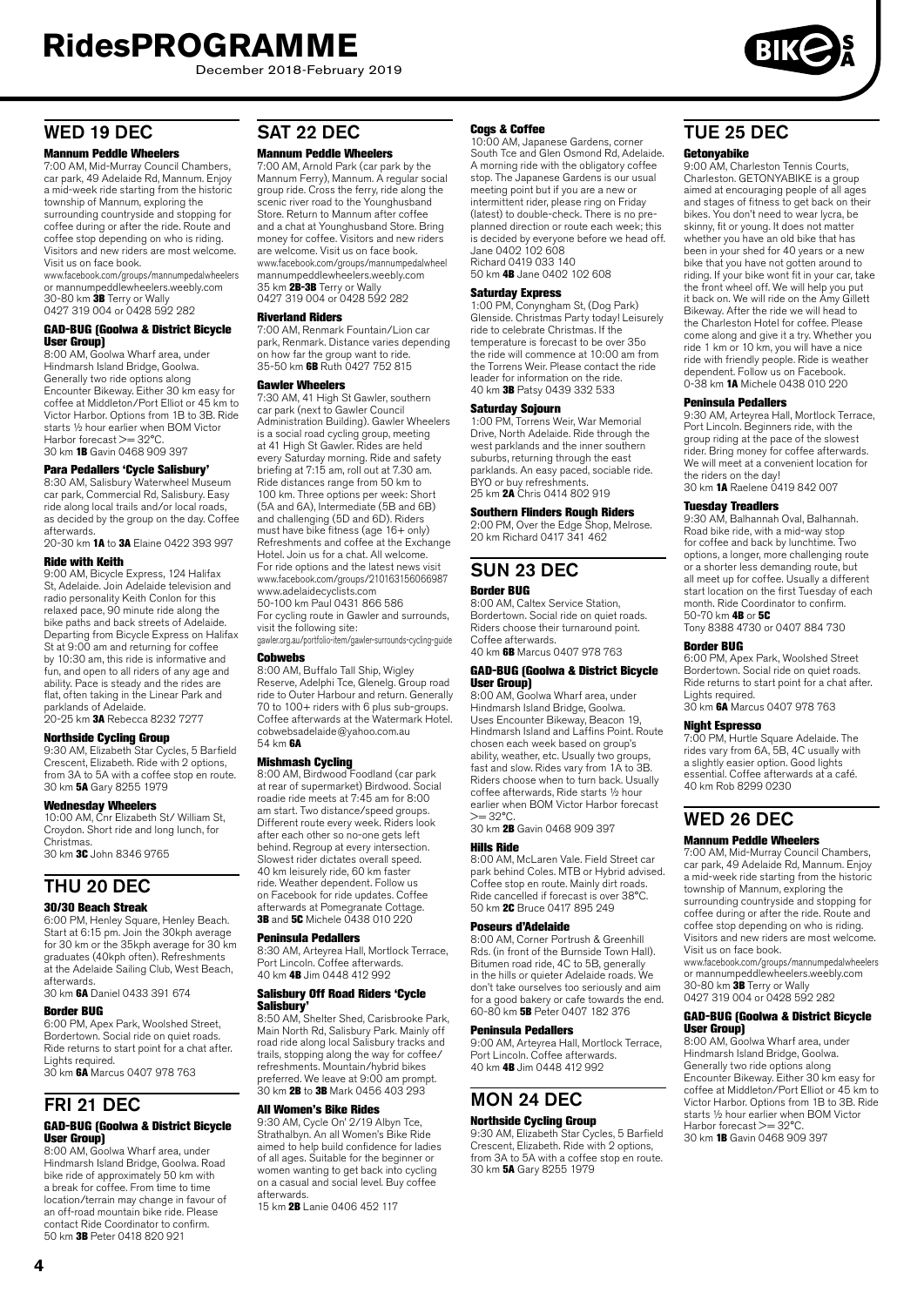# RidesPROGRAMME

December 2018-February 2019

## WED 19 DEC

### Mannum Peddle Wheelers

7:00 AM, Mid-Murray Council Chambers, car park, 49 Adelaide Rd, Mannum. Enjoy a mid-week ride starting from the historic township of Mannum, exploring the surrounding countryside and stopping for coffee during or after the ride. Route and coffee stop depending on who is riding. Visitors and new riders are most welcome. Visit us on face book.
www.facebook.com/groups/mannumpedalwheelers or mannumpeddlewheelers.weebly.com
30-80 km **3B** Terry or Wally
0427 319 004 or 0428 592 282

### GAD-BUG (Goolwa & District Bicycle User Group)

8:00 AM, Goolwa Wharf area, under Hindmarsh Island Bridge, Goolwa. Generally two ride options along Encounter Bikeway. Either 30 km easy for coffee at Middleton/Port Elliot or 45 km to Victor Harbor. Options from 1B to 3B. Ride starts ½ hour earlier when BOM Victor Harbor forecast >= 32°C.
30 km **1B** Gavin 0468 909 397

### Para Pedallers 'Cycle Salisbury'

8:30 AM, Salisbury Waterwheel Museum car park, Commercial Rd, Salisbury. Easy ride along local trails and/or local roads, as decided by the group on the day. Coffee afterwards.
20-30 km **1A** to **3A** Elaine 0422 393 997

### Ride with Keith

9:00 AM, Bicycle Express, 124 Halifax St, Adelaide. Join Adelaide television and radio personality Keith Conlon for this relaxed pace, 90 minute ride along the bike paths and back streets of Adelaide. Departing from Bicycle Express on Halifax St at 9:00 am and returning for coffee by 10:30 am, this ride is informative and fun, and open to all riders of any age and ability. Pace is steady and the rides are flat, often taking in the Linear Park and parklands of Adelaide.
20-25 km **3A** Rebecca 8232 7277

### Northside Cycling Group

9:30 AM, Elizabeth Star Cycles, 5 Barfield Crescent, Elizabeth. Ride with 2 options, from 3A to 5A with a coffee stop en route.
30 km **5A** Gary 8255 1979

### Wednesday Wheelers

10:00 AM, Cnr Elizabeth St/ William St, Croydon. Short ride and long lunch, for Christmas.
30 km **3C** John 8346 9765

## THU 20 DEC

### 30/30 Beach Streak

6:00 PM, Henley Square, Henley Beach. Start at 6:15 pm. Join the 30kph average for 30 km or the 35kph average for 30 km graduates (40kph often). Refreshments at the Adelaide Sailing Club, West Beach, afterwards.
30 km **6A** Daniel 0433 391 674

### Border BUG

6:00 PM, Apex Park, Woolshed Street, Bordertown. Social ride on quiet roads. Ride returns to start point for a chat after. Lights required.
30 km **6A** Marcus 0407 978 763

## FRI 21 DEC

### GAD-BUG (Goolwa & District Bicycle User Group)

8:00 AM, Goolwa Wharf area, under Hindmarsh Island Bridge, Goolwa. Road bike ride of approximately 50 km with a break for coffee. From time to time location/terrain may change in favour of an off-road mountain bike ride. Please contact Ride Coordinator to confirm.
50 km **3B** Peter 0418 820 921

## SAT 22 DEC

### Mannum Peddle Wheelers

7:00 AM, Arnold Park (car park by the Mannum Ferry), Mannum. A regular social group ride. Cross the ferry, ride along the scenic river road to the Younghusband Store. Return to Mannum after coffee and a chat at Younghusband Store. Bring money for coffee. Visitors and new riders are welcome. Visit us on face book.
www.facebook.com/groups/mannumpedalwheel mannumpeddlewheelers.weebly.com
35 km **2B-3B** Terry or Wally
0427 319 004 or 0428 592 282

### Riverland Riders

7:00 AM, Renmark Fountain/Lion car park, Renmark. Distance varies depending on how far the group want to ride.
35-50 km **6B** Ruth 0417 752 815

### Gawler Wheelers

7:30 AM, 41 High St Gawler, southern car park (next to Gawler Council Administration Building). Gawler Wheelers is a social road cycling group, meeting at 41 High St Gawler. Rides are held every Saturday morning. Ride and safety briefing at 7:15 am, roll out at 7.30 am. Ride distances range from 50 km to 100 km. Three options per week: Short (5A and 6A), Intermediate (5B and 6B) and challenging (5D and 6D). Riders must have bike fitness (age 16+ only) Refreshments and coffee at the Exchange Hotel. Join us for a chat. All welcome. For ride options and the latest news visit www.facebook.com/groups/210163156066987 www.adelaidecyclists.com
50-100 km Paul 0431 866 586
For cycling route in Gawler and surrounds, visit the following site:
gawler.org.au/portfolio-item/gawler-surrounds-cycling-guide

### Cobwebs

8:00 AM, Buffalo Tall Ship, Wigley Reserve, Adelphi Tce, Glenelg. Group road ride to Outer Harbour and return. Generally 70 to 100+ riders with 6 plus sub-groups. Coffee afterwards at the Watermark Hotel. cobwebsadelaide@yahoo.com.au
54 km **6A**

### Mishmash Cycling

8:00 AM, Birdwood Foodland (car park at rear of supermarket) Birdwood. Social roadie ride meets at 7:45 am for 8:00 am start. Two distance/speed groups. Different route every week. Riders look after each other so no-one gets left behind. Regroup at every intersection. Slowest rider dictates overall speed. 40 km leisurely ride, 60 km faster ride. Weather dependent. Follow us on Facebook for ride updates. Coffee afterwards at Pomegranate Cottage.
**3B** and **5C** Michele 0438 010 220

### Peninsula Pedallers

8:30 AM, Arteyrea Hall, Mortlock Terrace, Port Lincoln. Coffee afterwards.
40 km **4B** Jim 0448 412 992

### Salisbury Off Road Riders 'Cycle Salisbury'

8:50 AM, Shelter Shed, Carisbrooke Park, Main North Rd, Salisbury Park. Mainly off road ride along local Salisbury tracks and trails, stopping along the way for coffee/ refreshments. Mountain/hybrid bikes preferred. We leave at 9:00 am prompt.
30 km **2B** to **3B** Mark 0456 403 293

### All Women's Bike Rides

9:30 AM, Cycle On' 2/19 Albyn Tce, Strathalbyn. An all Women's Bike Ride aimed to help build confidence for ladies of all ages. Suitable for the beginner or women wanting to get back into cycling on a casual and social level. Buy coffee afterwards.
15 km **2B** Lanie 0406 452 117

### Cogs & Coffee

10:00 AM, Japanese Gardens, corner South Tce and Glen Osmond Rd, Adelaide. A morning ride with the obligatory coffee stop. The Japanese Gardens is our usual meeting point but if you are a new or intermittent rider, please ring on Friday (latest) to double-check. There is no pre-planned direction or route each week; this is decided by everyone before we head off.
Jane 0402 102 608
Richard 0419 033 140
50 km **4B** Jane 0402 102 608

### Saturday Express

1:00 PM, Conyngham St, (Dog Park) Glenside. Christmas Party today! Leisurely ride to celebrate Christmas. If the temperature is forecast to be over 35o the ride will commence at 10:00 am from the Torrens Weir. Please contact the ride leader for information on the ride.
40 km **3B** Patsy 0439 332 533

### Saturday Sojourn

1:00 PM, Torrens Weir, War Memorial Drive, North Adelaide. Ride through the west parklands and the inner southern suburbs, returning through the east parklands. An easy paced, sociable ride. BYO or buy refreshments.
25 km **2A** Chris 0414 802 919

### Southern Flinders Rough Riders

2:00 PM, Over the Edge Shop, Melrose.
20 km Richard 0417 341 462

## SUN 23 DEC

### Border BUG

8:00 AM, Caltex Service Station, Bordertown. Social ride on quiet roads. Riders choose their turnaround point. Coffee afterwards.
40 km **6B** Marcus 0407 978 763

### GAD-BUG (Goolwa & District Bicycle User Group)

8:00 AM, Goolwa Wharf area, under Hindmarsh Island Bridge, Goolwa. Uses Encounter Bikeway, Beacon 19, Hindmarsh Island and Laffins Point. Route chosen each week based on group's ability, weather, etc. Usually two groups, fast and slow. Rides vary from 1A to 3B. Riders choose when to turn back. Usually coffee afterwards, Ride starts ½ hour earlier when BOM Victor Harbor forecast >= 32°C.
30 km **2B** Gavin 0468 909 397

### Hills Ride

8:00 AM, McLaren Vale. Field Street car park behind Coles. MTB or Hybrid advised. Coffee stop en route. Mainly dirt roads. Ride cancelled if forecast is over 38°C.
50 km **2C** Bruce 0417 895 249

### Poseurs d'Adelaide

8:00 AM, Corner Portrush & Greenhill Rds. (in front of the Burnside Town Hall). Bitumen road ride, 4C to 5B, generally in the hills or quieter Adelaide roads. We don't take ourselves too seriously and aim for a good bakery or cafe towards the end.
60-80 km **5B** Peter 0407 182 376

### Peninsula Pedallers

9:00 AM, Arteyrea Hall, Mortlock Terrace, Port Lincoln. Coffee afterwards.
40 km **4B** Jim 0448 412 992

## MON 24 DEC

### Northside Cycling Group

9:30 AM, Elizabeth Star Cycles, 5 Barfield Crescent, Elizabeth. Ride with 2 options, from 3A to 5A with a coffee stop en route.
30 km **5A** Gary 8255 1979

## TUE 25 DEC

### Getonyabike

9:00 AM, Charleston Tennis Courts, Charleston. GETONYABIKE is a group aimed at encouraging people of all ages and stages of fitness to get back on their bikes. You don't need to wear lycra, be skinny, fit or young. It does not matter whether you have an old bike that has been in your shed for 40 years or a new bike that you have not gotten around to riding. If your bike wont fit in your car, take the front wheel off. We will help you put it back on. We will ride on the Amy Gillett Bikeway. After the ride we will head to the Charleston Hotel for coffee. Please come along and give it a try. Whether you ride 1 km or 10 km, you will have a nice ride with friendly people. Ride is weather dependent. Follow us on Facebook.
0-38 km **1A** Michele 0438 010 220

### Peninsula Pedallers

9:30 AM, Arteyrea Hall, Mortlock Terrace, Port Lincoln. Beginners ride, with the group riding at the pace of the slowest rider. Bring money for coffee afterwards. We will meet at a convenient location for the riders on the day!
30 km **1A** Raelene 0419 842 007

### Tuesday Treadlers

9:30 AM, Balhannah Oval, Balhannah. Road bike ride, with a mid-way stop for coffee and back by lunchtime. Two options, a longer, more challenging route or a shorter less demanding route, but all meet up for coffee. Usually a different start location on the first Tuesday of each month. Ride Coordinator to confirm.
50-70 km **4B** or **5C**
Tony 8388 4730 or 0407 884 730

### Border BUG

6:00 PM, Apex Park, Woolshed Street Bordertown. Social ride on quiet roads. Ride returns to start point for a chat after. Lights required.
30 km **6A** Marcus 0407 978 763

### Night Espresso

7:00 PM, Hurtle Square Adelaide. The rides vary from 6A, 5B, 4C usually with a slightly easier option. Good lights essential. Coffee afterwards at a café.
40 km Rob 8299 0230

## WED 26 DEC

### Mannum Peddle Wheelers

7:00 AM, Mid-Murray Council Chambers, car park, 49 Adelaide Rd, Mannum. Enjoy a mid-week ride starting from the historic township of Mannum, exploring the surrounding countryside and stopping for coffee during or after the ride. Route and coffee stop depending on who is riding. Visitors and new riders are most welcome. Visit us on face book.
www.facebook.com/groups/mannumpedalwheelers or mannumpeddlewheelers.weebly.com
30-80 km **3B** Terry or Wally
0427 319 004 or 0428 592 282

### GAD-BUG (Goolwa & District Bicycle User Group)

8:00 AM, Goolwa Wharf area, under Hindmarsh Island Bridge, Goolwa. Generally two ride options along Encounter Bikeway. Either 30 km easy for coffee at Middleton/Port Elliot or 45 km to Victor Harbor. Options from 1B to 3B. Ride starts ½ hour earlier when BOM Victor Harbor forecast >= 32°C.
30 km **1B** Gavin 0468 909 397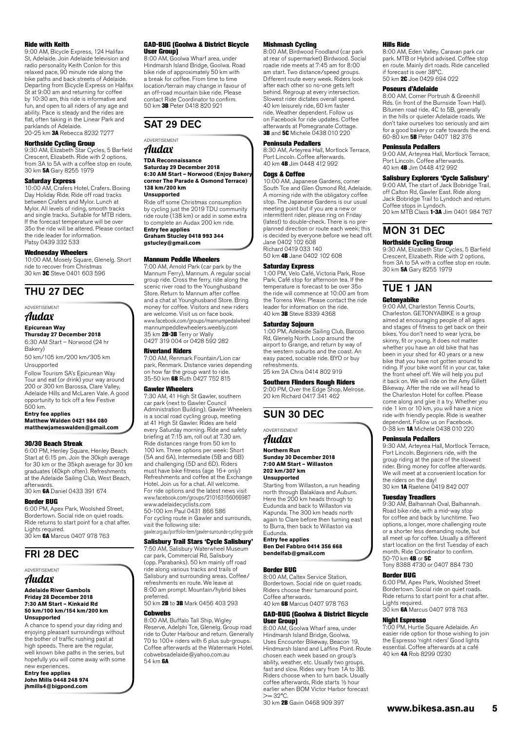#### Ride with Keith

9:00 AM, Bicycle Express, 124 Halifax St, Adelaide. Join Adelaide television and radio personality Keith Conlon for this relaxed pace, 90 minute ride along the bike paths and back streets of Adelaide. Departing from Bicycle Express on Halifax St at 9:00 am and returning for coffee by 10:30 am, this ride is informative and fun, and open to all riders of any age and ability. Pace is steady and the rides are flat, often taking in the Linear Park and parklands of Adelaide.
20-25 km **3A** Rebecca 8232 7277

#### Northside Cycling Group

9:30 AM, Elizabeth Star Cycles, 5 Barfield Crescent, Elizabeth. Ride with 2 options, from 3A to 5A with a coffee stop en route.
30 km **5A** Gary 8255 1979

#### Saturday Express

10:00 AM, Crafers Hotel, Crafers. Boxing Day Holiday Ride. Ride off road tracks between Crafers and Mylor. Lunch at Mylor. All levels of riding, smooth tracks and single tracks. Suitable for MTB riders. If the forecast temperature will be over 35o the ride will be altered. Please contact the ride leader for information.
Patsy 0439 332 533

#### Wednesday Wheelers

10:00 AM, Mosely Square, Glenelg. Short ride to recover from Christmas
30 km **3C** Steve 0401 603 596

## THU 27 DEC

ADVERTISEMENT

*Audax*

**Epicurean Way**
**Thursday 27 December 2018**
6:30 AM Start – Norwood (24 hr Bakery)
50 km/105 km/200 km/305 km
Unsupported

Follow Tourism SA's Epicurean Way Tour and eat (or drink) your way around 200 or 300 km Barossa, Clare Valley, Adelaide Hills and McLaren Vale. A good opportunity to tick off a few Festive 500 km.

**Entry fee applies**
**Matthew Walden 0421 984 080**
**matthewjameswalden@gmail.com**

#### 30/30 Beach Streak

6:00 PM, Henley Square, Henley Beach. Start at 6:15 pm. Join the 30kph average for 30 km or the 35kph average for 30 km graduates (40kph often). Refreshments at the Adelaide Sailing Club, West Beach, afterwards.
30 km **6A** Daniel 0433 391 674

#### Border BUG

6:00 PM, Apex Park, Woolshed Street, Bordertown. Social ride on quiet roads. Ride returns to start point for a chat after. Lights required.
30 km **6A** Marcus 0407 978 763

## FRI 28 DEC

ADVERTISEMENT

*Audax*

**Adelaide River Gambols**
**Friday 28 December 2018**
**7:30 AM Start – Kinkaid Rd**
**50 km/100 km/154 km/200 km**
**Unsupported**

A chance to spend your day riding and enjoying pleasant surroundings without the bother of traffic rushing past at high speeds. There are the regular, well known bike paths in the series, but hopefully you will come away with some new experiences.

**Entry fee applies**
**John Mills 0448 248 974**
**jhmills4@bigpond.com**

#### GAD-BUG (Goolwa & District Bicycle User Group)

8:00 AM, Goolwa Wharf area, under Hindmarsh Island Bridge, Goolwa. Road bike ride of approximately 50 km with a break for coffee. From time to time location/terrain may change in favour of an off-road mountain bike ride. Please contact Ride Coordinator to confirm.
50 km **3B** Peter 0418 820 921

## SAT 29 DEC

ADVERTISEMENT

*Audax*

**TDA Reconnaissance**
**Saturday 29 December 2018**
**6:30 AM Start – Norwood (Enjoy Bakery corner The Parade & Osmond Terrace)**
**138 km/200 km**
**Unsupported**

Ride off some Christmas consumption by cycling just the 2019 TDU community ride route (138 km) or add in some extra to complete an Audax 200 km ride.

**Entry fee applies**
**Graham Stucley 0418 993 344**
**gstucley@gmail.com**

#### Mannum Peddle Wheelers

7:00 AM, Arnold Park (car park by the Mannum Ferry), Mannum. A regular social group ride. Cross the ferry, ride along the scenic river road to the Younghusband Store. Return to Mannum after coffee and a chat at Younghusband Store. Bring money for coffee. Visitors and new riders are welcome. Visit us on face book.
www.facebook.com/groups/mannumpedalwheel
mannumpeddlewheelers.weebly.com
35 km **2B-3B** Terry or Wally
0427 319 004 or 0428 592 282

#### Riverland Riders

7:00 AM, Renmark Fountain/Lion car park, Renmark. Distance varies depending on how far the group want to ride.
35-50 km **6B** Ruth 0427 752 815

#### Gawler Wheelers

7:30 AM, 41 High St Gawler, southern car park (next to Gawler Council Administration Building). Gawler Wheelers is a social road cycling group, meeting at 41 High St Gawler. Rides are held every Saturday morning. Ride and safety briefing at 7:15 am, roll out at 7.30 am. Ride distances range from 50 km to 100 km. Three options per week: Short (5A and 6A), Intermediate (5B and 6B) and challenging (5D and 6D). Riders must have bike fitness (age 16+ only) Refreshments and coffee at the Exchange Hotel. Join us for a chat. All welcome. For ride options and the latest news visit www.facebook.com/groups/210163156066987
www.adelaidecyclists.com
50-100 km Paul 0431 866 586
For cycling route in Gawler and surrounds, visit the following site:
gawler.org.au/portfolio-item/gawler-surrounds-cycling-guide

#### Salisbury Trail Stars 'Cycle Salisbury'

7:50 AM, Salisbury Waterwheel Museum car park, Commercial Rd, Salisbury (opp. Parabanks). 50 km mainly off road ride along various tracks and trails of Salisbury and surrounding areas. Coffee/refreshments en route. We leave at 8:00 am prompt. Mountain/hybrid bikes preferred.
50 km **2B** to **3B** Mark 0456 403 293

#### Cobwebs

8:00 AM, Buffalo Tall Ship, Wigley Reserve, Adelphi Tce, Glenelg. Group road ride to Outer Harbour and return. Generally 70 to 100+ riders with 6 plus sub-groups. Coffee afterwards at the Watermark Hotel.
cobwebsadelaide@yahoo.com.au
54 km **6A**

#### Mishmash Cycling

8:00 AM, Birdwood Foodland (car park at rear of supermarket) Birdwood. Social roadie ride meets at 7:45 am for 8:00 am start. Two distance/speed groups. Different route every week. Riders look after each other so no-one gets left behind. Regroup at every intersection. Slowest rider dictates overall speed. 40 km leisurely ride, 60 km faster ride. Weather dependent. Follow us on Facebook for ride updates. Coffee afterwards at Pomegranate Cottage.
**3B** and **5C** Michele 0438 010 220

#### Peninsula Pedallers

8:30 AM, Arteyrea Hall, Mortlock Terrace, Port Lincoln. Coffee afterwards.
40 km **4B** Jim 0448 412 992

#### Cogs & Coffee

10:00 AM, Japanese Gardens, corner South Tce and Glen Osmond Rd, Adelaide. A morning ride with the obligatory coffee stop. The Japanese Gardens is our usual meeting point but if you are a new or intermittent rider, please ring on Friday (latest) to double-check. There is no pre-planned direction or route each week; this is decided by everyone before we head off.
Jane 0402 102 608
Richard 0419 033 140
50 km **4B** Jane 0402 102 608

#### Saturday Express

1:00 PM, Velo Café, Victoria Park, Rose Park. Café stop for afternoon tea. If the temperature is forecast to be over 35o the ride will commence at 10:00 am from the Torrens Weir. Please contact the ride leader for information on the ride.
40 km **3B** Steve 8339 4368

#### Saturday Sojourn

1:00 PM, Adelaide Sailing Club, Barcoo Rd, Glenelg North. Loop around the airport to Grange, and return by way of the western suburbs and the coast. An easy paced, sociable ride. BYO or buy refreshments.
25 km 2A Chris 0414 802 919

#### Southern Flinders Rough Riders

2:00 PM, Over the Edge Shop, Melrose.
20 km Richard 0417 341 462

## SUN 30 DEC

ADVERTISEMENT

*Audax*

**Northern Run**
**Sunday 30 December 2018**
**7:00 AM Start – Willaston**
**202 km/307 km**
**Unsupported**

Starting from Willaston, a run heading north through Balaklava and Auburn. Here the 200 km heads through to Eudunda and back to Willaston via Kapunda. The 300 km heads north again to Clare before then turning east to Burra, then back to Willaston via Eudunda.

**Entry fee applies**
**Ben Del Fabbro 0414 356 668**
**bendelfab@gmail.com**

#### Border BUG

8:00 AM, Caltex Service Station, Bordertown. Social ride on quiet roads. Riders choose their turnaround point. Coffee afterwards.
40 km **6B** Marcus 0407 978 763

#### GAD-BUG (Goolwa & District Bicycle User Group)

8:00 AM, Goolwa Wharf area, under Hindmarsh Island Bridge, Goolwa. Uses Encounter Bikeway, Beacon 19, Hindmarsh Island and Laffins Point. Route chosen each week based on group's ability, weather, etc. Usually two groups, fast and slow. Rides vary from 1A to 3B. Riders choose when to turn back. Usually coffee afterwards, Ride starts ½ hour earlier when BOM Victor Harbor forecast >= 32°C.
30 km **2B** Gavin 0468 909 397

#### Hills Ride

8:00 AM, Eden Valley. Caravan park car park. MTB or Hybrid advised. Coffee stop en route. Mainly dirt roads. Ride cancelled if forecast is over 38°C.
50 km **2C** Joe 0429 694 022

#### Poseurs d'Adelaide

8:00 AM, Corner Portrush & Greenhill Rds. (in front of the Burnside Town Hall). Bitumen road ride, 4C to 5B, generally in the hills or quieter Adelaide roads. We don't take ourselves too seriously and aim for a good bakery or cafe towards the end.
60-80 km **5B** Peter 0407 182 376

#### Peninsula Pedallers

9:00 AM, Arteyrea Hall, Mortlock Terrace, Port Lincoln. Coffee afterwards.
40 km **4B** Jim 0448 412 992

#### Salisbury Explorers 'Cycle Salisbury'

9:00 AM, The start of Jack Bobridge Trail, off Calton Rd, Gawler East. Ride along Jack Bobridge Trail to Lyndoch and return. Coffee stops in Lyndoch.
20 km MTB Class **1-3A** Jim 0401 984 767

## MON 31 DEC

#### Northside Cycling Group

9:30 AM, Elizabeth Star Cycles, 5 Barfield Crescent, Elizabeth. Ride with 2 options, from 3A to 5A with a coffee stop en route.
30 km **5A** Gary 8255 1979

## TUE 1 JAN

#### Getonyabike

9:00 AM, Charleston Tennis Courts, Charleston. GETONYABIKE is a group aimed at encouraging people of all ages and stages of fitness to get back on their bikes. You don't need to wear lycra, be skinny, fit or young. It does not matter whether you have an old bike that has been in your shed for 40 years or a new bike that you have not gotten around to riding. If your bike wont fit in your car, take the front wheel off. We will help you put it back on. We will ride on the Amy Gillett Bikeway. After the ride we will head to the Charleston Hotel for coffee. Please come along and give it a try. Whether you ride 1 km or 10 km, you will have a nice ride with friendly people. Ride is weather dependent. Follow us on Facebook.
0-38 km **1A** Michele 0438 010 220

#### Peninsula Pedallers

9:30 AM, Arteyrea Hall, Mortlock Terrace, Port Lincoln. Beginners ride, with the group riding at the pace of the slowest rider. Bring money for coffee afterwards. We will meet at a convenient location for the riders on the day!
30 km **1A** Raelene 0419 842 007

#### Tuesday Treadlers

9:30 AM, Balhannah Oval, Balhannah. Road bike ride, with a mid-way stop for coffee and back by lunchtime. Two options, a longer, more challenging route or a shorter less demanding route, but all meet up for coffee. Usually a different start location on the first Tuesday of each month. Ride Coordinator to confirm.
50-70 km **4B** or **5C**
Tony 8388 4730 or 0407 884 730

#### Border BUG

6:00 PM, Apex Park, Woolshed Street Bordertown. Social ride on quiet roads. Ride returns to start point for a chat after. Lights required.
30 km **6A** Marcus 0407 978 763

#### Night Espresso

7:00 PM, Hurtle Square Adelaide. An easier ride option for those wishing to join the Espresso 'night riders' Good lights essential. Coffee afterwards at a café
40 km **4A** Rob 8299 0230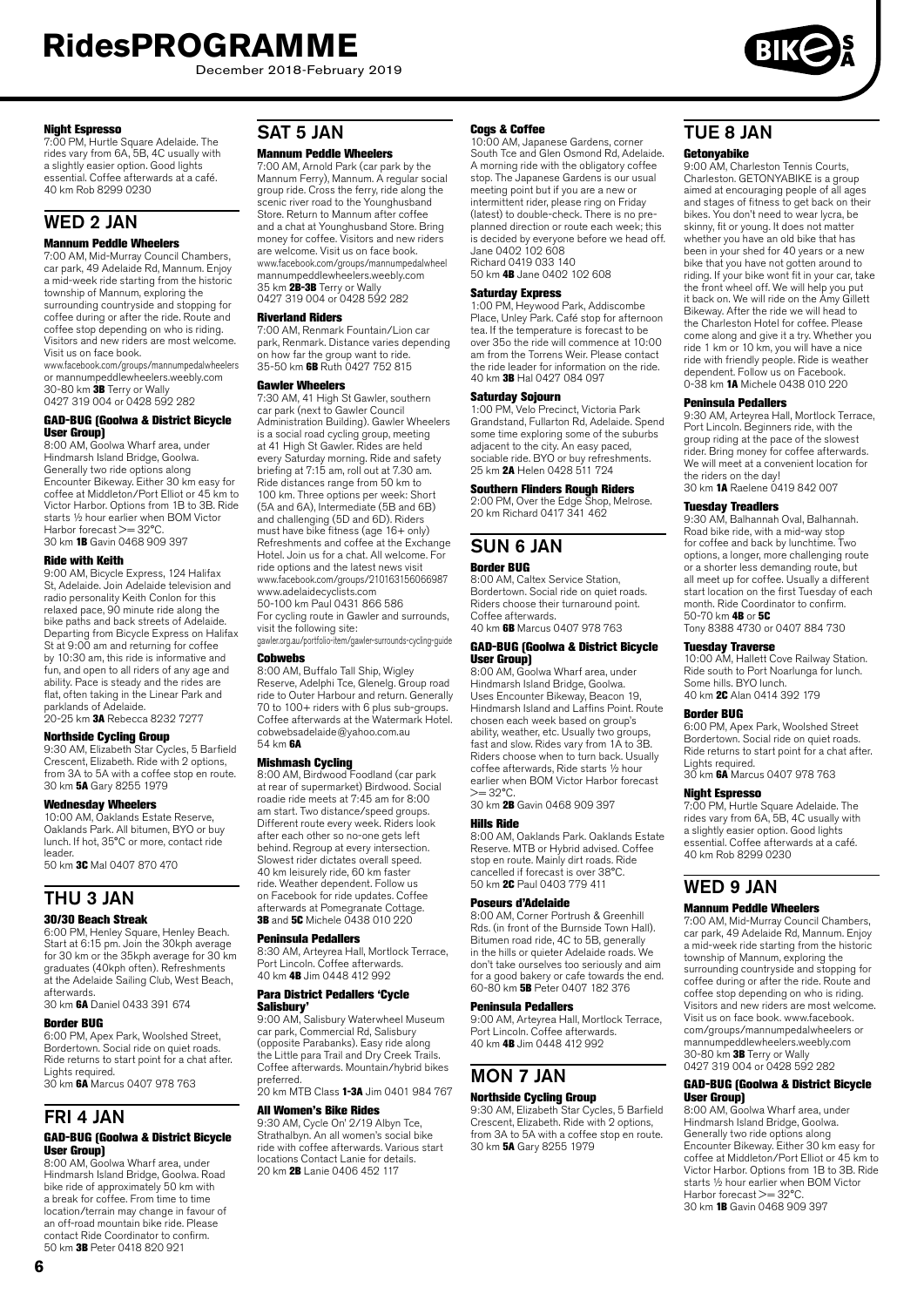### Night Espresso

7:00 PM, Hurtle Square Adelaide. The rides vary from 6A, 5B, 4C usually with a slightly easier option. Good lights essential. Coffee afterwards at a café.
40 km Rob 8299 0230

## WED 2 JAN

### Mannum Peddle Wheelers

7:00 AM, Mid-Murray Council Chambers, car park, 49 Adelaide Rd, Mannum. Enjoy a mid-week ride starting from the historic township of Mannum, exploring the surrounding countryside and stopping for coffee during or after the ride. Route and coffee stop depending on who is riding. Visitors and new riders are most welcome. Visit us on face book.
www.facebook.com/groups/mannumpedalwheelers or mannumpeddlewheelers.weebly.com
30-80 km **3B** Terry or Wally
0427 319 004 or 0428 592 282

### GAD-BUG (Goolwa & District Bicycle User Group)

8:00 AM, Goolwa Wharf area, under Hindmarsh Island Bridge, Goolwa. Generally two ride options along Encounter Bikeway. Either 30 km easy for coffee at Middleton/Port Elliot or 45 km to Victor Harbor. Options from 1B to 3B. Ride starts ½ hour earlier when BOM Victor Harbor forecast >= 32°C.
30 km **1B** Gavin 0468 909 397

### Ride with Keith

9:00 AM, Bicycle Express, 124 Halifax St, Adelaide. Join Adelaide television and radio personality Keith Conlon for this relaxed pace, 90 minute ride along the bike paths and back streets of Adelaide. Departing from Bicycle Express on Halifax St at 9:00 am and returning for coffee by 10:30 am, this ride is informative and fun, and open to all riders of any age and ability. Pace is steady and the rides are flat, often taking in the Linear Park and parklands of Adelaide.
20-25 km **3A** Rebecca 8232 7277

### Northside Cycling Group

9:30 AM, Elizabeth Star Cycles, 5 Barfield Crescent, Elizabeth. Ride with 2 options, from 3A to 5A with a coffee stop en route.
30 km **5A** Gary 8255 1979

### Wednesday Wheelers

10:00 AM, Oaklands Estate Reserve, Oaklands Park. All bitumen, BYO or buy lunch. If hot, 35°C or more, contact ride leader.
50 km **3C** Mal 0407 870 470

## THU 3 JAN

### 30/30 Beach Streak

6:00 PM, Henley Square, Henley Beach. Start at 6:15 pm. Join the 30kph average for 30 km or the 35kph average for 30 km graduates (40kph often). Refreshments at the Adelaide Sailing Club, West Beach, afterwards.
30 km **6A** Daniel 0433 391 674

### Border BUG

6:00 PM, Apex Park, Woolshed Street, Bordertown. Social ride on quiet roads. Ride returns to start point for a chat after. Lights required.
30 km **6A** Marcus 0407 978 763

## FRI 4 JAN

### GAD-BUG (Goolwa & District Bicycle User Group)

8:00 AM, Goolwa Wharf area, under Hindmarsh Island Bridge, Goolwa. Road bike ride of approximately 50 km with a break for coffee. From time to time location/terrain may change in favour of an off-road mountain bike ride. Please contact Ride Coordinator to confirm.
50 km **3B** Peter 0418 820 921

## SAT 5 JAN

### Mannum Peddle Wheelers

7:00 AM, Arnold Park (car park by the Mannum Ferry), Mannum. A regular social group ride. Cross the ferry, ride along the scenic river road to the Younghusband Store. Return to Mannum after coffee and a chat at Younghusband Store. Bring money for coffee. Visitors and new riders are welcome. Visit us on face book.
www.facebook.com/groups/mannumpedalwheel mannumpeddlewheelers.weebly.com
35 km **2B-3B** Terry or Wally
0427 319 004 or 0428 592 282

### Riverland Riders

7:00 AM, Renmark Fountain/Lion car park, Renmark. Distance varies depending on how far the group want to ride.
35-50 km **6B** Ruth 0427 752 815

### Gawler Wheelers

7:30 AM, 41 High St Gawler, southern car park (next to Gawler Council Administration Building). Gawler Wheelers is a social road cycling group, meeting at 41 High St Gawler. Rides are held every Saturday morning. Ride and safety briefing at 7:15 am, roll out at 7.30 am. Ride distances range from 50 km to 100 km. Three options per week: Short (5A and 6A), Intermediate (5B and 6B) and challenging (5D and 6D). Riders must have bike fitness (age 16+ only) Refreshments and coffee at the Exchange Hotel. Join us for a chat. All welcome. For ride options and the latest news visit
www.facebook.com/groups/210163156066987
www.adelaidecyclists.com
50-100 km Paul 0431 866 586
For cycling route in Gawler and surrounds, visit the following site:
gawler.org.au/portfolio-item/gawler-surrounds-cycling-guide

### Cobwebs

8:00 AM, Buffalo Tall Ship, Wigley Reserve, Adelphi Tce, Glenelg. Group road ride to Outer Harbour and return. Generally 70 to 100+ riders with 6 plus sub-groups. Coffee afterwards at the Watermark Hotel.
cobwebsadelaide@yahoo.com.au
54 km **6A**

### Mishmash Cycling

8:00 AM, Birdwood Foodland (car park at rear of supermarket) Birdwood. Social roadie ride meets at 7:45 am for 8:00 am start. Two distance/speed groups. Different route every week. Riders look after each other so no-one gets left behind. Regroup at every intersection. Slowest rider dictates overall speed. 40 km leisurely ride, 60 km faster ride. Weather dependent. Follow us on Facebook for ride updates. Coffee afterwards at Pomegranate Cottage.
**3B** and **5C** Michele 0438 010 220

### Peninsula Pedallers

8:30 AM, Arteyrea Hall, Mortlock Terrace, Port Lincoln. Coffee afterwards.
40 km **4B** Jim 0448 412 992

### Para District Pedallers 'Cycle Salisbury'

9:00 AM, Salisbury Waterwheel Museum car park, Commercial Rd, Salisbury (opposite Parabanks). Easy ride along the Little para Trail and Dry Creek Trails. Coffee afterwards. Mountain/hybrid bikes preferred.
20 km MTB Class **1-3A** Jim 0401 984 767

### All Women's Bike Rides

9:30 AM, Cycle On' 2/19 Albyn Tce, Strathalbyn. An all women's social bike ride with coffee afterwards. Various start locations Contact Lanie for details.
20 km **2B** Lanie 0406 452 117

### Cogs & Coffee

10:00 AM, Japanese Gardens, corner South Tce and Glen Osmond Rd, Adelaide. A morning ride with the obligatory coffee stop. The Japanese Gardens is our usual meeting point but if you are a new or intermittent rider, please ring on Friday (latest) to double-check. There is no pre-planned direction or route each week; this is decided by everyone before we head off.
Jane 0402 102 608
Richard 0419 033 140
50 km **4B** Jane 0402 102 608

### Saturday Express

1:00 PM, Heywood Park, Addiscombe Place, Unley Park. Café stop for afternoon tea. If the temperature is forecast to be over 35o the ride will commence at 10:00 am from the Torrens Weir. Please contact the ride leader for information on the ride.
40 km **3B** Hal 0427 084 097

### Saturday Sojourn

1:00 PM, Velo Precinct, Victoria Park Grandstand, Fullarton Rd, Adelaide. Spend some time exploring some of the suburbs adjacent to the city. An easy paced, sociable ride. BYO or buy refreshments.
25 km **2A** Helen 0428 511 724

### Southern Flinders Rough Riders

2:00 PM, Over the Edge Shop, Melrose.
20 km Richard 0417 341 462

## SUN 6 JAN

### Border BUG

8:00 AM, Caltex Service Station, Bordertown. Social ride on quiet roads. Riders choose their turnaround point. Coffee afterwards.
40 km **6B** Marcus 0407 978 763

### GAD-BUG (Goolwa & District Bicycle User Group)

8:00 AM, Goolwa Wharf area, under Hindmarsh Island Bridge, Goolwa. Uses Encounter Bikeway, Beacon 19, Hindmarsh Island and Laffins Point. Route chosen each week based on group's ability, weather, etc. Usually two groups, fast and slow. Rides vary from 1A to 3B. Riders choose when to turn back. Usually coffee afterwards, Ride starts ½ hour earlier when BOM Victor Harbor forecast >= 32°C.
30 km **2B** Gavin 0468 909 397

### Hills Ride

8:00 AM, Oaklands Park. Oaklands Estate Reserve. MTB or Hybrid advised. Coffee stop en route. Mainly dirt roads. Ride cancelled if forecast is over 38°C.
50 km **2C** Paul 0403 779 411

### Poseurs d'Adelaide

8:00 AM, Corner Portrush & Greenhill Rds. (in front of the Burnside Town Hall). Bitumen road ride, 4C to 5B, generally in the hills or quieter Adelaide roads. We don't take ourselves too seriously and aim for a good bakery or cafe towards the end.
60-80 km **5B** Peter 0407 182 376

### Peninsula Pedallers

9:00 AM, Arteyrea Hall, Mortlock Terrace, Port Lincoln. Coffee afterwards.
40 km **4B** Jim 0448 412 992

## MON 7 JAN

### Northside Cycling Group

9:30 AM, Elizabeth Star Cycles, 5 Barfield Crescent, Elizabeth. Ride with 2 options, from 3A to 5A with a coffee stop en route.
30 km **5A** Gary 8255 1979

## TUE 8 JAN

### Getonyabike

9:00 AM, Charleston Tennis Courts, Charleston. GETONYABIKE is a group aimed at encouraging people of all ages and stages of fitness to get back on their bikes. You don't need to wear lycra, be skinny, fit or young. It does not matter whether you have an old bike that has been in your shed for 40 years or a new bike that you have not gotten around to riding. If your bike wont fit in your car, take the front wheel off. We will help you put it back on. We will ride on the Amy Gillett Bikeway. After the ride we will head to the Charleston Hotel for coffee. Please come along and give it a try. Whether you ride 1 km or 10 km, you will have a nice ride with friendly people. Ride is weather dependent. Follow us on Facebook.
0-38 km **1A** Michele 0438 010 220

### Peninsula Pedallers

9:30 AM, Arteyrea Hall, Mortlock Terrace, Port Lincoln. Beginners ride, with the group riding at the pace of the slowest rider. Bring money for coffee afterwards. We will meet at a convenient location for the riders on the day!
30 km **1A** Raelene 0419 842 007

### Tuesday Treadlers

9:30 AM, Balhannah Oval, Balhannah. Road bike ride, with a mid-way stop for coffee and back by lunchtime. Two options, a longer, more challenging route or a shorter less demanding route, but all meet up for coffee. Usually a different start location on the first Tuesday of each month. Ride Coordinator to confirm.
50-70 km **4B** or **5C**
Tony 8388 4730 or 0407 884 730

### Tuesday Traverse

10:00 AM, Hallett Cove Railway Station. Ride south to Port Noarlunga for lunch. Some hills. BYO lunch.
40 km **2C** Alan 0414 392 179

### Border BUG

6:00 PM, Apex Park, Woolshed Street Bordertown. Social ride on quiet roads. Ride returns to start point for a chat after. Lights required.
30 km **6A** Marcus 0407 978 763

### Night Espresso

7:00 PM, Hurtle Square Adelaide. The rides vary from 6A, 5B, 4C usually with a slightly easier option. Good lights essential. Coffee afterwards at a café.
40 km Rob 8299 0230

## WED 9 JAN

### Mannum Peddle Wheelers

7:00 AM, Mid-Murray Council Chambers, car park, 49 Adelaide Rd, Mannum. Enjoy a mid-week ride starting from the historic township of Mannum, exploring the surrounding countryside and stopping for coffee during or after the ride. Route and coffee stop depending on who is riding. Visitors and new riders are most welcome. Visit us on face book. www.facebook.com/groups/mannumpedalwheelers or mannumpeddlewheelers.weebly.com
30-80 km **3B** Terry or Wally
0427 319 004 or 0428 592 282

### GAD-BUG (Goolwa & District Bicycle User Group)

8:00 AM, Goolwa Wharf area, under Hindmarsh Island Bridge, Goolwa. Generally two ride options along Encounter Bikeway. Either 30 km easy for coffee at Middleton/Port Elliot or 45 km to Victor Harbor. Options from 1B to 3B. Ride starts ½ hour earlier when BOM Victor Harbor forecast >= 32°C.
30 km **1B** Gavin 0468 909 397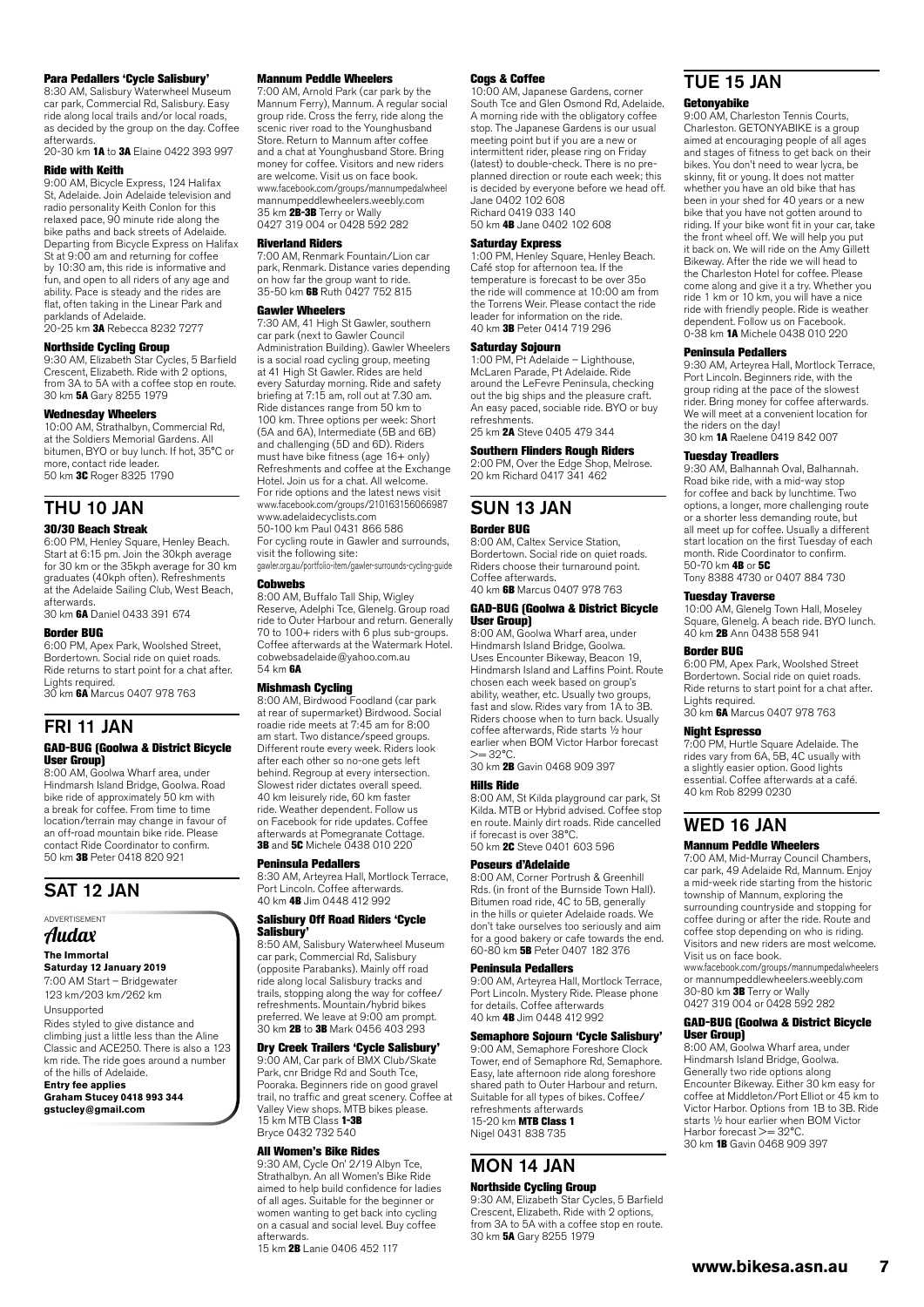#### Para Pedallers 'Cycle Salisbury'

8:30 AM, Salisbury Waterwheel Museum car park, Commercial Rd, Salisbury. Easy ride along local trails and/or local roads, as decided by the group on the day. Coffee afterwards.
20-30 km **1A** to **3A** Elaine 0422 393 997

#### Ride with Keith

9:00 AM, Bicycle Express, 124 Halifax St, Adelaide. Join Adelaide television and radio personality Keith Conlon for this relaxed pace, 90 minute ride along the bike paths and back streets of Adelaide. Departing from Bicycle Express on Halifax St at 9:00 am and returning for coffee by 10:30 am, this ride is informative and fun, and open to all riders of any age and ability. Pace is steady and the rides are flat, often taking in the Linear Park and parklands of Adelaide.
20-25 km **3A** Rebecca 8232 7277

#### Northside Cycling Group

9:30 AM, Elizabeth Star Cycles, 5 Barfield Crescent, Elizabeth. Ride with 2 options, from 3A to 5A with a coffee stop en route.
30 km **5A** Gary 8255 1979

#### Wednesday Wheelers

10:00 AM, Strathalbyn, Commercial Rd, at the Soldiers Memorial Gardens. All bitumen, BYO or buy lunch. If hot, 35°C or more, contact ride leader.
50 km **3C** Roger 8325 1790

## THU 10 JAN

#### 30/30 Beach Streak

6:00 PM, Henley Square, Henley Beach. Start at 6:15 pm. Join the 30kph average for 30 km or the 35kph average for 30 km graduates (40kph often). Refreshments at the Adelaide Sailing Club, West Beach, afterwards.
30 km **6A** Daniel 0433 391 674

#### Border BUG

6:00 PM, Apex Park, Woolshed Street, Bordertown. Social ride on quiet roads. Ride returns to start point for a chat after. Lights required.
30 km **6A** Marcus 0407 978 763

## FRI 11 JAN

#### GAD-BUG (Goolwa & District Bicycle User Group)

8:00 AM, Goolwa Wharf area, under Hindmarsh Island Bridge, Goolwa. Road bike ride of approximately 50 km with a break for coffee. From time to time location/terrain may change in favour of an off-road mountain bike ride. Please contact Ride Coordinator to confirm.
50 km **3B** Peter 0418 820 921

## SAT 12 JAN

ADVERTISEMENT

*Audax*

**The Immortal**
**Saturday 12 January 2019**
7:00 AM Start – Bridgewater
123 km/203 km/262 km
Unsupported
Rides styled to give distance and climbing just a little less than the Aline Classic and ACE250. There is also a 123 km ride. The ride goes around a number of the hills of Adelaide.
**Entry fee applies**
**Graham Stucey 0418 993 344**
**gstucley@gmail.com**

#### Mannum Peddle Wheelers

7:00 AM, Arnold Park (car park by the Mannum Ferry), Mannum. A regular social group ride. Cross the ferry, ride along the scenic river road to the Younghusband Store. Return to Mannum after coffee and a chat at Younghusband Store. Bring money for coffee. Visitors and new riders are welcome. Visit us on face book.
www.facebook.com/groups/mannumpedalwheel
mannumpeddlewheelers.weebly.com
35 km **2B-3B** Terry or Wally
0427 319 004 or 0428 592 282

#### Riverland Riders

7:00 AM, Renmark Fountain/Lion car park, Renmark. Distance varies depending on how far the group want to ride.
35-50 km **6B** Ruth 0427 752 815

#### Gawler Wheelers

7:30 AM, 41 High St Gawler, southern car park (next to Gawler Council Administration Building). Gawler Wheelers is a social road cycling group, meeting at 41 High St Gawler. Rides are held every Saturday morning. Ride and safety briefing at 7:15 am, roll out at 7.30 am. Ride distances range from 50 km to 100 km. Three options per week: Short (5A and 6A), Intermediate (5B and 6B) and challenging (5D and 6D). Riders must have bike fitness (age 16+ only) Refreshments and coffee at the Exchange Hotel. Join us for a chat. All welcome. For ride options and the latest news visit www.facebook.com/groups/210163156066987
www.adelaidecyclists.com
50-100 km Paul 0431 866 586
For cycling route in Gawler and surrounds, visit the following site:
gawler.org.au/portfolio-item/gawler-surrounds-cycling-guide

#### Cobwebs

8:00 AM, Buffalo Tall Ship, Wigley Reserve, Adelphi Tce, Glenelg. Group road ride to Outer Harbour and return. Generally 70 to 100+ riders with 6 plus sub-groups. Coffee afterwards at the Watermark Hotel.
cobwebsadelaide@yahoo.com.au
54 km **6A**

#### Mishmash Cycling

8:00 AM, Birdwood Foodland (car park at rear of supermarket) Birdwood. Social roadie ride meets at 7:45 am for 8:00 am start. Two distance/speed groups. Different route every week. Riders look after each other so no-one gets left behind. Regroup at every intersection. Slowest rider dictates overall speed. 40 km leisurely ride, 60 km faster ride. Weather dependent. Follow us on Facebook for ride updates. Coffee afterwards at Pomegranate Cottage.
**3B** and **5C** Michele 0438 010 220

#### Peninsula Pedallers

8:30 AM, Arteyrea Hall, Mortlock Terrace, Port Lincoln. Coffee afterwards.
40 km **4B** Jim 0448 412 992

#### Salisbury Off Road Riders 'Cycle Salisbury'

8:50 AM, Salisbury Waterwheel Museum car park, Commercial Rd, Salisbury (opposite Parabanks). Mainly off road ride along local Salisbury tracks and trails, stopping along the way for coffee/refreshments. Mountain/hybrid bikes preferred. We leave at 9:00 am prompt.
30 km **2B** to **3B** Mark 0456 403 293

#### Dry Creek Trailers 'Cycle Salisbury'

9:00 AM, Car park of BMX Club/Skate Park, cnr Bridge Rd and South Tce, Pooraka. Beginners ride on good gravel trail, no traffic and great scenery. Coffee at Valley View shops. MTB bikes please.
15 km MTB Class **1-3B**
Bryce 0432 732 540

#### All Women's Bike Rides

9:30 AM, Cycle On' 2/19 Albyn Tce, Strathalbyn. An all Women's Bike Ride aimed to help build confidence for ladies of all ages. Suitable for the beginner or women wanting to get back into cycling on a casual and social level. Buy coffee afterwards.
15 km **2B** Lanie 0406 452 117

#### Cogs & Coffee

10:00 AM, Japanese Gardens, corner South Tce and Glen Osmond Rd, Adelaide. A morning ride with the obligatory coffee stop. The Japanese Gardens is our usual meeting point but if you are a new or intermittent rider, please ring on Friday (latest) to double-check. There is no pre-planned direction or route each week; this is decided by everyone before we head off.
Jane 0402 102 608
Richard 0419 033 140
50 km **4B** Jane 0402 102 608

#### Saturday Express

1:00 PM, Henley Square, Henley Beach. Café stop for afternoon tea. If the temperature is forecast to be over 35c the ride will commence at 10:00 am from the Torrens Weir. Please contact the ride leader for information on the ride.
40 km **3B** Peter 0414 719 296

#### Saturday Sojourn

1:00 PM, Pt Adelaide – Lighthouse, McLaren Parade, Pt Adelaide. Ride around the LeFevre Peninsula, checking out the big ships and the pleasure craft. An easy paced, sociable ride. BYO or buy refreshments.
25 km **2A** Steve 0405 479 344

#### Southern Flinders Rough Riders

2:00 PM, Over the Edge Shop, Melrose.
20 km Richard 0417 341 462

## SUN 13 JAN

#### Border BUG

8:00 AM, Caltex Service Station, Bordertown. Social ride on quiet roads. Riders choose their turnaround point. Coffee afterwards.
40 km **6B** Marcus 0407 978 763

#### GAD-BUG (Goolwa & District Bicycle User Group)

8:00 AM, Goolwa Wharf area, under Hindmarsh Island Bridge, Goolwa. Uses Encounter Bikeway, Beacon 19, Hindmarsh Island and Laffins Point. Route chosen each week based on group's ability, weather, etc. Usually two groups, fast and slow. Rides vary from 1A to 3B. Riders choose when to turn back. Usually coffee afterwards. Ride starts ½ hour earlier when BOM Victor Harbor forecast >= 32°C.
30 km **2B** Gavin 0468 909 397

#### Hills Ride

8:00 AM, St Kilda playground car park, St Kilda. MTB or Hybrid advised. Coffee stop en route. Mainly dirt roads. Ride cancelled if forecast is over 38°C.
50 km **2C** Steve 0401 603 596

#### Poseurs d'Adelaide

8:00 AM, Corner Portrush & Greenhill Rds. (in front of the Burnside Town Hall). Bitumen road ride, 4C to 5B, generally in the hills or quieter Adelaide roads. We don't take ourselves too seriously and aim for a good bakery or cafe towards the end.
60-80 km **5B** Peter 0407 182 376

#### Peninsula Pedallers

9:00 AM, Arteyrea Hall, Mortlock Terrace, Port Lincoln. Mystery Ride. Please phone for details. Coffee afterwards
40 km **4B** Jim 0448 412 992

#### Semaphore Sojourn 'Cycle Salisbury'

9:00 AM, Semaphore Foreshore Clock Tower, end of Semaphore Rd, Semaphore. Easy, late afternoon ride along foreshore shared path to Outer Harbour and return. Suitable for all types of bikes. Coffee/refreshments afterwards
15-20 km **MTB Class 1**
Nigel 0431 838 735

## MON 14 JAN

#### Northside Cycling Group

9:30 AM, Elizabeth Star Cycles, 5 Barfield Crescent, Elizabeth. Ride with 2 options, from 3A to 5A with a coffee stop en route.
30 km **5A** Gary 8255 1979

## TUE 15 JAN

#### Getonyabike

9:00 AM, Charleston Tennis Courts, Charleston. GETONYABIKE is a group aimed at encouraging people of all ages and stages of fitness to get back on their bikes. You don't need to wear lycra, be skinny, fit or young. It does not matter whether you have an old bike that has been in your shed for 40 years or a new bike that you have not gotten around to riding. If your bike wont fit in your car, take the front wheel off. We will help you put it back on. We will ride on the Amy Gillett Bikeway. After the ride we will head to the Charleston Hotel for coffee. Please come along and give it a try. Whether you ride 1 km or 10 km, you will have a nice ride with friendly people. Ride is weather dependent. Follow us on Facebook.
0-38 km **1A** Michele 0438 010 220

#### Peninsula Pedallers

9:30 AM, Arteyrea Hall, Mortlock Terrace, Port Lincoln. Beginners ride, with the group riding at the pace of the slowest rider. Bring money for coffee afterwards. We will meet at a convenient location for the riders on the day!
30 km **1A** Raelene 0419 842 007

#### Tuesday Treadlers

9:30 AM, Balhannah Oval, Balhannah. Road bike ride, with a mid-way stop for coffee and back by lunchtime. Two options, a longer, more challenging route or a shorter less demanding route, but all meet up for coffee. Usually a different start location on the first Tuesday of each month. Ride Coordinator to confirm.
50-70 km **4B** or **5C**
Tony 8388 4730 or 0407 884 730

#### Tuesday Traverse

10:00 AM, Glenelg Town Hall, Moseley Square, Glenelg. A beach ride. BYO lunch.
40 km **2B** Ann 0438 558 941

#### Border BUG

6:00 PM, Apex Park, Woolshed Street Bordertown. Social ride on quiet roads. Ride returns to start point for a chat after. Lights required.
30 km **6A** Marcus 0407 978 763

#### Night Espresso

7:00 PM, Hurtle Square Adelaide. The rides vary from 6A, 5B, 4C usually with a slightly easier option. Good lights essential. Coffee afterwards at a café.
40 km Rob 8299 0230

## WED 16 JAN

#### Mannum Peddle Wheelers

7:00 AM, Mid-Murray Council Chambers, car park, 49 Adelaide Rd, Mannum. Enjoy a mid-week ride starting from the historic township of Mannum, exploring the surrounding countryside and stopping for coffee during or after the ride. Route and coffee stop depending on who is riding. Visitors and new riders are most welcome. Visit us on face book.
www.facebook.com/groups/mannumpedalwheelers
or mannumpeddlewheelers.weebly.com
30-80 km **3B** Terry or Wally
0427 319 004 or 0428 592 282

#### GAD-BUG (Goolwa & District Bicycle User Group)

8:00 AM, Goolwa Wharf area, under Hindmarsh Island Bridge, Goolwa. Generally two ride options along Encounter Bikeway. Either 30 km easy for coffee at Middleton/Port Elliot or 45 km to Victor Harbor. Options from 1B to 3B. Ride starts ½ hour earlier when BOM Victor Harbor forecast >= 32°C.
30 km **1B** Gavin 0468 909 397

www.bikesa.asn.au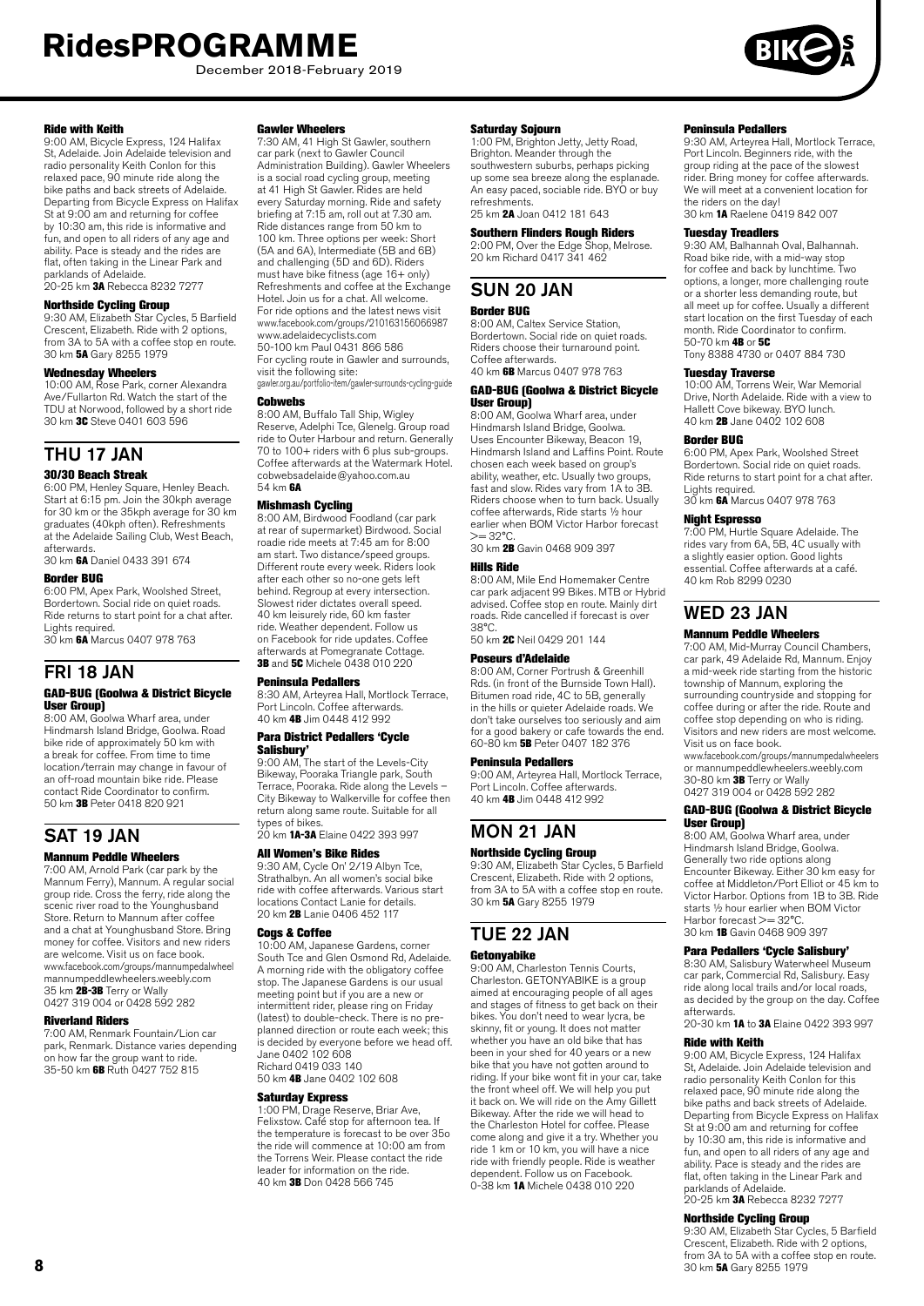# RidesPROGRAMME

December 2018-February 2019

#### Ride with Keith

9:00 AM, Bicycle Express, 124 Halifax St, Adelaide. Join Adelaide television and radio personality Keith Conlon for this relaxed pace, 90 minute ride along the bike paths and back streets of Adelaide. Departing from Bicycle Express on Halifax St at 9:00 am and returning for coffee by 10:30 am, this ride is informative and fun, and open to all riders of any age and ability. Pace is steady and the rides are flat, often taking in the Linear Park and parklands of Adelaide.
20-25 km **3A** Rebecca 8232 7277

#### Northside Cycling Group

9:30 AM, Elizabeth Star Cycles, 5 Barfield Crescent, Elizabeth. Ride with 2 options, from 3A to 5A with a coffee stop en route.
30 km **5A** Gary 8255 1979

#### Wednesday Wheelers

10:00 AM, Rose Park, corner Alexandra Ave/Fullarton Rd. Watch the start of the TDU at Norwood, followed by a short ride
30 km **3C** Steve 0401 603 596

## THU 17 JAN

#### 30/30 Beach Streak

6:00 PM, Henley Square, Henley Beach. Start at 6:15 pm. Join the 30kph average for 30 km or the 35kph average for 30 km graduates (40kph often). Refreshments at the Adelaide Sailing Club, West Beach, afterwards.
30 km **6A** Daniel 0433 391 674

#### Border BUG

6:00 PM, Apex Park, Woolshed Street, Bordertown. Social ride on quiet roads. Ride returns to start point for a chat after. Lights required.
30 km **6A** Marcus 0407 978 763

## FRI 18 JAN

#### GAD-BUG (Goolwa & District Bicycle User Group)

8:00 AM, Goolwa Wharf area, under Hindmarsh Island Bridge, Goolwa. Road bike ride of approximately 50 km with a break for coffee. From time to time location/terrain may change in favour of an off-road mountain bike ride. Please contact Ride Coordinator to confirm.
50 km **3B** Peter 0418 820 921

## SAT 19 JAN

#### Mannum Peddle Wheelers

7:00 AM, Arnold Park (car park by the Mannum Ferry), Mannum. A regular social group ride. Cross the ferry, ride along the scenic river road to the Younghusband Store. Return to Mannum after coffee and a chat at Younghusband Store. Bring money for coffee. Visitors and new riders are welcome. Visit us on face book. www.facebook.com/groups/mannumpedalwheel mannumpeddlewheelers.weebly.com
35 km **2B-3B** Terry or Wally
0427 319 004 or 0428 592 282

#### Riverland Riders

7:00 AM, Renmark Fountain/Lion car park, Renmark. Distance varies depending on how far the group want to ride.
35-50 km **6B** Ruth 0427 752 815

#### Gawler Wheelers

7:30 AM, 41 High St Gawler, southern car park (next to Gawler Council Administration Building). Gawler Wheelers is a social road cycling group, meeting at 41 High St Gawler. Rides are held every Saturday morning. Ride and safety briefing at 7:15 am, roll out at 7.30 am. Ride distances range from 50 km to 100 km. Three options per week: Short (5A and 6A), Intermediate (5B and 6B) and challenging (5D and 6D). Riders must have bike fitness (age 16+ only) Refreshments and coffee at the Exchange Hotel. Join us for a chat. All welcome. For ride options and the latest news visit www.facebook.com/groups/210163156066987 www.adelaidecyclists.com
50-100 km Paul 0431 866 586
For cycling route in Gawler and surrounds, visit the following site: gawler.org.au/portfolio-item/gawler-surrounds-cycling-guide

#### Cobwebs

8:00 AM, Buffalo Tall Ship, Wigley Reserve, Adelphi Tce, Glenelg. Group road ride to Outer Harbour and return. Generally 70 to 100+ riders with 6 plus sub-groups. Coffee afterwards at the Watermark Hotel. cobwebsadelaide@yahoo.com.au
54 km **6A**

#### Mishmash Cycling

8:00 AM, Birdwood Foodland (car park at rear of supermarket) Birdwood. Social roadie ride meets at 7:45 am for 8:00 am start. Two distance/speed groups. Different route every week. Riders look after each other so no-one gets left behind. Regroup at every intersection. Slowest rider dictates overall speed. 40 km leisurely ride, 60 km faster ride. Weather dependent. Follow us on Facebook for ride updates. Coffee afterwards at Pomegranate Cottage.
**3B** and **5C** Michele 0438 010 220

#### Peninsula Pedallers

8:30 AM, Arteyrea Hall, Mortlock Terrace, Port Lincoln. Coffee afterwards.
40 km **4B** Jim 0448 412 992

#### Para District Pedallers 'Cycle Salisbury'

9:00 AM, The start of the Levels-City Bikeway, Pooraka Triangle park, South Terrace, Pooraka. Ride along the Levels – City Bikeway to Walkerville for coffee then return along same route. Suitable for all types of bikes.
20 km **1A-3A** Elaine 0422 393 997

#### All Women's Bike Rides

9:30 AM, Cycle On' 2/19 Albyn Tce, Strathalbyn. An all women's social bike ride with coffee afterwards. Various start locations Contact Lanie for details.
20 km **2B** Lanie 0406 452 117

#### Cogs & Coffee

10:00 AM, Japanese Gardens, corner South Tce and Glen Osmond Rd, Adelaide. A morning ride with the obligatory coffee stop. The Japanese Gardens is our usual meeting point but if you are a new or intermittent rider, please ring on Friday (latest) to double-check. There is no pre-planned direction or route each week; this is decided by everyone before we head off.
Jane 0402 102 608
Richard 0419 033 140
50 km **4B** Jane 0402 102 608

#### Saturday Express

1:00 PM, Drage Reserve, Briar Ave, Felixstow. Café stop for afternoon tea. If the temperature is forecast to be over 35o the ride will commence at 10:00 am from the Torrens Weir. Please contact the ride leader for information on the ride.
40 km **3B** Don 0428 566 745

#### Saturday Sojourn

1:00 PM, Brighton Jetty, Jetty Road, Brighton. Meander through the southwestern suburbs, perhaps picking up some sea breeze along the esplanade. An easy paced, sociable ride. BYO or buy refreshments.
25 km **2A** Joan 0412 181 643

#### Southern Flinders Rough Riders

2:00 PM, Over the Edge Shop, Melrose.
20 km Richard 0417 341 462

## SUN 20 JAN

#### Border BUG

8:00 AM, Caltex Service Station, Bordertown. Social ride on quiet roads. Riders choose their turnaround point. Coffee afterwards.
40 km **6B** Marcus 0407 978 763

#### GAD-BUG (Goolwa & District Bicycle User Group)

8:00 AM, Goolwa Wharf area, under Hindmarsh Island Bridge, Goolwa. Uses Encounter Bikeway, Beacon 19, Hindmarsh Island and Laffins Point. Route chosen each week based on group's ability, weather, etc. Usually two groups, fast and slow. Rides vary from 1A to 3B. Riders choose when to turn back. Usually coffee afterwards, Ride starts ½ hour earlier when BOM Victor Harbor forecast >= 32°C.
30 km **2B** Gavin 0468 909 397

#### Hills Ride

8:00 AM, Mile End Homemaker Centre car park adjacent 99 Bikes. MTB or Hybrid advised. Coffee stop en route. Mainly dirt roads. Ride cancelled if forecast is over 38°C.
50 km **2C** Neil 0429 201 144

#### Poseurs d'Adelaide

8:00 AM, Corner Portrush & Greenhill Rds. (in front of the Burnside Town Hall). Bitumen road ride, 4C to 5B, generally in the hills or quieter Adelaide roads. We don't take ourselves too seriously and aim for a good bakery or cafe towards the end.
60-80 km **5B** Peter 0407 182 376

#### Peninsula Pedallers

9:00 AM, Arteyrea Hall, Mortlock Terrace, Port Lincoln. Coffee afterwards.
40 km **4B** Jim 0448 412 992

## MON 21 JAN

#### Northside Cycling Group

9:30 AM, Elizabeth Star Cycles, 5 Barfield Crescent, Elizabeth. Ride with 2 options, from 3A to 5A with a coffee stop en route.
30 km **5A** Gary 8255 1979

## TUE 22 JAN

#### Getonyabike

9:00 AM, Charleston Tennis Courts, Charleston. GETONYABIKE is a group aimed at encouraging people of all ages and stages of fitness to get back on their bikes. You don't need to wear lycra, be skinny, fit or young. It does not matter whether you have an old bike that has been in your shed for 40 years or a new bike that you have not gotten around to riding. If your bike wont fit in your car, take the front wheel off. We will help you put it back on. We will ride on the Amy Gillett Bikeway. After the ride we will head to the Charleston Hotel for coffee. Please come along and give it a try. Whether you ride 1 km or 10 km, you will have a nice ride with friendly people. Ride is weather dependent. Follow us on Facebook.
0-38 km **1A** Michele 0438 010 220

#### Peninsula Pedallers

9:30 AM, Arteyrea Hall, Mortlock Terrace, Port Lincoln. Beginners ride, with the group riding at the pace of the slowest rider. Bring money for coffee afterwards. We will meet at a convenient location for the riders on the day!
30 km **1A** Raelene 0419 842 007

#### Tuesday Treadlers

9:30 AM, Balhannah Oval, Balhannah. Road bike ride, with a mid-way stop for coffee and back by lunchtime. Two options, a longer, more challenging route or a shorter less demanding route, but all meet up for coffee. Usually a different start location on the first Tuesday of each month. Ride Coordinator to confirm.
50-70 km **4B** or **5C**
Tony 8388 4730 or 0407 884 730

#### Tuesday Traverse

10:00 AM, Torrens Weir, War Memorial Drive, North Adelaide. Ride with a view to Hallett Cove bikeway. BYO lunch.
40 km **2B** Jane 0402 102 608

#### Border BUG

6:00 PM, Apex Park, Woolshed Street Bordertown. Social ride on quiet roads. Ride returns to start point for a chat after. Lights required.
30 km **6A** Marcus 0407 978 763

#### Night Espresso

7:00 PM, Hurtle Square Adelaide. The rides vary from 6A, 5B, 4C usually with a slightly easier option. Good lights essential. Coffee afterwards at a café.
40 km Rob 8299 0230

## WED 23 JAN

#### Mannum Peddle Wheelers

7:00 AM, Mid-Murray Council Chambers, car park, 49 Adelaide Rd, Mannum. Enjoy a mid-week ride starting from the historic township of Mannum, exploring the surrounding countryside and stopping for coffee during or after the ride. Route and coffee stop depending on who is riding. Visitors and new riders are most welcome. Visit us on face book.
www.facebook.com/groups/mannumpedalwheelers or mannumpeddlewheelers.weebly.com
30-80 km **3B** Terry or Wally
0427 319 004 or 0428 592 282

#### GAD-BUG (Goolwa & District Bicycle User Group)

8:00 AM, Goolwa Wharf area, under Hindmarsh Island Bridge, Goolwa. Generally two ride options along Encounter Bikeway. Either 30 km easy for coffee at Middleton/Port Elliot or 45 km to Victor Harbor. Options from 1B to 3B. Ride starts ½ hour earlier when BOM Victor Harbor forecast >= 32°C.
30 km **1B** Gavin 0468 909 397

#### Para Pedallers 'Cycle Salisbury'

8:30 AM, Salisbury Waterwheel Museum car park, Commercial Rd, Salisbury. Easy ride along local trails and/or local roads, as decided by the group on the day. Coffee afterwards.
20-30 km **1A** to **3A** Elaine 0422 393 997

#### Ride with Keith

9:00 AM, Bicycle Express, 124 Halifax St, Adelaide. Join Adelaide television and radio personality Keith Conlon for this relaxed pace, 90 minute ride along the bike paths and back streets of Adelaide. Departing from Bicycle Express on Halifax St at 9:00 am and returning for coffee by 10:30 am, this ride is informative and fun, and open to all riders of any age and ability. Pace is steady and the rides are flat, often taking in the Linear Park and parklands of Adelaide.
20-25 km **3A** Rebecca 8232 7277

#### Northside Cycling Group

9:30 AM, Elizabeth Star Cycles, 5 Barfield Crescent, Elizabeth. Ride with 2 options, from 3A to 5A with a coffee stop en route.
30 km **5A** Gary 8255 1979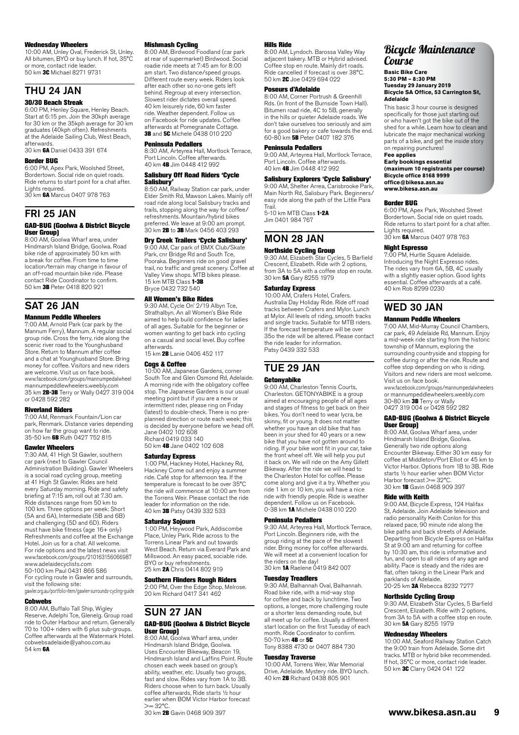### Wednesday Wheelers

10:00 AM, Unley Oval, Frederick St, Unley. All bitumen, BYO or buy lunch. If hot, 35°C or more, contact ride leader.
50 km **3C** Michael 8271 9731

## THU 24 JAN

### 30/30 Beach Streak

6:00 PM, Henley Square, Henley Beach. Start at 6:15 pm. Join the 30kph average for 30 km or the 35kph average for 30 km graduates (40kph often). Refreshments at the Adelaide Sailing Club, West Beach, afterwards.
30 km **6A** Daniel 0433 391 674

### Border BUG

6:00 PM, Apex Park, Woolshed Street, Bordertown. Social ride on quiet roads. Ride returns to start point for a chat after. Lights required.
30 km **6A** Marcus 0407 978 763

## FRI 25 JAN

### GAD-BUG (Goolwa & District Bicycle User Group)

8:00 AM, Goolwa Wharf area, under Hindmarsh Island Bridge, Goolwa. Road bike ride of approximately 50 km with a break for coffee. From time to time location/terrain may change in favour of an off-road mountain bike ride. Please contact Ride Coordinator to confirm.
50 km **3B** Peter 0418 820 921

## SAT 26 JAN

### Mannum Peddle Wheelers

7:00 AM, Arnold Park (car park by the Mannum Ferry), Mannum. A regular social group ride. Cross the ferry, ride along the scenic river road to the Younghusband Store. Return to Mannum after coffee and a chat at Younghusband Store. Bring money for coffee. Visitors and new riders are welcome. Visit us on face book.
www.facebook.com/groups/mannumpedalwheel
mannumpeddlewheelers.weebly.com
35 km **2B-3B** Terry or Wally 0427 319 004 or 0428 592 282

### Riverland Riders

7:00 AM, Renmark Fountain/Lion car park, Renmark. Distance varies depending on how far the group want to ride.
35-50 km **6B** Ruth 0427 752 815

### Gawler Wheelers

7:30 AM, 41 High St Gawler, southern car park (next to Gawler Council Administration Building). Gawler Wheelers is a social road cycling group, meeting at 41 High St Gawler. Rides are held every Saturday morning. Ride and safety briefing at 7:15 am, roll out at 7.30 am. Ride distances range from 50 km to 100 km. Three options per week: Short (5A and 6A), Intermediate (5B and 6B) and challenging (5D and 6D). Riders must have bike fitness (age 16+ only) Refreshments and coffee at the Exchange Hotel. Join us for a chat. All welcome. For ride options and the latest news visit www.facebook.com/groups/210163156066987
www.adelaidecyclists.com
50-100 km Paul 0431 866 586
For cycling route in Gawler and surrounds, visit the following site:
gawler.org.au/portfolio-item/gawler-surrounds-cycling-guide

### Cobwebs

8:00 AM, Buffalo Tall Ship, Wigley Reserve, Adelphi Tce, Glenelg. Group road ride to Outer Harbour and return. Generally 70 to 100+ riders with 6 plus sub-groups. Coffee afterwards at the Watermark Hotel.
cobwebsadelaide@yahoo.com.au
54 km **6A**

### Mishmash Cycling

8:00 AM, Birdwood Foodland (car park at rear of supermarket) Birdwood. Social roadie ride meets at 7:45 am for 8:00 am start. Two distance/speed groups. Different route every week. Riders look after each other so no-one gets left behind. Regroup at every intersection. Slowest rider dictates overall speed. 40 km leisurely ride, 60 km faster ride. Weather dependent. Follow us on Facebook for ride updates. Coffee afterwards at Pomegranate Cottage.
**3B** and **5C** Michele 0438 010 220

### Peninsula Pedallers

8:30 AM, Arteyrea Hall, Mortlock Terrace, Port Lincoln. Coffee afterwards.
40 km **4B** Jim 0448 412 992

### Salisbury Off Road Riders 'Cycle Salisbury'

8:50 AM, Railway Station car park, under Elder Smith Rd, Mawson Lakes. Mainly off road ride along local Salisbury tracks and trails, stopping along the way for coffee/refreshments. Mountain/hybrid bikes preferred. We leave at 9:00 am prompt.
30 km **2B** to **3B** Mark 0456 403 293

### Dry Creek Trailers 'Cycle Salisbury'

9:00 AM, Car park of BMX Club/Skate Park, cnr Bridge Rd and South Tce, Pooraka. Beginners ride on good gravel trail, no traffic and great scenery. Coffee at Valley View shops. MTB bikes please.
15 km MTB Class **1-3B**
Bryce 0432 732 540

### All Women's Bike Rides

9:30 AM, Cycle On' 2/19 Albyn Tce, Strathalbyn. An all Women's Bike Ride aimed to help build confidence for ladies of all ages. Suitable for the beginner or women wanting to get back into cycling on a casual and social level. Buy coffee afterwards.
15 km **2B** Lanie 0406 452 117

### Cogs & Coffee

10:00 AM, Japanese Gardens, corner South Tce and Glen Osmond Rd, Adelaide. A morning ride with the obligatory coffee stop. The Japanese Gardens is our usual meeting point but if you are a new or intermittent rider, please ring on Friday (latest) to double-check. There is no pre-planned direction or route each week; this is decided by everyone before we head off.
Jane 0402 102 608
Richard 0419 033 140
50 km **4B** Jane 0402 102 608

### Saturday Express

1:00 PM, Hackney Hotel, Hackney Rd, Hackney Come out and enjoy a summer ride. Café stop for afternoon tea. If the temperature is forecast to be over 35°C the ride will commence at 10:00 am from the Torrens Weir. Please contact the ride leader for information on the ride.
40 km **3B** Patsy 0439 332 533

### Saturday Sojourn

1:00 PM, Heywood Park, Addiscombe Place, Unley Park. Ride across to the Torrens Linear Park and out towards West Beach. Return via Everard Park and Millswood. An easy paced, sociable ride. BYO or buy refreshments.
25 km **2A** Chris 0414 802 919

### Southern Flinders Rough Riders

2:00 PM, Over the Edge Shop, Melrose.
20 km Richard 0417 341 462

## SUN 27 JAN

### GAD-BUG (Goolwa & District Bicycle User Group)

8:00 AM, Goolwa Wharf area, under Hindmarsh Island Bridge, Goolwa. Uses Encounter Bikeway, Beacon 19, Hindmarsh Island and Laffins Point. Route chosen each week based on group's ability, weather, etc. Usually two groups, fast and slow. Rides vary from 1A to 3B. Riders choose when to turn back. Usually coffee afterwards, Ride starts ½ hour earlier when BOM Victor Harbor forecast >= 32°C.
30 km **2B** Gavin 0468 909 397

### Hills Ride

8:00 AM, Lyndoch. Barossa Valley Way adjacent bakery. MTB or Hybrid advised. Coffee stop en route. Mainly dirt roads. Ride cancelled if forecast is over 38°C.
50 km **2C** Joe 0429 694 022

### Poseurs d'Adelaide

8:00 AM, Corner Portrush & Greenhill Rds. (in front of the Burnside Town Hall). Bitumen road ride, 4C to 5B, generally in the hills or quieter Adelaide roads. We don't take ourselves too seriously and aim for a good bakery or cafe towards the end.
60-80 km **5B** Peter 0407 182 376

### Peninsula Pedallers

9:00 AM, Arteyrea Hall, Mortlock Terrace, Port Lincoln. Coffee afterwards.
40 km **4B** Jim 0448 412 992

### Salisbury Explorers 'Cycle Salisbury'

9:00 AM, Shelter Arrea, Carisbrooke Park, Main North Rd, Salisbury Park. Beginners/easy ride along the path of the Little Para Trail.
5-10 km MTB Class **1-2A**
Jim 0401 984 767

## MON 28 JAN

### Northside Cycling Group

9:30 AM, Elizabeth Star Cycles, 5 Barfield Crescent, Elizabeth. Ride with 2 options, from 3A to 5A with a coffee stop en route.
30 km **5A** Gary 8255 1979

### Saturday Express

10:00 AM, Crafers Hotel, Crafers. Australia Day Holiday Ride. Ride off road tracks between Crafers and Mylor. Lunch at Mylor. All levels of riding, smooth tracks and single tracks. Suitable for MTB riders. If the forecast temperature will be over 35o the ride will be altered. Please contact the ride leader for information.
Patsy 0439 332 533

## TUE 29 JAN

### Getonyabike

9:00 AM, Charleston Tennis Courts, Charleston. GETONYABIKE is a group aimed at encouraging people of all ages and stages of fitness to get back on their bikes. You don't need to wear lycra, be skinny, fit or young. It does not matter whether you have an old bike that has been in your shed for 40 years or a new bike that you have not gotten around to riding. If your bike wont fit in your car, take the front wheel off. We will help you put it back on. We will ride on the Amy Gillett Bikeway. After the ride we will head to the Charleston Hotel for coffee. Please come along and give it a try. Whether you ride 1 km or 10 km, you will have a nice ride with friendly people. Ride is weather dependent. Follow us on Facebook.
0-38 km **1A** Michele 0438 010 220

### Peninsula Pedallers

9:30 AM, Arteyrea Hall, Mortlock Terrace, Port Lincoln. Beginners ride, with the group riding at the pace of the slowest rider. Bring money for coffee afterwards. We will meet at a convenient location for the riders on the day!
30 km **1A** Raelene 0419 842 007

### Tuesday Treadlers

9:30 AM, Balhannah Oval, Balhannah. Road bike ride, with a mid-way stop for coffee and back by lunchtime. Two options, a longer, more challenging route or a shorter less demanding route, but all meet up for coffee. Usually a different start location on the first Tuesday of each month. Ride Coordinator to confirm.
50-70 km **4B** or **5C**
Tony 8388 4730 or 0407 884 730

### Tuesday Traverse

10:00 AM, Torrens Weir, War Memorial Drive, Adelaide. Mystery ride. BYO lunch.
40 km **2B** Richard 0438 805 901

## Bicycle Maintenance Course

**Basic Bike Care**
**5:30 PM – 8:30 PM**
**Tuesday 29 January 2019**
**Bicycle SA Office, 53 Carrington St, Adelaide**

This basic 3 hour course is designed specifically for those just starting out or who haven't got the bike out of the shed for a while. Learn how to clean and lubricate the major mechanical working parts of a bike, and get the inside story on repairing punctures!

**Fee applies**
**Early bookings essential**
**(maximum 10 registrants per course)**
**Bicycle office 8168 9999**
**office@bikesa.asn.au**
**www.bikesa.asn.au**

### Border BUG

6:00 PM, Apex Park, Woolshed Street Bordertown. Social ride on quiet roads. Ride returns to start point for a chat after. Lights required.
30 km **6A** Marcus 0407 978 763

### Night Espresso

7:00 PM, Hurtle Square Adelaide. Introducing the Night Expresso rides. The rides vary from 6A, 5B, 4C usually with a slightly easier option. Good lights essential. Coffee afterwards at a café.
40 km Rob 8299 0230

## WED 30 JAN

### Mannum Peddle Wheelers

7:00 AM, Mid-Murray Council Chambers, car park, 49 Adelaide Rd, Mannum. Enjoy a mid-week ride starting from the historic township of Mannum, exploring the surrounding countryside and stopping for coffee during or after the ride. Route and coffee stop depending on who is riding. Visitors and new riders are most welcome. Visit us on face book.
www.facebook.com/groups/mannumpedalwheelers or mannumpeddlewheelers.weebly.com
30-80 km **3B** Terry or Wally
0427 319 004 or 0428 592 282

### GAD-BUG (Goolwa & District Bicycle User Group)

8:00 AM, Goolwa Wharf area, under Hindmarsh Island Bridge, Goolwa. Generally two ride options along Encounter Bikeway. Either 30 km easy for coffee at Middleton/Port Elliot or 45 km to Victor Harbor. Options from 1B to 3B. Ride starts ½ hour earlier when BOM Victor Harbor forecast >= 32°C.
30 km **1B** Gavin 0468 909 397

### Ride with Keith

9:00 AM, Bicycle Express, 124 Halifax St, Adelaide. Join Adelaide television and radio personality Keith Conlon for this relaxed pace, 90 minute ride along the bike paths and back streets of Adelaide. Departing from Bicycle Express on Halifax St at 9:00 am and returning for coffee by 10:30 am, this ride is informative and fun, and open to all riders of any age and ability. Pace is steady and the rides are flat, often taking in the Linear Park and parklands of Adelaide.
20-25 km **3A** Rebecca 8232 7277

### Northside Cycling Group

9:30 AM, Elizabeth Star Cycles, 5 Barfield Crescent, Elizabeth. Ride with 2 options, from 3A to 5A with a coffee stop en route.
30 km **5A** Gary 8255 1979

### Wednesday Wheelers

10:00 AM, Seaford Railway Station Catch the 9:00 train from Adelaide. Some dirt tracks. MTB or hybrid bike recommended. If hot, 35°C or more, contact ride leader.
50 km **3C** Clarry 0424 041 122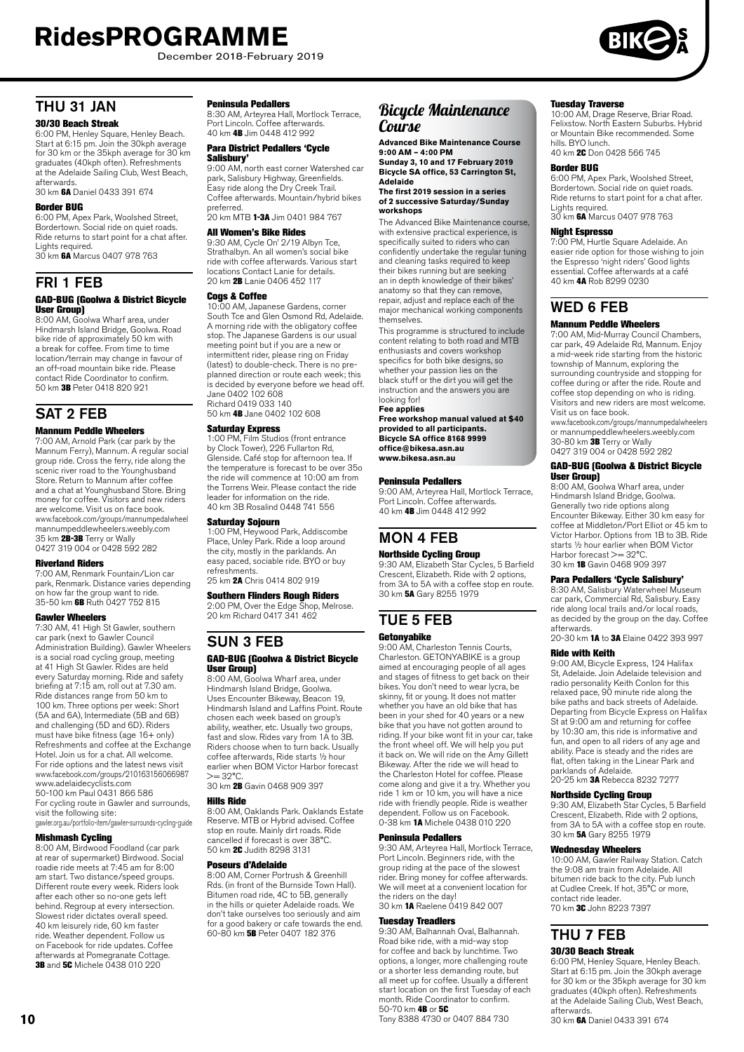## THU 31 JAN

**30/30 Beach Streak**
6:00 PM, Henley Square, Henley Beach. Start at 6:15 pm. Join the 30kph average for 30 km or the 35kph average for 30 km graduates (40kph often). Refreshments at the Adelaide Sailing Club, West Beach, afterwards.
30 km **6A** Daniel 0433 391 674

**Border BUG**
6:00 PM, Apex Park, Woolshed Street, Bordertown. Social ride on quiet roads. Ride returns to start point for a chat after. Lights required.
30 km **6A** Marcus 0407 978 763

## FRI 1 FEB

**GAD-BUG (Goolwa & District Bicycle User Group)**
8:00 AM, Goolwa Wharf area, under Hindmarsh Island Bridge, Goolwa. Road bike ride of approximately 50 km with a break for coffee. From time to time location/terrain may change in favour of an off-road mountain bike ride. Please contact Ride Coordinator to confirm.
50 km **3B** Peter 0418 820 921

## SAT 2 FEB

**Mannum Peddle Wheelers**
7:00 AM, Arnold Park (car park by the Mannum Ferry), Mannum. A regular social group ride. Cross the ferry, ride along the scenic river road to the Younghusband Store. Return to Mannum after coffee and a chat at Younghusband Store. Bring money for coffee. Visitors and new riders are welcome. Visit us on face book.
www.facebook.com/groups/mannumpedalwheel
mannumpeddlewheelers.weebly.com
35 km **2B-3B** Terry or Wally
0427 319 004 or 0428 592 282

**Riverland Riders**
7:00 AM, Renmark Fountain/Lion car park, Renmark. Distance varies depending on how far the group want to ride.
35-50 km **6B** Ruth 0427 752 815

**Gawler Wheelers**
7:30 AM, 41 High St Gawler, southern car park (next to Gawler Council Administration Building). Gawler Wheelers is a social road cycling group, meeting at 41 High St Gawler. Rides are held every Saturday morning. Ride and safety briefing at 7:15 am, roll out at 7.30 am. Ride distances range from 50 km to 100 km. Three options per week: Short (5A and 6A), Intermediate (5B and 6B) and challenging (5D and 6D). Riders must have bike fitness (age 16+ only) Refreshments and coffee at the Exchange Hotel. Join us for a chat. All welcome. For ride options and the latest news visit www.facebook.com/groups/210163156066987
www.adelaidecyclists.com
50-100 km Paul 0431 866 586
For cycling route in Gawler and surrounds, visit the following site:
gawler.org.au/portfolio-item/gawler-surrounds-cycling-guide

**Mishmash Cycling**
8:00 AM, Birdwood Foodland (car park at rear of supermarket) Birdwood. Social roadie ride meets at 7:45 am for 8:00 am start. Two distance/speed groups. Different route every week. Riders look after each other so no-one gets left behind. Regroup at every intersection. Slowest rider dictates overall speed. 40 km leisurely ride, 60 km faster ride. Weather dependent. Follow us on Facebook for ride updates. Coffee afterwards at Pomegranate Cottage.
**3B** and **5C** Michele 0438 010 220

**Peninsula Pedallers**
8:30 AM, Arteyrea Hall, Mortlock Terrace, Port Lincoln. Coffee afterwards.
40 km **4B** Jim 0448 412 992

**Para District Pedallers 'Cycle Salisbury'**
9:00 AM, north east corner Watershed car park, Salisbury Highway, Greenfields. Easy ride along the Dry Creek Trail. Coffee afterwards. Mountain/hybrid bikes preferred.
20 km MTB **1-3A** Jim 0401 984 767

**All Women's Bike Rides**
9:30 AM, Cycle On' 2/19 Albyn Tce, Strathalbyn. An all women's social bike ride with coffee afterwards. Various start locations Contact Lanie for details.
20 km **2B** Lanie 0406 452 117

**Cogs & Coffee**
10:00 AM, Japanese Gardens, corner South Tce and Glen Osmond Rd, Adelaide. A morning ride with the obligatory coffee stop. The Japanese Gardens is our usual meeting point but if you are a new or intermittent rider, please ring on Friday (latest) to double-check. There is no pre-planned direction or route each week; this is decided by everyone before we head off.
Jane 0402 102 608
Richard 0419 033 140
50 km **4B** Jane 0402 102 608

**Saturday Express**
1:00 PM, Film Studios (front entrance by Clock Tower), 226 Fullarton Rd, Glenside. Café stop for afternoon tea. If the temperature is forecast to be over 35o the ride will commence at 10:00 am from the Torrens Weir. Please contact the ride leader for information on the ride.
40 km 3B Rosalind 0448 741 556

**Saturday Sojourn**
1:00 PM, Heywood Park, Addiscombe Place, Unley Park. Ride a loop around the city, mostly in the parklands. An easy paced, sociable ride. BYO or buy refreshments.
25 km **2A** Chris 0414 802 919

**Southern Flinders Rough Riders**
2:00 PM, Over the Edge Shop, Melrose.
20 km Richard 0417 341 462

## SUN 3 FEB

**GAD-BUG (Goolwa & District Bicycle User Group)**
8:00 AM, Goolwa Wharf area, under Hindmarsh Island Bridge, Goolwa. Uses Encounter Bikeway, Beacon 19, Hindmarsh Island and Laffins Point. Route chosen each week based on group's ability, weather, etc. Usually two groups, fast and slow. Rides vary from 1A to 3B. Riders choose when to turn back. Usually coffee afterwards, Ride starts ½ hour earlier when BOM Victor Harbor forecast >= 32°C.
30 km **2B** Gavin 0468 909 397

**Hills Ride**
8:00 AM, Oaklands Park. Oaklands Estate Reserve. MTB or Hybrid advised. Coffee stop en route. Mainly dirt roads. Ride cancelled if forecast is over 38°C.
50 km **2C** Judith 8298 3131

**Poseurs d'Adelaide**
8:00 AM, Corner Portrush & Greenhill Rds. (in front of the Burnside Town Hall). Bitumen road ride, 4C to 5B, generally in the hills or quieter Adelaide roads. We don't take ourselves too seriously and aim for a good bakery or cafe towards the end.
60-80 km **5B** Peter 0407 182 376

## *Bicycle Maintenance Course*

**Advanced Bike Maintenance Course**
**9:00 AM – 4:00 PM**
**Sunday 3, 10 and 17 February 2019**
**Bicycle SA office, 53 Carrington St, Adelaide**
**The first 2019 session in a series of 2 successive Saturday/Sunday workshops**

The Advanced Bike Maintenance course, with extensive practical experience, is specifically suited to riders who can confidently undertake the regular tuning and cleaning tasks required to keep their bikes running but are seeking an in depth knowledge of their bikes' anatomy so that they can remove, repair, adjust and replace each of the major mechanical working components themselves.

This programme is structured to include content relating to both road and MTB enthusiasts and covers workshop specifics for both bike designs, so whether your passion lies on the black stuff or the dirt you will get the instruction and the answers you are looking for!

**Fee applies**
**Free workshop manual valued at $40 provided to all participants.**
**Bicycle SA office 8168 9999**
**office@bikesa.asn.au**
**www.bikesa.asn.au**

**Peninsula Pedallers**
9:00 AM, Arteyrea Hall, Mortlock Terrace, Port Lincoln. Coffee afterwards.
40 km **4B** Jim 0448 412 992

## MON 4 FEB

**Northside Cycling Group**
9:30 AM, Elizabeth Star Cycles, 5 Barfield Crescent, Elizabeth. Ride with 2 options, from 3A to 5A with a coffee stop en route.
30 km **5A** Gary 8255 1979

## TUE 5 FEB

**Getonyabike**
9:00 AM, Charleston Tennis Courts, Charleston. GETONYABIKE is a group aimed at encouraging people of all ages and stages of fitness to get back on their bikes. You don't need to wear lycra, be skinny, fit or young. It does not matter whether you have an old bike that has been in your shed for 40 years or a new bike that you have not gotten around to riding. If your bike wont fit in your car, take the front wheel off. We will help you put it back on. We will ride on the Amy Gillett Bikeway. After the ride we will head to the Charleston Hotel for coffee. Please come along and give it a try. Whether you ride 1 km or 10 km, you will have a nice ride with friendly people. Ride is weather dependent. Follow us on Facebook.
0-38 km **1A** Michele 0438 010 220

**Peninsula Pedallers**
9:30 AM, Arteyrea Hall, Mortlock Terrace, Port Lincoln. Beginners ride, with the group riding at the pace of the slowest rider. Bring money for coffee afterwards. We will meet at a convenient location for the riders on the day!
30 km **1A** Raelene 0419 842 007

**Tuesday Treadlers**
9:30 AM, Balhannah Oval, Balhannah. Road bike ride, with a mid-way stop for coffee and back by lunchtime. Two options, a longer, more challenging route or a shorter less demanding route, but all meet up for coffee. Usually a different start location on the first Tuesday of each month. Ride Coordinator to confirm.
50-70 km **4B** or **5C**
Tony 8388 4730 or 0407 884 730

**Tuesday Traverse**
10:00 AM, Drage Reserve, Briar Road. Felixstow. North Eastern Suburbs. Hybrid or Mountain Bike recommended. Some hills. BYO lunch.
40 km **2C** Don 0428 566 745

**Border BUG**
6:00 PM, Apex Park, Woolshed Street, Bordertown. Social ride on quiet roads. Ride returns to start point for a chat after. Lights required.
30 km **6A** Marcus 0407 978 763

**Night Espresso**
7:00 PM, Hurtle Square Adelaide. An easier ride option for those wishing to join the Espresso 'night riders' Good lights essential. Coffee afterwards at a café
40 km **4A** Rob 8299 0230

## WED 6 FEB

**Mannum Peddle Wheelers**
7:00 AM, Mid-Murray Council Chambers, car park, 49 Adelaide Rd, Mannum. Enjoy a mid-week ride starting from the historic township of Mannum, exploring the surrounding countryside and stopping for coffee during or after the ride. Route and coffee stop depending on who is riding. Visitors and new riders are most welcome. Visit us on face book.
www.facebook.com/groups/mannumpedalwheelers or mannumpeddlewheelers.weebly.com
30-80 km **3B** Terry or Wally
0427 319 004 or 0428 592 282

**GAD-BUG (Goolwa & District Bicycle User Group)**
8:00 AM, Goolwa Wharf area, under Hindmarsh Island Bridge, Goolwa. Generally two ride options along Encounter Bikeway. Either 30 km easy for coffee at Middleton/Port Elliot or 45 km to Victor Harbor. Options from 1B to 3B. Ride starts ½ hour earlier when BOM Victor Harbor forecast >= 32°C.
30 km **1B** Gavin 0468 909 397

**Para Pedallers 'Cycle Salisbury'**
8:30 AM, Salisbury Waterwheel Museum car park, Commercial Rd, Salisbury. Easy ride along local trails and/or local roads, as decided by the group on the day. Coffee afterwards.
20-30 km **1A** to **3A** Elaine 0422 393 997

**Ride with Keith**
9:00 AM, Bicycle Express, 124 Halifax St, Adelaide. Join Adelaide television and radio personality Keith Conlon for this relaxed pace, 90 minute ride along the bike paths and back streets of Adelaide. Departing from Bicycle Express on Halifax St at 9:00 am and returning for coffee by 10:30 am, this ride is informative and fun, and open to all riders of any age and ability. Pace is steady and the rides are flat, often taking in the Linear Park and parklands of Adelaide.
20-25 km **3A** Rebecca 8232 7277

**Northside Cycling Group**
9:30 AM, Elizabeth Star Cycles, 5 Barfield Crescent, Elizabeth. Ride with 2 options, from 3A to 5A with a coffee stop en route.
30 km **5A** Gary 8255 1979

**Wednesday Wheelers**
10:00 AM, Gawler Railway Station. Catch the 9:08 am train from Adelaide. All bitumen ride back to the city. Pub lunch at Cudlee Creek. If hot, 35°C or more, contact ride leader.
70 km **3C** John 8223 7397

## THU 7 FEB

**30/30 Beach Streak**
6:00 PM, Henley Square, Henley Beach. Start at 6:15 pm. Join the 30kph average for 30 km or the 35kph average for 30 km graduates (40kph often). Refreshments at the Adelaide Sailing Club, West Beach, afterwards.
30 km **6A** Daniel 0433 391 674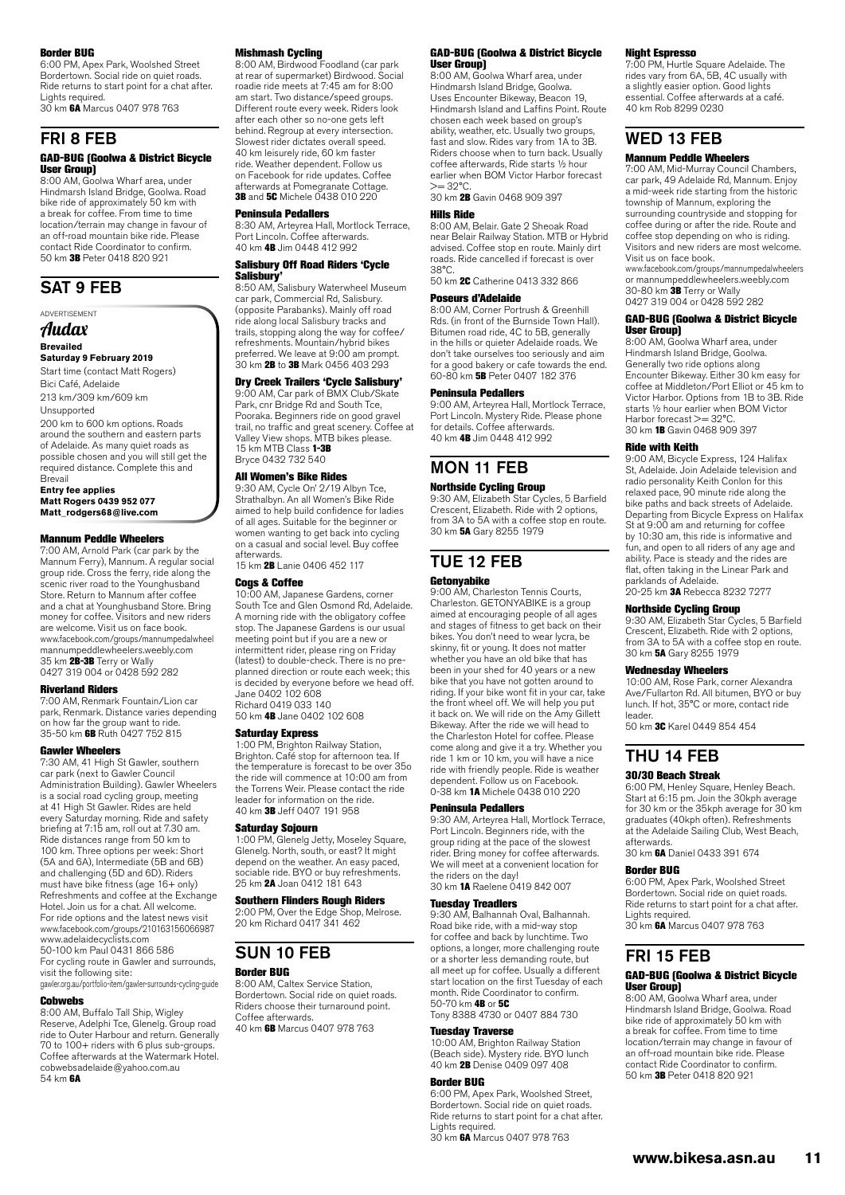#### Border BUG

6:00 PM, Apex Park, Woolshed Street Bordertown. Social ride on quiet roads. Ride returns to start point for a chat after. Lights required.
30 km **6A** Marcus 0407 978 763

## FRI 8 FEB

#### GAD-BUG (Goolwa & District Bicycle User Group)

8:00 AM, Goolwa Wharf area, under Hindmarsh Island Bridge, Goolwa. Road bike ride of approximately 50 km with a break for coffee. From time to time location/terrain may change in favour of an off-road mountain bike ride. Please contact Ride Coordinator to confirm.
50 km **3B** Peter 0418 820 921

## SAT 9 FEB

ADVERTISEMENT

*Audax*

**Brevailed**
**Saturday 9 February 2019**
Start time (contact Matt Rogers)
Bici Café, Adelaide
213 km/309 km/609 km
Unsupported
200 km to 600 km options. Roads around the southern and eastern parts of Adelaide. As many quiet roads as possible chosen and you will still get the required distance. Complete this and Brevail
**Entry fee applies**
**Matt Rogers 0439 952 077**
**Matt_rodgers68@live.com**

#### Mannum Peddle Wheelers

7:00 AM, Arnold Park (car park by the Mannum Ferry), Mannum. A regular social group ride. Cross the ferry, ride along the scenic river road to the Younghusband Store. Return to Mannum after coffee and a chat at Younghusband Store. Bring money for coffee. Visitors and new riders are welcome. Visit us on face book.
www.facebook.com/groups/mannumpedalwheel mannumpeddlewheelers.weebly.com
35 km **2B-3B** Terry or Wally
0427 319 004 or 0428 592 282

#### Riverland Riders

7:00 AM, Renmark Fountain/Lion car park, Renmark. Distance varies depending on how far the group want to ride.
35-50 km **6B** Ruth 0427 752 815

#### Gawler Wheelers

7:30 AM, 41 High St Gawler, southern car park (next to Gawler Council Administration Building). Gawler Wheelers is a social road cycling group, meeting at 41 High St Gawler. Rides are held every Saturday morning. Ride and safety briefing at 7:15 am, roll out at 7.30 am. Ride distances range from 50 km to 100 km. Three options per week: Short (5A and 6A), Intermediate (5B and 6B) and challenging (5D and 6D). Riders must have bike fitness (age 16+ only) Refreshments and coffee at the Exchange Hotel. Join us for a chat. All welcome. For ride options and the latest news visit www.facebook.com/groups/210163156066987 www.adelaidecyclists.com
50-100 km Paul 0431 866 586
For cycling route in Gawler and surrounds, visit the following site:
gawler.org.au/portfolio-item/gawler-surrounds-cycling-guide

#### Cobwebs

8:00 AM, Buffalo Tall Ship, Wigley Reserve, Adelphi Tce, Glenelg. Group road ride to Outer Harbour and return. Generally 70 to 100+ riders with 6 plus sub-groups. Coffee afterwards at the Watermark Hotel. cobwebsadelaide@yahoo.com.au
54 km **6A**

#### Mishmash Cycling

8:00 AM, Birdwood Foodland (car park at rear of supermarket) Birdwood. Social roadie ride meets at 7:45 am for 8:00 am start. Two distance/speed groups. Different route every week. Riders look after each other so no-one gets left behind. Regroup at every intersection. Slowest rider dictates overall speed. 40 km leisurely ride, 60 km faster ride. Weather dependent. Follow us on Facebook for ride updates. Coffee afterwards at Pomegranate Cottage.
**3B** and **5C** Michele 0438 010 220

#### Peninsula Pedallers

8:30 AM, Arteyrea Hall, Mortlock Terrace, Port Lincoln. Coffee afterwards.
40 km **4B** Jim 0448 412 992

#### Salisbury Off Road Riders 'Cycle Salisbury'

8:50 AM, Salisbury Waterwheel Museum car park, Commercial Rd, Salisbury. (opposite Parabanks). Mainly off road ride along local Salisbury tracks and trails, stopping along the way for coffee/ refreshments. Mountain/hybrid bikes preferred. We leave at 9:00 am prompt.
30 km **2B** to **3B** Mark 0456 403 293

#### Dry Creek Trailers 'Cycle Salisbury'

9:00 AM, Car park of BMX Club/Skate Park, cnr Bridge Rd and South Tce, Pooraka. Beginners ride on good gravel trail, no traffic and great scenery. Coffee at Valley View shops. MTB bikes please.
15 km MTB Class **1-3B**
Bryce 0432 732 540

#### All Women's Bike Rides

9:30 AM, Cycle On' 2/19 Albyn Tce, Strathalbyn. An all Women's Bike Ride aimed to help build confidence for ladies of all ages. Suitable for the beginner or women wanting to get back into cycling on a casual and social level. Buy coffee afterwards.
15 km **2B** Lanie 0406 452 117

#### Cogs & Coffee

10:00 AM, Japanese Gardens, corner South Tce and Glen Osmond Rd, Adelaide. A morning ride with the obligatory coffee stop. The Japanese Gardens is our usual meeting point but if you are a new or intermittent rider, please ring on Friday (latest) to double-check. There is no pre-planned direction or route each week; this is decided by everyone before we head off.
Jane 0402 102 608
Richard 0419 033 140
50 km **4B** Jane 0402 102 608

#### Saturday Express

1:00 PM, Brighton Railway Station, Brighton. Café stop for afternoon tea. If the temperature is forecast to be over 35o the ride will commence at 10:00 am from the Torrens Weir. Please contact the ride leader for information on the ride.
40 km **3B** Jeff 0407 191 958

#### Saturday Sojourn

1:00 PM, Glenelg Jetty, Moseley Square, Glenelg. North, south, or east? It might depend on the weather. An easy paced, sociable ride. BYO or buy refreshments.
25 km **2A** Joan 0412 181 643

#### Southern Flinders Rough Riders

2:00 PM, Over the Edge Shop, Melrose.
20 km Richard 0417 341 462

## SUN 10 FEB

#### Border BUG

8:00 AM, Caltex Service Station, Bordertown. Social ride on quiet roads. Riders choose their turnaround point. Coffee afterwards.
40 km **6B** Marcus 0407 978 763

#### GAD-BUG (Goolwa & District Bicycle User Group)

8:00 AM, Goolwa Wharf area, under Hindmarsh Island Bridge, Goolwa. Uses Encounter Bikeway, Beacon 19, Hindmarsh Island and Laffins Point. Route chosen each week based on group's ability, weather, etc. Usually two groups, fast and slow. Rides vary from 1A to 3B. Riders choose when to turn back. Usually coffee afterwards, Ride starts ½ hour earlier when BOM Victor Harbor forecast >= 32°C.
30 km **2B** Gavin 0468 909 397

#### Hills Ride

8:00 AM, Belair. Gate 2 Sheoak Road near Belair Railway Station. MTB or Hybrid advised. Coffee stop en route. Mainly dirt roads. Ride cancelled if forecast is over 38°C.
50 km **2C** Catherine 0413 332 866

#### Poseurs d'Adelaide

8:00 AM, Corner Portrush & Greenhill Rds. (in front of the Burnside Town Hall). Bitumen road ride, 4C to 5B, generally in the hills or quieter Adelaide roads. We don't take ourselves too seriously and aim for a good bakery or cafe towards the end.
60-80 km **5B** Peter 0407 182 376

#### Peninsula Pedallers

9:00 AM, Arteyrea Hall, Mortlock Terrace, Port Lincoln. Mystery Ride. Please phone for details. Coffee afterwards.
40 km **4B** Jim 0448 412 992

## MON 11 FEB

#### Northside Cycling Group

9:30 AM, Elizabeth Star Cycles, 5 Barfield Crescent, Elizabeth. Ride with 2 options, from 3A to 5A with a coffee stop en route.
30 km **5A** Gary 8255 1979

## TUE 12 FEB

#### Getonyabike

9:00 AM, Charleston Tennis Courts, Charleston. GETONYABIKE is a group aimed at encouraging people of all ages and stages of fitness to get back on their bikes. You don't need to wear lycra, be skinny, fit or young. It does not matter whether you have an old bike that has been in your shed for 40 years or a new bike that you have not gotten around to riding. If your bike wont fit in your car, take the front wheel off. We will help you put it back on. We will ride on the Amy Gillett Bikeway. After the ride we will head to the Charleston Hotel for coffee. Please come along and give it a try. Whether you ride 1 km or 10 km, you will have a nice ride with friendly people. Ride is weather dependent. Follow us on Facebook.
0-38 km **1A** Michele 0438 010 220

#### Peninsula Pedallers

9:30 AM, Arteyrea Hall, Mortlock Terrace, Port Lincoln. Beginners ride, with the group riding at the pace of the slowest rider. Bring money for coffee afterwards. We will meet at a convenient location for the riders on the day!
30 km **1A** Raelene 0419 842 007

#### Tuesday Treadlers

9:30 AM, Balhannah Oval, Balhannah. Road bike ride, with a mid-way stop for coffee and back by lunchtime. Two options, a longer, more challenging route or a shorter less demanding route, but all meet up for coffee. Usually a different start location on the first Tuesday of each month. Ride Coordinator to confirm.
50-70 km **4B** or **5C**
Tony 8388 4730 or 0407 884 730

#### Tuesday Traverse

10:00 AM, Brighton Railway Station (Beach side). Mystery ride. BYO lunch
40 km **2B** Denise 0409 097 408

#### Border BUG

6:00 PM, Apex Park, Woolshed Street, Bordertown. Social ride on quiet roads. Ride returns to start point for a chat after. Lights required.
30 km **6A** Marcus 0407 978 763

#### Night Espresso

7:00 PM, Hurtle Square Adelaide. The rides vary from 6A, 5B, 4C usually with a slightly easier option. Good lights essential. Coffee afterwards at a café.
40 km Rob 8299 0230

## WED 13 FEB

#### Mannum Peddle Wheelers

7:00 AM, Mid-Murray Council Chambers, car park, 49 Adelaide Rd, Mannum. Enjoy a mid-week ride starting from the historic township of Mannum, exploring the surrounding countryside and stopping for coffee during or after the ride. Route and coffee stop depending on who is riding. Visitors and new riders are most welcome. Visit us on face book.
www.facebook.com/groups/mannumpedalwheelers or mannumpeddlewheelers.weebly.com
30-80 km **3B** Terry or Wally
0427 319 004 or 0428 592 282

#### GAD-BUG (Goolwa & District Bicycle User Group)

8:00 AM, Goolwa Wharf area, under Hindmarsh Island Bridge, Goolwa. Generally two ride options along Encounter Bikeway. Either 30 km easy for coffee at Middleton/Port Elliot or 45 km to Victor Harbor. Options from 1B to 3B. Ride starts ½ hour earlier when BOM Victor Harbor forecast >= 32°C.
30 km **1B** Gavin 0468 909 397

#### Ride with Keith

9:00 AM, Bicycle Express, 124 Halifax St, Adelaide. Join Adelaide television and radio personality Keith Conlon for this relaxed pace, 90 minute ride along the bike paths and back streets of Adelaide. Departing from Bicycle Express on Halifax St at 9:00 am and returning for coffee by 10:30 am, this ride is informative and fun, and open to all riders of any age and ability. Pace is steady and the rides are flat, often taking in the Linear Park and parklands of Adelaide.
20-25 km **3A** Rebecca 8232 7277

#### Northside Cycling Group

9:30 AM, Elizabeth Star Cycles, 5 Barfield Crescent, Elizabeth. Ride with 2 options, from 3A to 5A with a coffee stop en route.
30 km **5A** Gary 8255 1979

#### Wednesday Wheelers

10:00 AM, Rose Park, corner Alexandra Ave/Fullarton Rd. All bitumen, BYO or buy lunch. If hot, 35°C or more, contact ride leader.
50 km **3C** Karel 0449 854 454

## THU 14 FEB

#### 30/30 Beach Streak

6:00 PM, Henley Square, Henley Beach. Start at 6:15 pm. Join the 30kph average for 30 km or the 35kph average for 30 km graduates (40kph often). Refreshments at the Adelaide Sailing Club, West Beach, afterwards.
30 km **6A** Daniel 0433 391 674

#### Border BUG

6:00 PM, Apex Park, Woolshed Street Bordertown. Social ride on quiet roads. Ride returns to start point for a chat after. Lights required.
30 km **6A** Marcus 0407 978 763

## FRI 15 FEB

#### GAD-BUG (Goolwa & District Bicycle User Group)

8:00 AM, Goolwa Wharf area, under Hindmarsh Island Bridge, Goolwa. Road bike ride of approximately 50 km with a break for coffee. From time to time location/terrain may change in favour of an off-road mountain bike ride. Please contact Ride Coordinator to confirm.
50 km **3B** Peter 0418 820 921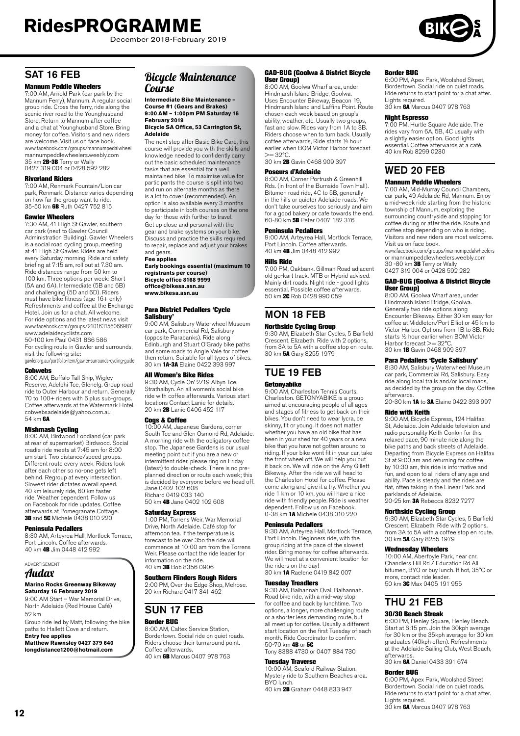# RidesPROGRAMME

December 2018-February 2019

## SAT 16 FEB

### Mannum Peddle Wheelers

7:00 AM, Arnold Park (car park by the Mannum Ferry), Mannum. A regular social group ride. Cross the ferry, ride along the scenic river road to the Younghusband Store. Return to Mannum after coffee and a chat at Younghusband Store. Bring money for coffee. Visitors and new riders are welcome. Visit us on face book.
www.facebook.com/groups/mannumpedalwheel
mannumpeddlewheelers.weebly.com
35 km **2B-3B** Terry or Wally
0427 319 004 or 0428 592 282

### Riverland Riders

7:00 AM, Renmark Fountain/Lion car park, Renmark. Distance varies depending on how far the group want to ride.
35-50 km **6B** Ruth 0427 752 815

### Gawler Wheelers

7:30 AM, 41 High St Gawler, southern car park (next to Gawler Council Administration Building). Gawler Wheelers is a social road cycling group, meeting at 41 High St Gawler. Rides are held every Saturday morning. Ride and safety briefing at 7:15 am, roll out at 7.30 am. Ride distances range from 50 km to 100 km. Three options per week: Short (5A and 6A), Intermediate (5B and 6B) and challenging (5D and 6D). Riders must have bike fitness (age 16+ only) Refreshments and coffee at the Exchange Hotel. Join us for a chat. All welcome. For ride options and the latest news visit www.facebook.com/groups/210163156066987
www.adelaidecyclists.com
50-100 km Paul 0431 866 586
For cycling route in Gawler and surrounds, visit the following site:
gawler.org.au/portfolio-item/gawler-surrounds-cycling-guide

### Cobwebs

8:00 AM, Buffalo Tall Ship, Wigley Reserve, Adelphi Tce, Glenelg. Group road ride to Outer Harbour and return. Generally 70 to 100+ riders with 6 plus sub-groups. Coffee afterwards at the Watermark Hotel.
cobwebsadelaide@yahoo.com.au
54 km **6A**

### Mishmash Cycling

8:00 AM, Birdwood Foodland (car park at rear of supermarket) Birdwood. Social roadie ride meets at 7:45 am for 8:00 am start. Two distance/speed groups. Different route every week. Riders look after each other so no-one gets left behind. Regroup at every intersection. Slowest rider dictates overall speed. 40 km leisurely ride, 60 km faster ride. Weather dependent. Follow us on Facebook for ride updates. Coffee afterwards at Pomegranate Cottage.
**3B** and **5C** Michele 0438 010 220

### Peninsula Pedallers

8:30 AM, Arteyrea Hall, Mortlock Terrace, Port Lincoln. Coffee afterwards.
40 km **4B** Jim 0448 412 992

ADVERTISEMENT

### *Audax*

**Marino Rocks Greenway Bikeway**
**Saturday 16 February 2019**

9:00 AM Start – War Memorial Drive, North Adelaide (Red House Café)

52 km

Group ride led by Matt, following the bike paths to Hallett Cove and return.

**Entry fee applies**

**Matthew Rawnsley 0427 379 640**
**longdistance1200@hotmail.com**

### *Bicycle Maintenance Course*

**Intermediate Bike Maintenance – Course #1 (Gears and Brakes)**
**9:00 AM – 1:00pm PM Saturday 16 February 2019**
**Bicycle SA Office, 53 Carrington St, Adelaide**

The next step after Basic Bike Care, this course will provide you with the skills and knowledge needed to confidently carry out the basic scheduled maintenance tasks that are essential for a well maintained bike. To maximise value for participants the course is split into two and run on alternate months as there is a lot to cover (recommended). An option is also available every 3 months to participate in both courses on the one day for those with further to travel.

Get up close and personal with the gear and brake systems on your bike. Discuss and practice the skills required to repair, replace and adjust your brakes and gears.

**Fee applies**
**Early bookings essential (maximum 10 registrants per course)**
**Bicycle office 8168 9999**
**office@bikesa.asn.au**
**www.bikesa.asn.au**

### Para District Pedallers 'Cycle Salisbury'

9:00 AM, Salisbury Waterwheel Museum car park, Commercial Rd, Salisbury (opposite Parabanks). Ride along Edinburgh and Stuart O'Grady bike paths and some roads to Angle Vale for coffee then return. Suitable for all types of bikes.
30 km **1A-3A** Elaine 0422 393 997

### All Women's Bike Rides

9:30 AM, Cycle On' 2/19 Albyn Tce, Strathalbyn. An all women's social bike ride with coffee afterwards. Various start locations Contact Lanie for details.
20 km **2B** Lanie 0406 452 117

### Cogs & Coffee

10:00 AM, Japanese Gardens, corner South Tce and Glen Osmond Rd, Adelaide. A morning ride with the obligatory coffee stop. The Japanese Gardens is our usual meeting point but if you are a new or intermittent rider, please ring on Friday (latest) to double-check. There is no pre-planned direction or route each week; this is decided by everyone before we head off.
Jane 0402 102 608
Richard 0419 033 140
50 km **4B** Jane 0402 102 608

### Saturday Express

1:00 PM, Torrens Weir, War Memorial Drive, North Adelaide. Café stop for afternoon tea. If the temperature is forecast to be over 35o the ride will commence at 10:00 am from the Torrens Weir. Please contact the ride leader for information on the ride.
40 km **3B** Bob 8356 0906

### Southern Flinders Rough Riders

2:00 PM, Over the Edge Shop, Melrose.
20 km Richard 0417 341 462

## SUN 17 FEB

### Border BUG

8:00 AM, Caltex Service Station, Bordertown. Social ride on quiet roads. Riders choose their turnaround point. Coffee afterwards.
40 km **6B** Marcus 0407 978 763

### GAD-BUG (Goolwa & District Bicycle User Group)

8:00 AM, Goolwa Wharf area, under Hindmarsh Island Bridge, Goolwa. Uses Encounter Bikeway, Beacon 19, Hindmarsh Island and Laffins Point. Route chosen each week based on group's ability, weather, etc. Usually two groups, fast and slow. Rides vary from 1A to 3B. Riders choose when to turn back. Usually coffee afterwards, Ride starts ½ hour earlier when BOM Victor Harbor forecast >= 32°C.
30 km **2B** Gavin 0468 909 397

### Poseurs d'Adelaide

8:00 AM, Corner Portrush & Greenhill Rds. (in front of the Burnside Town Hall). Bitumen road ride, 4C to 5B, generally in the hills or quieter Adelaide roads. We don't take ourselves too seriously and aim for a good bakery or cafe towards the end.
60-80 km **5B** Peter 0407 182 376

### Peninsula Pedallers

9:00 AM, Arteyrea Hall, Mortlock Terrace, Port Lincoln. Coffee afterwards.
40 km **4B** Jim 0448 412 992

### Hills Ride

7:00 PM, Oakbank. Gillman Road adjacent old go-kart track. MTB or Hybrid advised. Mainly dirt roads. Night ride - good lights essential. Possible coffee afterwards.
50 km **2C** Rob 0428 990 059

## MON 18 FEB

### Northside Cycling Group

9:30 AM, Elizabeth Star Cycles, 5 Barfield Crescent, Elizabeth. Ride with 2 options, from 3A to 5A with a coffee stop en route.
30 km **5A** Gary 8255 1979

## TUE 19 FEB

### Getonyabike

9:00 AM, Charleston Tennis Courts, Charleston. GETONYABIKE is a group aimed at encouraging people of all ages and stages of fitness to get back on their bikes. You don't need to wear lycra, be skinny, fit or young. It does not matter whether you have an old bike that has been in your shed for 40 years or a new bike that you have not gotten around to riding. If your bike wont fit in your car, take the front wheel off. We will help you put it back on. We will ride on the Amy Gillett Bikeway. After the ride we will head to the Charleston Hotel for coffee. Please come along and give it a try. Whether you ride 1 km or 10 km, you will have a nice ride with friendly people. Ride is weather dependent. Follow us on Facebook.
0-38 km **1A** Michele 0438 010 220

### Peninsula Pedallers

9:30 AM, Arteyrea Hall, Mortlock Terrace, Port Lincoln. Beginners ride, with the group riding at the pace of the slowest rider. Bring money for coffee afterwards. We will meet at a convenient location for the riders on the day!
30 km **1A** Raelene 0419 842 007

### Tuesday Treadlers

9:30 AM, Balhannah Oval, Balhannah. Road bike ride, with a mid-way stop for coffee and back by lunchtime. Two options, a longer, more challenging route or a shorter less demanding route, but all meet up for coffee. Usually a different start location on the first Tuesday of each month. Ride Coordinator to confirm.
50-70 km **4B** or **5C**
Tony 8388 4730 or 0407 884 730

### Tuesday Traverse

10:00 AM, Seaford Railway Station. Mystery ride to Southern Beaches area. BYO lunch.
40 km **2B** Graham 0448 833 947

### Border BUG

6:00 PM, Apex Park, Woolshed Street, Bordertown. Social ride on quiet roads. Ride returns to start point for a chat after. Lights required.
30 km **6A** Marcus 0407 978 763

### Night Espresso

7:00 PM, Hurtle Square Adelaide. The rides vary from 6A, 5B, 4C usually with a slightly easier option. Good lights essential. Coffee afterwards at a café.
40 km Rob 8299 0230

## WED 20 FEB

### Mannum Peddle Wheelers

7:00 AM, Mid-Murray Council Chambers, car park, 49 Adelaide Rd, Mannum. Enjoy a mid-week ride starting from the historic township of Mannum, exploring the surrounding countryside and stopping for coffee during or after the ride. Route and coffee stop depending on who is riding. Visitors and new riders are most welcome. Visit us on face book.
www.facebook.com/groups/mannumpeddlewheelers or mannumpeddlewheelers.weebly.com
30 -80 km **3B** Terry or Wally
0427 319 004 or 0428 592 282

### GAD-BUG (Goolwa & District Bicycle User Group)

8:00 AM, Goolwa Wharf area, under Hindmarsh Island Bridge, Goolwa. Generally two ride options along Encounter Bikeway. Either 30 km easy for coffee at Middleton/Port Elliot or 45 km to Victor Harbor. Options from 1B to 3B. Ride starts ½ hour earlier when BOM Victor Harbor forecast >= 32°C.
30 km **1B** Gavin 0468 909 397

### Para Pedallers 'Cycle Salisbury'

8:30 AM, Salisbury Waterwheel Museum car park, Commercial Rd, Salisbury. Easy ride along local trails and/or local roads, as decided by the group on the day. Coffee afterwards.
20-30 km **1A** to **3A** Elaine 0422 393 997

### Ride with Keith

9:00 AM, Bicycle Express, 124 Halifax St, Adelaide. Join Adelaide television and radio personality Keith Conlon for this relaxed pace, 90 minute ride along the bike paths and back streets of Adelaide. Departing from Bicycle Express on Halifax St at 9:00 am and returning for coffee by 10:30 am, this ride is informative and fun, and open to all riders of any age and ability. Pace is steady and the rides are flat, often taking in the Linear Park and parklands of Adelaide.
20-25 km **3A** Rebecca 8232 7277

### Northside Cycling Group

9:30 AM, Elizabeth Star Cycles, 5 Barfield Crescent, Elizabeth. Ride with 2 options, from 3A to 5A with a coffee stop en route.
30 km **5A** Gary 8255 1979

### Wednesday Wheelers

10:00 AM, Aberfoyle Park, near cnr. Chandlers Hill Rd / Education Rd All bitumen, BYO or buy lunch. If hot, 35°C or more, contact ride leader.
50 km **3C** Max 0405 191 955

## THU 21 FEB

### 30/30 Beach Streak

6:00 PM, Henley Square, Henley Beach. Start at 6:15 pm. Join the 30kph average for 30 km or the 35kph average for 30 km graduates (40kph often). Refreshments at the Adelaide Sailing Club, West Beach, afterwards.
30 km **6A** Daniel 0433 391 674

### Border BUG

6:00 PM, Apex Park, Woolshed Street Bordertown. Social ride on quiet roads. Ride returns to start point for a chat after. Lights required.
30 km **6A** Marcus 0407 978 763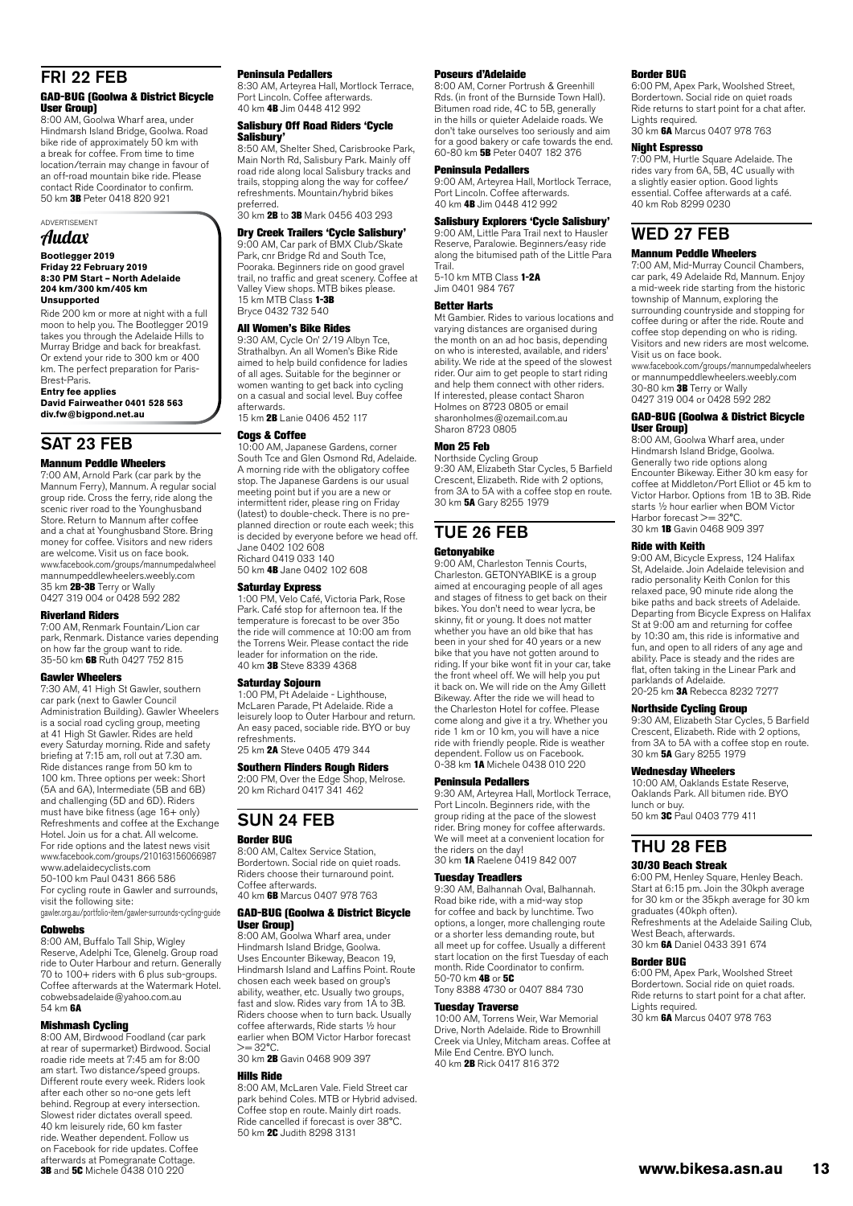## FRI 22 FEB

### GAD-BUG (Goolwa & District Bicycle User Group)

8:00 AM, Goolwa Wharf area, under Hindmarsh Island Bridge, Goolwa. Road bike ride of approximately 50 km with a break for coffee. From time to time location/terrain may change in favour of an off-road mountain bike ride. Please contact Ride Coordinator to confirm.
50 km **3B** Peter 0418 820 921

ADVERTISEMENT

*Audax*

**Bootlegger 2019**
**Friday 22 February 2019**
**8:30 PM Start – North Adelaide**
**204 km/300 km/405 km**
**Unsupported**

Ride 200 km or more at night with a full moon to help you. The Bootlegger 2019 takes you through the Adelaide Hills to Murray Bridge and back for breakfast. Or extend your ride to 300 km or 400 km. The perfect preparation for Paris-Brest-Paris.

**Entry fee applies**
**David Fairweather 0401 528 563**
**div.fw@bigpond.net.au**

## SAT 23 FEB

### Mannum Peddle Wheelers

7:00 AM, Arnold Park (car park by the Mannum Ferry), Mannum. A regular social group ride. Cross the ferry, ride along the scenic river road to the Younghusband Store. Return to Mannum after coffee and a chat at Younghusband Store. Bring money for coffee. Visitors and new riders are welcome. Visit us on face book.
www.facebook.com/groups/mannumpedalwheel
mannumpeddlewheelers.weebly.com
35 km **2B-3B** Terry or Wally
0427 319 004 or 0428 592 282

### Riverland Riders

7:00 AM, Renmark Fountain/Lion car park, Renmark. Distance varies depending on how far the group want to ride.
35-50 km **6B** Ruth 0427 752 815

### Gawler Wheelers

7:30 AM, 41 High St Gawler, southern car park (next to Gawler Council Administration Building). Gawler Wheelers is a social road cycling group, meeting at 41 High St Gawler. Rides are held every Saturday morning. Ride and safety briefing at 7:15 am, roll out at 7.30 am. Ride distances range from 50 km to 100 km. Three options per week: Short (5A and 6A), Intermediate (5B and 6B) and challenging (5D and 6D). Riders must have bike fitness (age 16+ only) Refreshments and coffee at the Exchange Hotel. Join us for a chat. All welcome. For ride options and the latest news visit www.facebook.com/groups/210163156066987
www.adelaidecyclists.com
50-100 km Paul 0431 866 586
For cycling route in Gawler and surrounds, visit the following site:
gawler.org.au/portfolio-item/gawler-surrounds-cycling-guide

### Cobwebs

8:00 AM, Buffalo Tall Ship, Wigley Reserve, Adelphi Tce, Glenelg. Group road ride to Outer Harbour and return. Generally 70 to 100+ riders with 6 plus sub-groups. Coffee afterwards at the Watermark Hotel.
cobwebsadelaide@yahoo.com.au
54 km **6A**

### Mishmash Cycling

8:00 AM, Birdwood Foodland (car park at rear of supermarket) Birdwood. Social roadie ride meets at 7:45 am for 8:00 am start. Two distance/speed groups. Different route every week. Riders look after each other so no-one gets left behind. Regroup at every intersection. Slowest rider dictates overall speed. 40 km leisurely ride, 60 km faster ride. Weather dependent. Follow us on Facebook for ride updates. Coffee afterwards at Pomegranate Cottage.
**3B** and **5C** Michele 0438 010 220

### Peninsula Pedallers

8:30 AM, Arteyrea Hall, Mortlock Terrace, Port Lincoln. Coffee afterwards.
40 km **4B** Jim 0448 412 992

### Salisbury Off Road Riders 'Cycle Salisbury'

8:50 AM, Shelter Shed, Carisbrooke Park, Main North Rd, Salisbury Park. Mainly off road ride along local Salisbury tracks and trails, stopping along the way for coffee/refreshments. Mountain/hybrid bikes preferred.
30 km **2B** to **3B** Mark 0456 403 293

### Dry Creek Trailers 'Cycle Salisbury'

9:00 AM, Car park of BMX Club/Skate Park, cnr Bridge Rd and South Tce, Pooraka. Beginners ride on good gravel trail, no traffic and great scenery. Coffee at Valley View shops. MTB bikes please.
15 km MTB Class **1-3B**
Bryce 0432 732 540

### All Women's Bike Rides

9:30 AM, Cycle On' 2/19 Albyn Tce, Strathalbyn. An all Women's Bike Ride aimed to help build confidence for ladies of all ages. Suitable for the beginner or women wanting to get back into cycling on a casual and social level. Buy coffee afterwards.
15 km **2B** Lanie 0406 452 117

### Cogs & Coffee

10:00 AM, Japanese Gardens, corner South Tce and Glen Osmond Rd, Adelaide. A morning ride with the obligatory coffee stop. The Japanese Gardens is our usual meeting point but if you are a new or intermittent rider, please ring on Friday (latest) to double-check. There is no pre-planned direction or route each week; this is decided by everyone before we head off.
Jane 0402 102 608
Richard 0419 033 140
50 km **4B** Jane 0402 102 608

### Saturday Express

1:00 PM, Velo Café, Victoria Park, Rose Park. Café stop for afternoon tea. If the temperature is forecast to be over 35o the ride will commence at 10:00 am from the Torrens Weir. Please contact the ride leader for information on the ride.
40 km **3B** Steve 8339 4368

### Saturday Sojourn

1:00 PM, Pt Adelaide - Lighthouse, McLaren Parade, Pt Adelaide. Ride a leisurely loop to Outer Harbour and return. An easy paced, sociable ride. BYO or buy refreshments.
25 km **2A** Steve 0405 479 344

### Southern Flinders Rough Riders

2:00 PM, Over the Edge Shop, Melrose.
20 km Richard 0417 341 462

## SUN 24 FEB

### Border BUG

8:00 AM, Caltex Service Station, Bordertown. Social ride on quiet roads. Riders choose their turnaround point. Coffee afterwards.
40 km **6B** Marcus 0407 978 763

### GAD-BUG (Goolwa & District Bicycle User Group)

8:00 AM, Goolwa Wharf area, under Hindmarsh Island Bridge, Goolwa. Uses Encounter Bikeway, Beacon 19, Hindmarsh Island and Laffins Point. Route chosen each week based on group's ability, weather, etc. Usually two groups, fast and slow. Rides vary from 1A to 3B. Riders choose when to turn back. Usually coffee afterwards, Ride starts ½ hour earlier when BOM Victor Harbor forecast >= 32°C.
30 km **2B** Gavin 0468 909 397

### Hills Ride

8:00 AM, McLaren Vale. Field Street car park behind Coles. MTB or Hybrid advised. Coffee stop en route. Mainly dirt roads. Ride cancelled if forecast is over 38°C.
50 km **2C** Judith 8298 3131

### Poseurs d'Adelaide

8:00 AM, Corner Portrush & Greenhill Rds. (in front of the Burnside Town Hall). Bitumen road ride, 4C to 5B, generally in the hills or quieter Adelaide roads. We don't take ourselves too seriously and aim for a good bakery or cafe towards the end.
60-80 km **5B** Peter 0407 182 376

### Peninsula Pedallers

9:00 AM, Arteyrea Hall, Mortlock Terrace, Port Lincoln. Coffee afterwards.
40 km **4B** Jim 0448 412 992

### Salisbury Explorers 'Cycle Salisbury'

9:00 AM, Little Para Trail next to Hausler Reserve, Paralowie. Beginners/easy ride along the bitumised path of the Little Para Trail.
5-10 km MTB Class **1-2A**
Jim 0401 984 767

### Better Harts

Mt Gambier. Rides to various locations and varying distances are organised during the month on an ad hoc basis, depending on who is interested, available, and riders' ability. We ride at the speed of the slowest rider. Our aim to get people to start riding and help them connect with other riders. If interested, please contact Sharon Holmes on 8723 0805 or email sharonholmes@ozemail.com.au
Sharon 8723 0805

### Mon 25 Feb

Northside Cycling Group
9:30 AM, Elizabeth Star Cycles, 5 Barfield Crescent, Elizabeth. Ride with 2 options, from 3A to 5A with a coffee stop en route.
30 km **5A** Gary 8255 1979

## TUE 26 FEB

### Getonyabike

9:00 AM, Charleston Tennis Courts, Charleston. GETONYABIKE is a group aimed at encouraging people of all ages and stages of fitness to get back on their bikes. You don't need to wear lycra, be skinny, fit or young. It does not matter whether you have an old bike that has been in your shed for 40 years or a new bike that you have not gotten around to riding. If your bike wont fit in your car, take the front wheel off. We will help you put it back on. We will ride on the Amy Gillett Bikeway. After the ride we will head to the Charleston Hotel for coffee. Please come along and give it a try. Whether you ride 1 km or 10 km, you will have a nice ride with friendly people. Ride is weather dependent. Follow us on Facebook.
0-38 km **1A** Michele 0438 010 220

### Peninsula Pedallers

9:30 AM, Arteyrea Hall, Mortlock Terrace, Port Lincoln. Beginners ride, with the group riding at the pace of the slowest rider. Bring money for coffee afterwards. We will meet at a convenient location for the riders on the day!
30 km **1A** Raelene 0419 842 007

### Tuesday Treadlers

9:30 AM, Balhannah Oval, Balhannah. Road bike ride, with a mid-way stop for coffee and back by lunchtime. Two options, a longer, more challenging route or a shorter less demanding route, but all meet up for coffee. Usually a different start location on the first Tuesday of each month. Ride Coordinator to confirm.
50-70 km **4B** or **5C**
Tony 8388 4730 or 0407 884 730

### Tuesday Traverse

10:00 AM, Torrens Weir, War Memorial Drive, North Adelaide. Ride to Brownhill Creek via Unley, Mitcham areas. Coffee at Mile End Centre. BYO lunch.
40 km **2B** Rick 0417 816 372

### Border BUG

6:00 PM, Apex Park, Woolshed Street, Bordertown. Social ride on quiet roads Ride returns to start point for a chat after. Lights required.
30 km **6A** Marcus 0407 978 763

### Night Espresso

7:00 PM, Hurtle Square Adelaide. The rides vary from 6A, 5B, 4C usually with a slightly easier option. Good lights essential. Coffee afterwards at a café.
40 km Rob 8299 0230

## WED 27 FEB

### Mannum Peddle Wheelers

7:00 AM, Mid-Murray Council Chambers, car park, 49 Adelaide Rd, Mannum. Enjoy a mid-week ride starting from the historic township of Mannum, exploring the surrounding countryside and stopping for coffee during or after the ride. Route and coffee stop depending on who is riding. Visitors and new riders are most welcome. Visit us on face book.
www.facebook.com/groups/mannumpedalwheelers
or mannumpeddlewheelers.weebly.com
30-80 km **3B** Terry or Wally
0427 319 004 or 0428 592 282

### GAD-BUG (Goolwa & District Bicycle User Group)

8:00 AM, Goolwa Wharf area, under Hindmarsh Island Bridge, Goolwa. Generally two ride options along Encounter Bikeway. Either 30 km easy for coffee at Middleton/Port Elliot or 45 km to Victor Harbor. Options from 1B to 3B. Ride starts ½ hour earlier when BOM Victor Harbor forecast >= 32°C.
30 km **1B** Gavin 0468 909 397

### Ride with Keith

9:00 AM, Bicycle Express, 124 Halifax St, Adelaide. Join Adelaide television and radio personality Keith Conlon for this relaxed pace, 90 minute ride along the bike paths and back streets of Adelaide. Departing from Bicycle Express on Halifax St at 9:00 am and returning for coffee by 10:30 am, this ride is informative and fun, and open to all riders of any age and ability. Pace is steady and the rides are flat, often taking in the Linear Park and parklands of Adelaide.
20-25 km **3A** Rebecca 8232 7277

### Northside Cycling Group

9:30 AM, Elizabeth Star Cycles, 5 Barfield Crescent, Elizabeth. Ride with 2 options, from 3A to 5A with a coffee stop en route.
30 km **5A** Gary 8255 1979

### Wednesday Wheelers

10:00 AM, Oaklands Estate Reserve, Oaklands Park. All bitumen ride. BYO lunch or buy.
50 km **3C** Paul 0403 779 411

## THU 28 FEB

### 30/30 Beach Streak

6:00 PM, Henley Square, Henley Beach. Start at 6:15 pm. Join the 30kph average for 30 km or the 35kph average for 30 km graduates (40kph often). Refreshments at the Adelaide Sailing Club, West Beach, afterwards.
30 km **6A** Daniel 0433 391 674

### Border BUG

6:00 PM, Apex Park, Woolshed Street Bordertown. Social ride on quiet roads. Ride returns to start point for a chat after. Lights required.
30 km **6A** Marcus 0407 978 763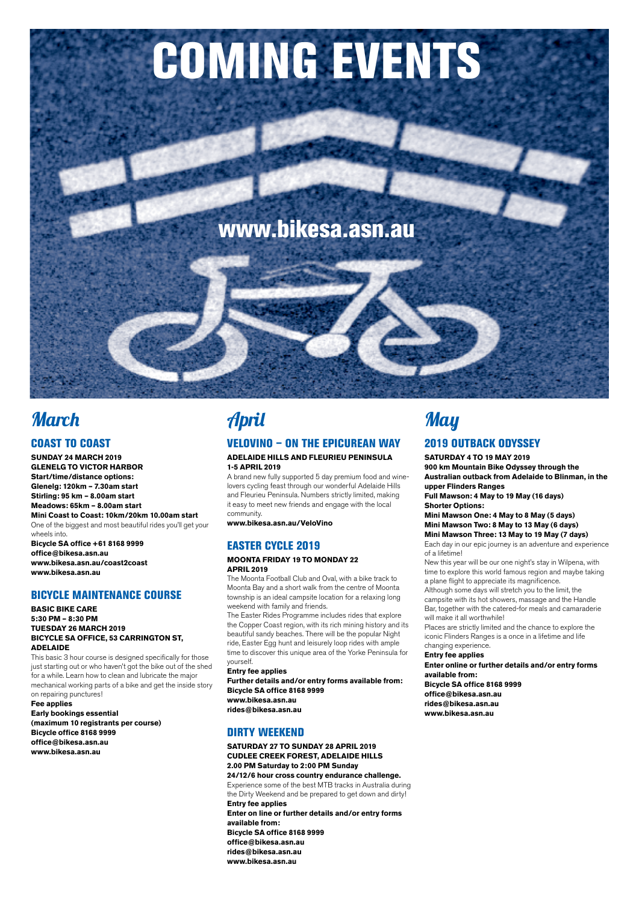# COMING EVENTS

www.bikesa.asn.au

## March

### COAST TO COAST

**SUNDAY 24 MARCH 2019**
**GLENELG TO VICTOR HARBOR**
**Start/time/distance options:**
**Glenelg: 120km – 7.30am start**
**Stirling: 95 km – 8.00am start**
**Meadows: 65km – 8.00am start**
**Mini Coast to Coast: 10km/20km 10.00am start**

One of the biggest and most beautiful rides you'll get your wheels into.

**Bicycle SA office +61 8168 9999**
**office@bikesa.asn.au**
**www.bikesa.asn.au/coast2coast**
**www.bikesa.asn.au**

### BICYCLE MAINTENANCE COURSE

**BASIC BIKE CARE**
**5:30 PM – 8:30 PM**
**TUESDAY 26 MARCH 2019**
**BICYCLE SA OFFICE, 53 CARRINGTON ST, ADELAIDE**

This basic 3 hour course is designed specifically for those just starting out or who haven't got the bike out of the shed for a while. Learn how to clean and lubricate the major mechanical working parts of a bike and get the inside story on repairing punctures!

**Fee applies**
**Early bookings essential**
**(maximum 10 registrants per course)**
**Bicycle office 8168 9999**
**office@bikesa.asn.au**
**www.bikesa.asn.au**

## April

### VELOVINO – ON THE EPICUREAN WAY

**ADELAIDE HILLS AND FLEURIEU PENINSULA**
**1-5 APRIL 2019**

A brand new fully supported 5 day premium food and wine-lovers cycling feast through our wonderful Adelaide Hills and Fleurieu Peninsula. Numbers strictly limited, making it easy to meet new friends and engage with the local community.

**www.bikesa.asn.au/VeloVino**

### EASTER CYCLE 2019

**MOONTA FRIDAY 19 TO MONDAY 22 APRIL 2019**

The Moonta Football Club and Oval, with a bike track to Moonta Bay and a short walk from the centre of Moonta township is an ideal campsite location for a relaxing long weekend with family and friends.

The Easter Rides Programme includes rides that explore the Copper Coast region, with its rich mining history and its beautiful sandy beaches. There will be the popular Night ride, Easter Egg hunt and leisurely loop rides with ample time to discover this unique area of the Yorke Peninsula for yourself.

**Entry fee applies**
**Further details and/or entry forms available from:**
**Bicycle SA office 8168 9999**
**www.bikesa.asn.au**
**rides@bikesa.asn.au**

### DIRTY WEEKEND

**SATURDAY 27 TO SUNDAY 28 APRIL 2019**
**CUDLEE CREEK FOREST, ADELAIDE HILLS**
**2.00 PM Saturday to 2:00 PM Sunday**
**24/12/6 hour cross country endurance challenge.**

Experience some of the best MTB tracks in Australia during the Dirty Weekend and be prepared to get down and dirty!

**Entry fee applies**
**Enter on line or further details and/or entry forms available from:**
**Bicycle SA office 8168 9999**
**office@bikesa.asn.au**
**rides@bikesa.asn.au**
**www.bikesa.asn.au**

## May

### 2019 OUTBACK ODYSSEY

**SATURDAY 4 TO 19 MAY 2019**
**900 km Mountain Bike Odyssey through the Australian outback from Adelaide to Blinman, in the upper Flinders Ranges**
**Full Mawson: 4 May to 19 May (16 days)**
**Shorter Options:**
**Mini Mawson One: 4 May to 8 May (5 days)**
**Mini Mawson Two: 8 May to 13 May (6 days)**
**Mini Mawson Three: 13 May to 19 May (7 days)**

Each day in our epic journey is an adventure and experience of a lifetime!

New this year will be our one night's stay in Wilpena, with time to explore this world famous region and maybe taking a plane flight to appreciate its magnificence.

Although some days will stretch you to the limit, the campsite with its hot showers, massage and the Handle Bar, together with the catered-for meals and camaraderie will make it all worthwhile!

Places are strictly limited and the chance to explore the iconic Flinders Ranges is a once in a lifetime and life changing experience.

**Entry fee applies**
**Enter online or further details and/or entry forms available from:**
**Bicycle SA office 8168 9999**
**office@bikesa.asn.au**
**rides@bikesa.asn.au**
**www.bikesa.asn.au**